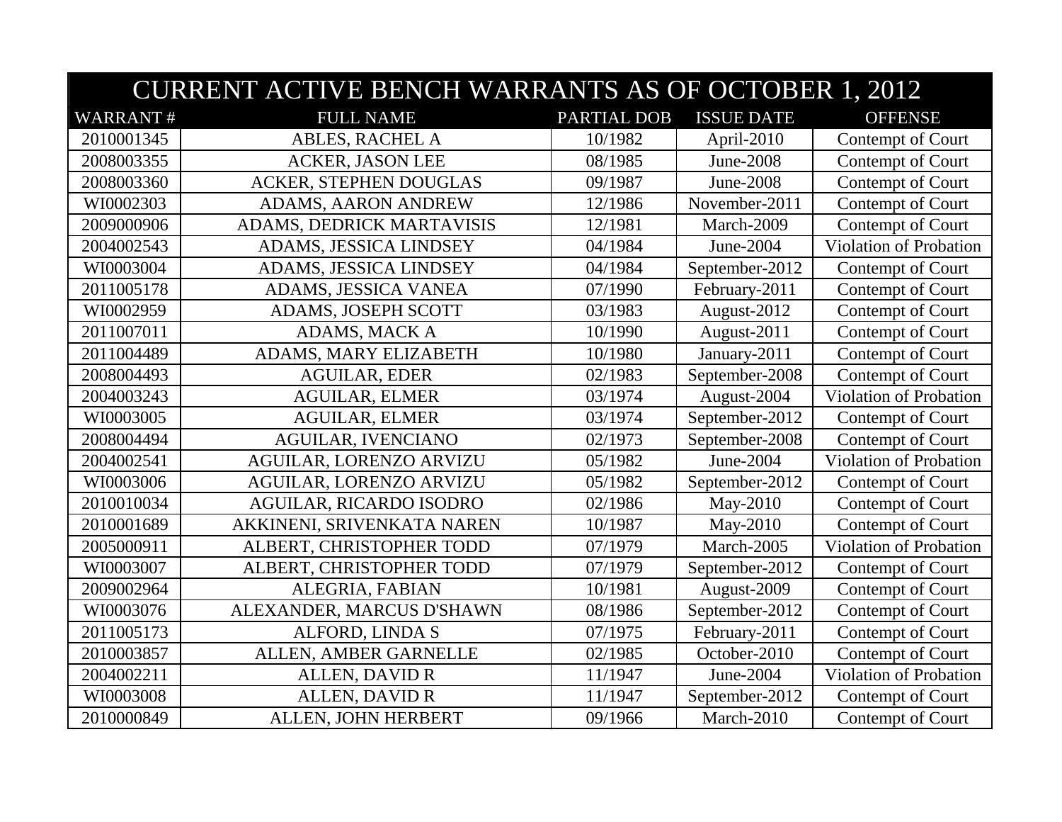# CURRENT ACTIVE BENCH WARRANTS AS OF OCTOBER 1, 2012

| WARRANT # | FULL NAME | PARTIAL DOB | ISSUE DATE | OFFENSE |
|---|---|---|---|---|
| 2010001345 | ABLES, RACHEL A | 10/1982 | April-2010 | Contempt of Court |
| 2008003355 | ACKER, JASON LEE | 08/1985 | June-2008 | Contempt of Court |
| 2008003360 | ACKER, STEPHEN DOUGLAS | 09/1987 | June-2008 | Contempt of Court |
| WI0002303 | ADAMS, AARON ANDREW | 12/1986 | November-2011 | Contempt of Court |
| 2009000906 | ADAMS, DEDRICK MARTAVISIS | 12/1981 | March-2009 | Contempt of Court |
| 2004002543 | ADAMS, JESSICA LINDSEY | 04/1984 | June-2004 | Violation of Probation |
| WI0003004 | ADAMS, JESSICA LINDSEY | 04/1984 | September-2012 | Contempt of Court |
| 2011005178 | ADAMS, JESSICA VANEA | 07/1990 | February-2011 | Contempt of Court |
| WI0002959 | ADAMS, JOSEPH SCOTT | 03/1983 | August-2012 | Contempt of Court |
| 2011007011 | ADAMS, MACK A | 10/1990 | August-2011 | Contempt of Court |
| 2011004489 | ADAMS, MARY ELIZABETH | 10/1980 | January-2011 | Contempt of Court |
| 2008004493 | AGUILAR, EDER | 02/1983 | September-2008 | Contempt of Court |
| 2004003243 | AGUILAR, ELMER | 03/1974 | August-2004 | Violation of Probation |
| WI0003005 | AGUILAR, ELMER | 03/1974 | September-2012 | Contempt of Court |
| 2008004494 | AGUILAR, IVENCIANO | 02/1973 | September-2008 | Contempt of Court |
| 2004002541 | AGUILAR, LORENZO ARVIZU | 05/1982 | June-2004 | Violation of Probation |
| WI0003006 | AGUILAR, LORENZO ARVIZU | 05/1982 | September-2012 | Contempt of Court |
| 2010010034 | AGUILAR, RICARDO ISODRO | 02/1986 | May-2010 | Contempt of Court |
| 2010001689 | AKKINENI, SRIVENKATA NAREN | 10/1987 | May-2010 | Contempt of Court |
| 2005000911 | ALBERT, CHRISTOPHER TODD | 07/1979 | March-2005 | Violation of Probation |
| WI0003007 | ALBERT, CHRISTOPHER TODD | 07/1979 | September-2012 | Contempt of Court |
| 2009002964 | ALEGRIA, FABIAN | 10/1981 | August-2009 | Contempt of Court |
| WI0003076 | ALEXANDER, MARCUS D'SHAWN | 08/1986 | September-2012 | Contempt of Court |
| 2011005173 | ALFORD, LINDA S | 07/1975 | February-2011 | Contempt of Court |
| 2010003857 | ALLEN, AMBER GARNELLE | 02/1985 | October-2010 | Contempt of Court |
| 2004002211 | ALLEN, DAVID R | 11/1947 | June-2004 | Violation of Probation |
| WI0003008 | ALLEN, DAVID R | 11/1947 | September-2012 | Contempt of Court |
| 2010000849 | ALLEN, JOHN HERBERT | 09/1966 | March-2010 | Contempt of Court |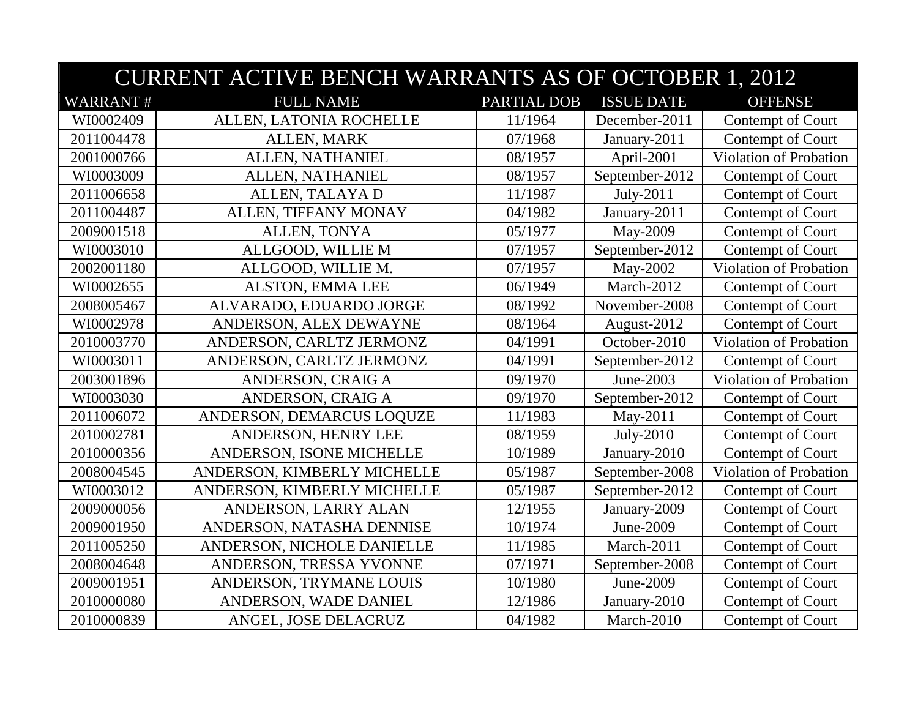| CURRENT ACTIVE BENCH WARRANTS AS OF OCTOBER 1, 2012 | | | | |
|---|---|---|---|---|
| WARRANT # | FULL NAME | PARTIAL DOB | ISSUE DATE | OFFENSE |
| WI0002409 | ALLEN, LATONIA ROCHELLE | 11/1964 | December-2011 | Contempt of Court |
| 2011004478 | ALLEN, MARK | 07/1968 | January-2011 | Contempt of Court |
| 2001000766 | ALLEN, NATHANIEL | 08/1957 | April-2001 | Violation of Probation |
| WI0003009 | ALLEN, NATHANIEL | 08/1957 | September-2012 | Contempt of Court |
| 2011006658 | ALLEN, TALAYA D | 11/1987 | July-2011 | Contempt of Court |
| 2011004487 | ALLEN, TIFFANY MONAY | 04/1982 | January-2011 | Contempt of Court |
| 2009001518 | ALLEN, TONYA | 05/1977 | May-2009 | Contempt of Court |
| WI0003010 | ALLGOOD, WILLIE M | 07/1957 | September-2012 | Contempt of Court |
| 2002001180 | ALLGOOD, WILLIE M. | 07/1957 | May-2002 | Violation of Probation |
| WI0002655 | ALSTON, EMMA LEE | 06/1949 | March-2012 | Contempt of Court |
| 2008005467 | ALVARADO, EDUARDO JORGE | 08/1992 | November-2008 | Contempt of Court |
| WI0002978 | ANDERSON, ALEX DEWAYNE | 08/1964 | August-2012 | Contempt of Court |
| 2010003770 | ANDERSON, CARLTZ JERMONZ | 04/1991 | October-2010 | Violation of Probation |
| WI0003011 | ANDERSON, CARLTZ JERMONZ | 04/1991 | September-2012 | Contempt of Court |
| 2003001896 | ANDERSON, CRAIG A | 09/1970 | June-2003 | Violation of Probation |
| WI0003030 | ANDERSON, CRAIG A | 09/1970 | September-2012 | Contempt of Court |
| 2011006072 | ANDERSON, DEMARCUS LOQUZE | 11/1983 | May-2011 | Contempt of Court |
| 2010002781 | ANDERSON, HENRY LEE | 08/1959 | July-2010 | Contempt of Court |
| 2010000356 | ANDERSON, ISONE MICHELLE | 10/1989 | January-2010 | Contempt of Court |
| 2008004545 | ANDERSON, KIMBERLY MICHELLE | 05/1987 | September-2008 | Violation of Probation |
| WI0003012 | ANDERSON, KIMBERLY MICHELLE | 05/1987 | September-2012 | Contempt of Court |
| 2009000056 | ANDERSON, LARRY ALAN | 12/1955 | January-2009 | Contempt of Court |
| 2009001950 | ANDERSON, NATASHA DENNISE | 10/1974 | June-2009 | Contempt of Court |
| 2011005250 | ANDERSON, NICHOLE DANIELLE | 11/1985 | March-2011 | Contempt of Court |
| 2008004648 | ANDERSON, TRESSA YVONNE | 07/1971 | September-2008 | Contempt of Court |
| 2009001951 | ANDERSON, TRYMANE LOUIS | 10/1980 | June-2009 | Contempt of Court |
| 2010000080 | ANDERSON, WADE DANIEL | 12/1986 | January-2010 | Contempt of Court |
| 2010000839 | ANGEL, JOSE DELACRUZ | 04/1982 | March-2010 | Contempt of Court |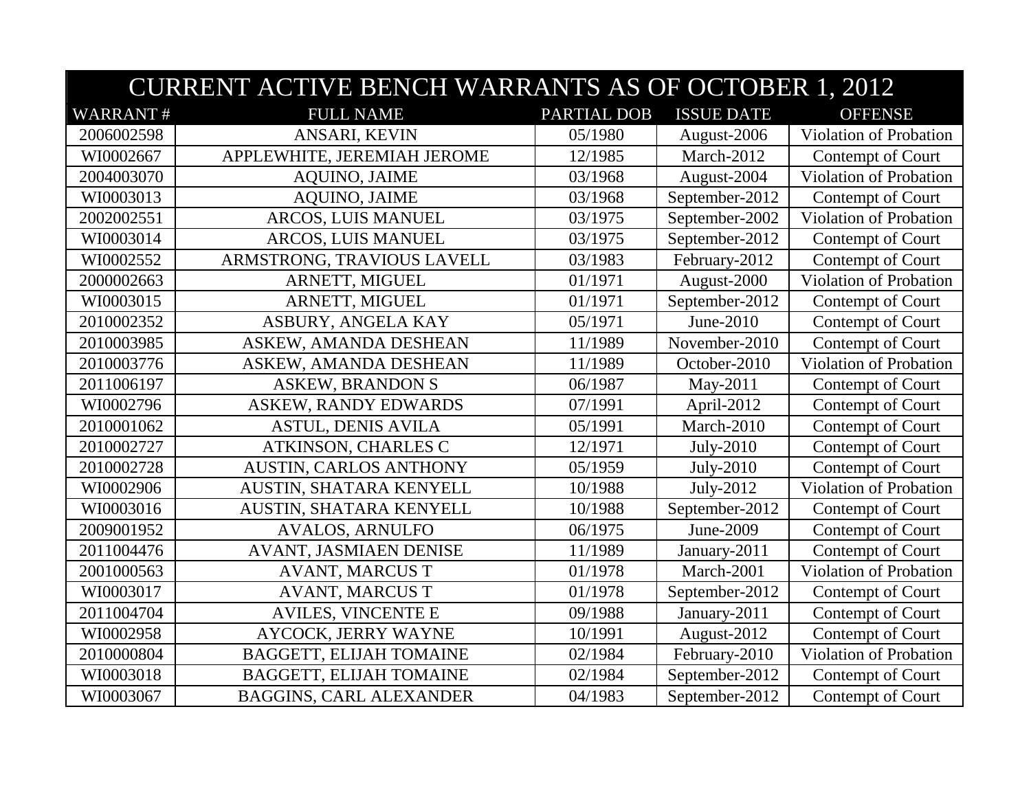| CURRENT ACTIVE BENCH WARRANTS AS OF OCTOBER 1, 2012 | | | | |
|---|---|---|---|---|
| WARRANT # | FULL NAME | PARTIAL DOB | ISSUE DATE | OFFENSE |
| 2006002598 | ANSARI, KEVIN | 05/1980 | August-2006 | Violation of Probation |
| WI0002667 | APPLEWHITE, JEREMIAH JEROME | 12/1985 | March-2012 | Contempt of Court |
| 2004003070 | AQUINO, JAIME | 03/1968 | August-2004 | Violation of Probation |
| WI0003013 | AQUINO, JAIME | 03/1968 | September-2012 | Contempt of Court |
| 2002002551 | ARCOS, LUIS MANUEL | 03/1975 | September-2002 | Violation of Probation |
| WI0003014 | ARCOS, LUIS MANUEL | 03/1975 | September-2012 | Contempt of Court |
| WI0002552 | ARMSTRONG, TRAVIOUS LAVELL | 03/1983 | February-2012 | Contempt of Court |
| 2000002663 | ARNETT, MIGUEL | 01/1971 | August-2000 | Violation of Probation |
| WI0003015 | ARNETT, MIGUEL | 01/1971 | September-2012 | Contempt of Court |
| 2010002352 | ASBURY, ANGELA KAY | 05/1971 | June-2010 | Contempt of Court |
| 2010003985 | ASKEW, AMANDA DESHEAN | 11/1989 | November-2010 | Contempt of Court |
| 2010003776 | ASKEW, AMANDA DESHEAN | 11/1989 | October-2010 | Violation of Probation |
| 2011006197 | ASKEW, BRANDON S | 06/1987 | May-2011 | Contempt of Court |
| WI0002796 | ASKEW, RANDY EDWARDS | 07/1991 | April-2012 | Contempt of Court |
| 2010001062 | ASTUL, DENIS AVILA | 05/1991 | March-2010 | Contempt of Court |
| 2010002727 | ATKINSON, CHARLES C | 12/1971 | July-2010 | Contempt of Court |
| 2010002728 | AUSTIN, CARLOS ANTHONY | 05/1959 | July-2010 | Contempt of Court |
| WI0002906 | AUSTIN, SHATARA KENYELL | 10/1988 | July-2012 | Violation of Probation |
| WI0003016 | AUSTIN, SHATARA KENYELL | 10/1988 | September-2012 | Contempt of Court |
| 2009001952 | AVALOS, ARNULFO | 06/1975 | June-2009 | Contempt of Court |
| 2011004476 | AVANT, JASMIAEN DENISE | 11/1989 | January-2011 | Contempt of Court |
| 2001000563 | AVANT, MARCUS T | 01/1978 | March-2001 | Violation of Probation |
| WI0003017 | AVANT, MARCUS T | 01/1978 | September-2012 | Contempt of Court |
| 2011004704 | AVILES, VINCENTE E | 09/1988 | January-2011 | Contempt of Court |
| WI0002958 | AYCOCK, JERRY WAYNE | 10/1991 | August-2012 | Contempt of Court |
| 2010000804 | BAGGETT, ELIJAH TOMAINE | 02/1984 | February-2010 | Violation of Probation |
| WI0003018 | BAGGETT, ELIJAH TOMAINE | 02/1984 | September-2012 | Contempt of Court |
| WI0003067 | BAGGINS, CARL ALEXANDER | 04/1983 | September-2012 | Contempt of Court |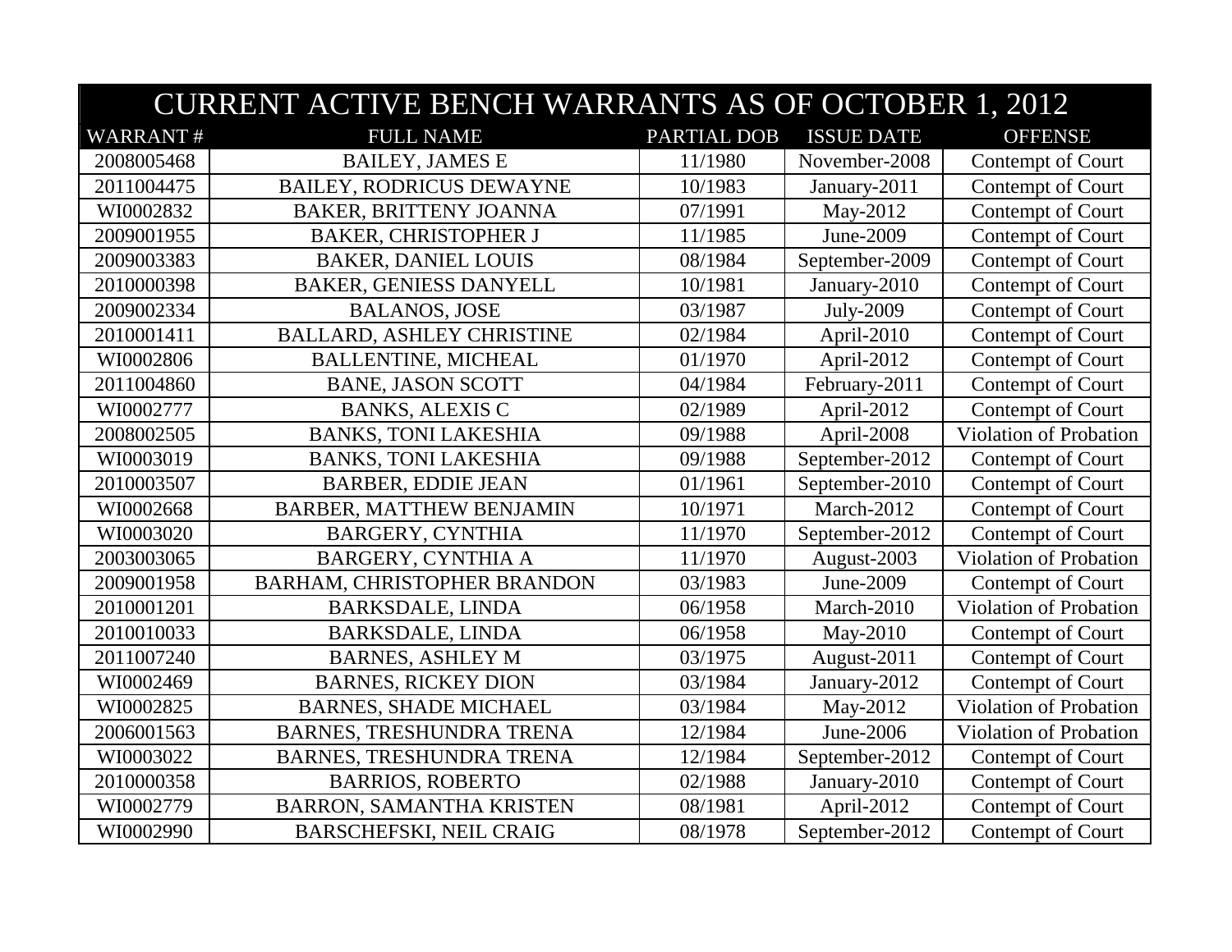# CURRENT ACTIVE BENCH WARRANTS AS OF OCTOBER 1, 2012

| WARRANT # | FULL NAME | PARTIAL DOB | ISSUE DATE | OFFENSE |
|---|---|---|---|---|
| 2008005468 | BAILEY, JAMES E | 11/1980 | November-2008 | Contempt of Court |
| 2011004475 | BAILEY, RODRICUS DEWAYNE | 10/1983 | January-2011 | Contempt of Court |
| WI0002832 | BAKER, BRITTENY JOANNA | 07/1991 | May-2012 | Contempt of Court |
| 2009001955 | BAKER, CHRISTOPHER J | 11/1985 | June-2009 | Contempt of Court |
| 2009003383 | BAKER, DANIEL LOUIS | 08/1984 | September-2009 | Contempt of Court |
| 2010000398 | BAKER, GENIESS DANYELL | 10/1981 | January-2010 | Contempt of Court |
| 2009002334 | BALANOS, JOSE | 03/1987 | July-2009 | Contempt of Court |
| 2010001411 | BALLARD, ASHLEY CHRISTINE | 02/1984 | April-2010 | Contempt of Court |
| WI0002806 | BALLENTINE, MICHEAL | 01/1970 | April-2012 | Contempt of Court |
| 2011004860 | BANE, JASON SCOTT | 04/1984 | February-2011 | Contempt of Court |
| WI0002777 | BANKS, ALEXIS C | 02/1989 | April-2012 | Contempt of Court |
| 2008002505 | BANKS, TONI LAKESHIA | 09/1988 | April-2008 | Violation of Probation |
| WI0003019 | BANKS, TONI LAKESHIA | 09/1988 | September-2012 | Contempt of Court |
| 2010003507 | BARBER, EDDIE JEAN | 01/1961 | September-2010 | Contempt of Court |
| WI0002668 | BARBER, MATTHEW BENJAMIN | 10/1971 | March-2012 | Contempt of Court |
| WI0003020 | BARGERY, CYNTHIA | 11/1970 | September-2012 | Contempt of Court |
| 2003003065 | BARGERY, CYNTHIA A | 11/1970 | August-2003 | Violation of Probation |
| 2009001958 | BARHAM, CHRISTOPHER BRANDON | 03/1983 | June-2009 | Contempt of Court |
| 2010001201 | BARKSDALE, LINDA | 06/1958 | March-2010 | Violation of Probation |
| 2010010033 | BARKSDALE, LINDA | 06/1958 | May-2010 | Contempt of Court |
| 2011007240 | BARNES, ASHLEY M | 03/1975 | August-2011 | Contempt of Court |
| WI0002469 | BARNES, RICKEY DION | 03/1984 | January-2012 | Contempt of Court |
| WI0002825 | BARNES, SHADE MICHAEL | 03/1984 | May-2012 | Violation of Probation |
| 2006001563 | BARNES, TRESHUNDRA TRENA | 12/1984 | June-2006 | Violation of Probation |
| WI0003022 | BARNES, TRESHUNDRA TRENA | 12/1984 | September-2012 | Contempt of Court |
| 2010000358 | BARRIOS, ROBERTO | 02/1988 | January-2010 | Contempt of Court |
| WI0002779 | BARRON, SAMANTHA KRISTEN | 08/1981 | April-2012 | Contempt of Court |
| WI0002990 | BARSCHEFSKI, NEIL CRAIG | 08/1978 | September-2012 | Contempt of Court |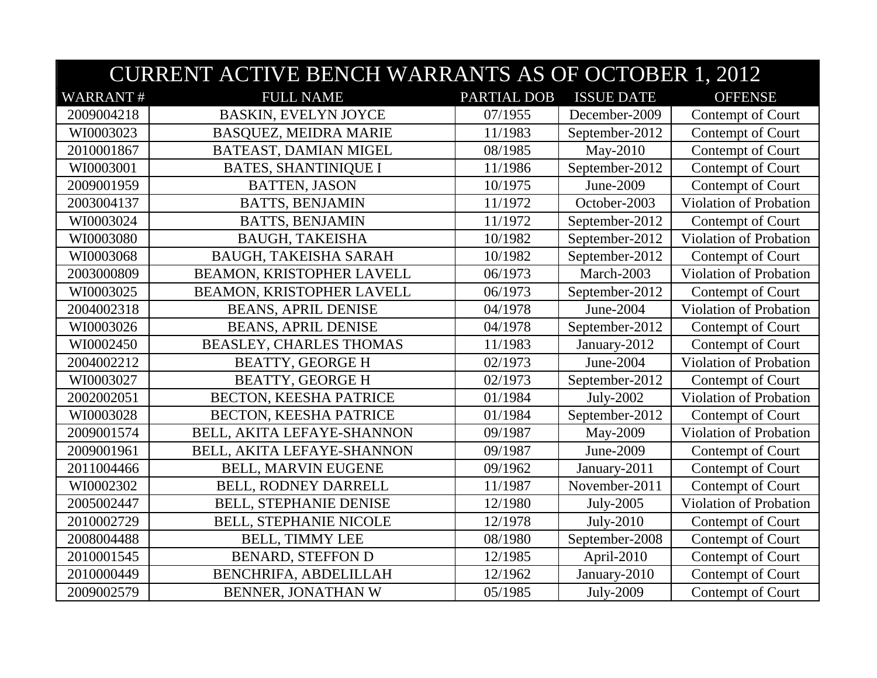| CURRENT ACTIVE BENCH WARRANTS AS OF OCTOBER 1, 2012 | | | | |
|---|---|---|---|---|
| WARRANT # | FULL NAME | PARTIAL DOB | ISSUE DATE | OFFENSE |
| 2009004218 | BASKIN, EVELYN JOYCE | 07/1955 | December-2009 | Contempt of Court |
| WI0003023 | BASQUEZ, MEIDRA MARIE | 11/1983 | September-2012 | Contempt of Court |
| 2010001867 | BATEAST, DAMIAN MIGEL | 08/1985 | May-2010 | Contempt of Court |
| WI0003001 | BATES, SHANTINIQUE I | 11/1986 | September-2012 | Contempt of Court |
| 2009001959 | BATTEN, JASON | 10/1975 | June-2009 | Contempt of Court |
| 2003004137 | BATTS, BENJAMIN | 11/1972 | October-2003 | Violation of Probation |
| WI0003024 | BATTS, BENJAMIN | 11/1972 | September-2012 | Contempt of Court |
| WI0003080 | BAUGH, TAKEISHA | 10/1982 | September-2012 | Violation of Probation |
| WI0003068 | BAUGH, TAKEISHA SARAH | 10/1982 | September-2012 | Contempt of Court |
| 2003000809 | BEAMON, KRISTOPHER LAVELL | 06/1973 | March-2003 | Violation of Probation |
| WI0003025 | BEAMON, KRISTOPHER LAVELL | 06/1973 | September-2012 | Contempt of Court |
| 2004002318 | BEANS, APRIL DENISE | 04/1978 | June-2004 | Violation of Probation |
| WI0003026 | BEANS, APRIL DENISE | 04/1978 | September-2012 | Contempt of Court |
| WI0002450 | BEASLEY, CHARLES THOMAS | 11/1983 | January-2012 | Contempt of Court |
| 2004002212 | BEATTY, GEORGE H | 02/1973 | June-2004 | Violation of Probation |
| WI0003027 | BEATTY, GEORGE H | 02/1973 | September-2012 | Contempt of Court |
| 2002002051 | BECTON, KEESHA PATRICE | 01/1984 | July-2002 | Violation of Probation |
| WI0003028 | BECTON, KEESHA PATRICE | 01/1984 | September-2012 | Contempt of Court |
| 2009001574 | BELL, AKITA LEFAYE-SHANNON | 09/1987 | May-2009 | Violation of Probation |
| 2009001961 | BELL, AKITA LEFAYE-SHANNON | 09/1987 | June-2009 | Contempt of Court |
| 2011004466 | BELL, MARVIN EUGENE | 09/1962 | January-2011 | Contempt of Court |
| WI0002302 | BELL, RODNEY DARRELL | 11/1987 | November-2011 | Contempt of Court |
| 2005002447 | BELL, STEPHANIE DENISE | 12/1980 | July-2005 | Violation of Probation |
| 2010002729 | BELL, STEPHANIE NICOLE | 12/1978 | July-2010 | Contempt of Court |
| 2008004488 | BELL, TIMMY LEE | 08/1980 | September-2008 | Contempt of Court |
| 2010001545 | BENARD, STEFFON D | 12/1985 | April-2010 | Contempt of Court |
| 2010000449 | BENCHRIFA, ABDELILLAH | 12/1962 | January-2010 | Contempt of Court |
| 2009002579 | BENNER, JONATHAN W | 05/1985 | July-2009 | Contempt of Court |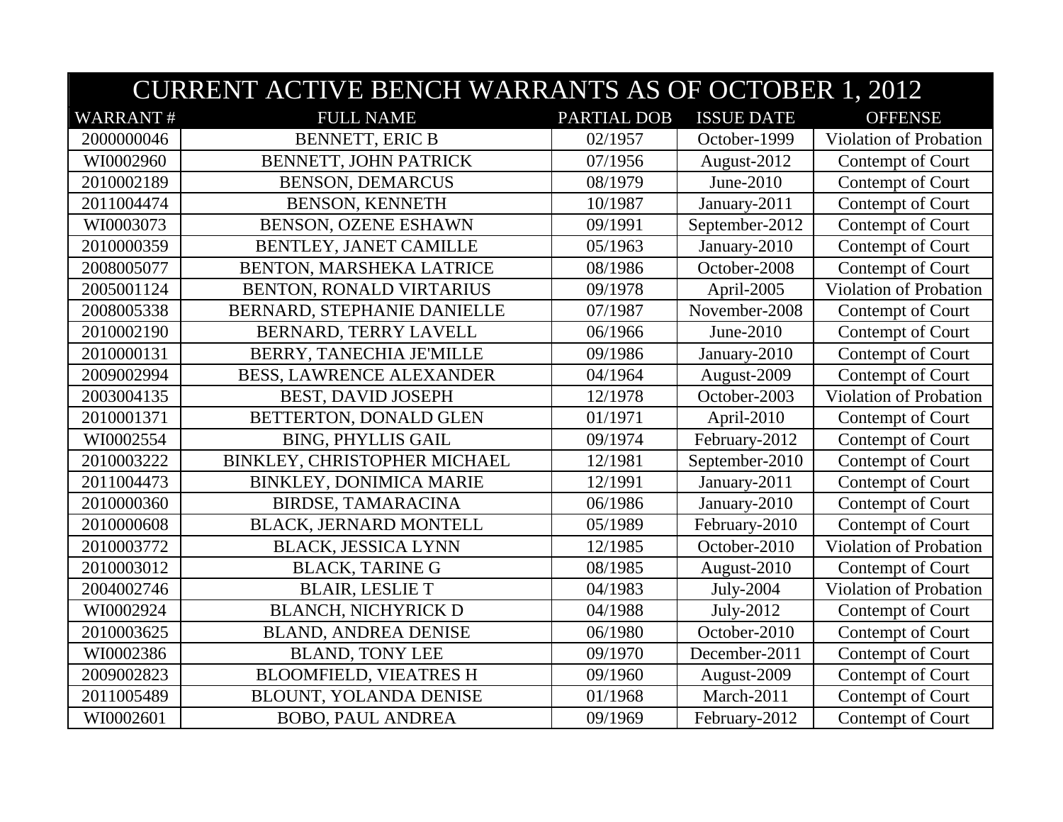| CURRENT ACTIVE BENCH WARRANTS AS OF OCTOBER 1, 2012 | | | | |
|---|---|---|---|---|
| WARRANT # | FULL NAME | PARTIAL DOB | ISSUE DATE | OFFENSE |
| 2000000046 | BENNETT, ERIC B | 02/1957 | October-1999 | Violation of Probation |
| WI0002960 | BENNETT, JOHN PATRICK | 07/1956 | August-2012 | Contempt of Court |
| 2010002189 | BENSON, DEMARCUS | 08/1979 | June-2010 | Contempt of Court |
| 2011004474 | BENSON, KENNETH | 10/1987 | January-2011 | Contempt of Court |
| WI0003073 | BENSON, OZENE ESHAWN | 09/1991 | September-2012 | Contempt of Court |
| 2010000359 | BENTLEY, JANET CAMILLE | 05/1963 | January-2010 | Contempt of Court |
| 2008005077 | BENTON, MARSHEKA LATRICE | 08/1986 | October-2008 | Contempt of Court |
| 2005001124 | BENTON, RONALD VIRTARIUS | 09/1978 | April-2005 | Violation of Probation |
| 2008005338 | BERNARD, STEPHANIE DANIELLE | 07/1987 | November-2008 | Contempt of Court |
| 2010002190 | BERNARD, TERRY LAVELL | 06/1966 | June-2010 | Contempt of Court |
| 2010000131 | BERRY, TANECHIA JE'MILLE | 09/1986 | January-2010 | Contempt of Court |
| 2009002994 | BESS, LAWRENCE ALEXANDER | 04/1964 | August-2009 | Contempt of Court |
| 2003004135 | BEST, DAVID JOSEPH | 12/1978 | October-2003 | Violation of Probation |
| 2010001371 | BETTERTON, DONALD GLEN | 01/1971 | April-2010 | Contempt of Court |
| WI0002554 | BING, PHYLLIS GAIL | 09/1974 | February-2012 | Contempt of Court |
| 2010003222 | BINKLEY, CHRISTOPHER MICHAEL | 12/1981 | September-2010 | Contempt of Court |
| 2011004473 | BINKLEY, DONIMICA MARIE | 12/1991 | January-2011 | Contempt of Court |
| 2010000360 | BIRDSE, TAMARACINA | 06/1986 | January-2010 | Contempt of Court |
| 2010000608 | BLACK, JERNARD MONTELL | 05/1989 | February-2010 | Contempt of Court |
| 2010003772 | BLACK, JESSICA LYNN | 12/1985 | October-2010 | Violation of Probation |
| 2010003012 | BLACK, TARINE G | 08/1985 | August-2010 | Contempt of Court |
| 2004002746 | BLAIR, LESLIE T | 04/1983 | July-2004 | Violation of Probation |
| WI0002924 | BLANCH, NICHYRICK D | 04/1988 | July-2012 | Contempt of Court |
| 2010003625 | BLAND, ANDREA DENISE | 06/1980 | October-2010 | Contempt of Court |
| WI0002386 | BLAND, TONY LEE | 09/1970 | December-2011 | Contempt of Court |
| 2009002823 | BLOOMFIELD, VIEATRES H | 09/1960 | August-2009 | Contempt of Court |
| 2011005489 | BLOUNT, YOLANDA DENISE | 01/1968 | March-2011 | Contempt of Court |
| WI0002601 | BOBO, PAUL ANDREA | 09/1969 | February-2012 | Contempt of Court |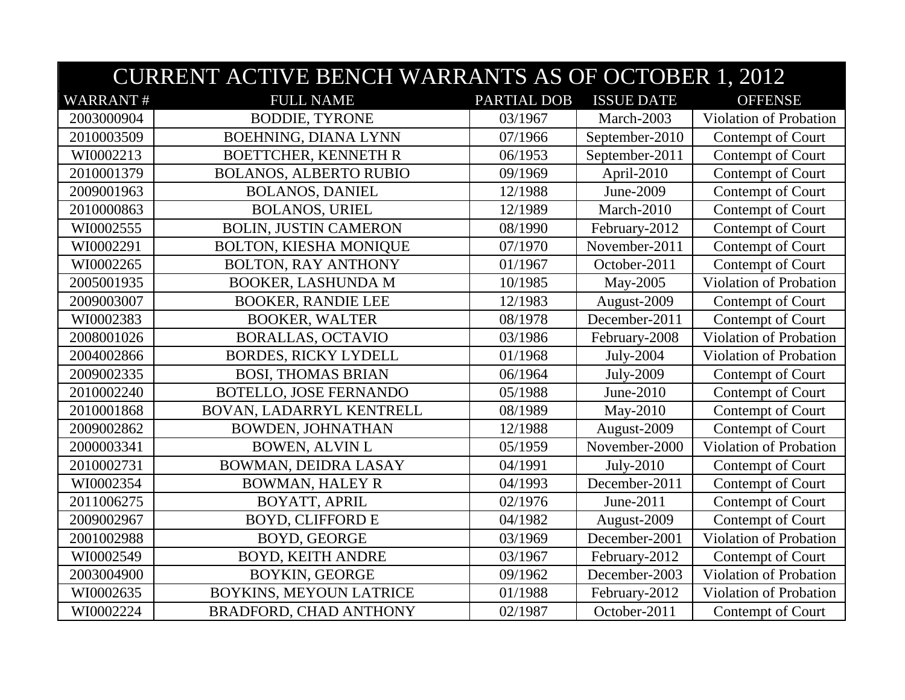| CURRENT ACTIVE BENCH WARRANTS AS OF OCTOBER 1, 2012 | | | | |
|---|---|---|---|---|
| WARRANT # | FULL NAME | PARTIAL DOB | ISSUE DATE | OFFENSE |
| 2003000904 | BODDIE, TYRONE | 03/1967 | March-2003 | Violation of Probation |
| 2010003509 | BOEHNING, DIANA LYNN | 07/1966 | September-2010 | Contempt of Court |
| WI0002213 | BOETTCHER, KENNETH R | 06/1953 | September-2011 | Contempt of Court |
| 2010001379 | BOLANOS, ALBERTO RUBIO | 09/1969 | April-2010 | Contempt of Court |
| 2009001963 | BOLANOS, DANIEL | 12/1988 | June-2009 | Contempt of Court |
| 2010000863 | BOLANOS, URIEL | 12/1989 | March-2010 | Contempt of Court |
| WI0002555 | BOLIN, JUSTIN CAMERON | 08/1990 | February-2012 | Contempt of Court |
| WI0002291 | BOLTON, KIESHA MONIQUE | 07/1970 | November-2011 | Contempt of Court |
| WI0002265 | BOLTON, RAY ANTHONY | 01/1967 | October-2011 | Contempt of Court |
| 2005001935 | BOOKER, LASHUNDA M | 10/1985 | May-2005 | Violation of Probation |
| 2009003007 | BOOKER, RANDIE LEE | 12/1983 | August-2009 | Contempt of Court |
| WI0002383 | BOOKER, WALTER | 08/1978 | December-2011 | Contempt of Court |
| 2008001026 | BORALLAS, OCTAVIO | 03/1986 | February-2008 | Violation of Probation |
| 2004002866 | BORDES, RICKY LYDELL | 01/1968 | July-2004 | Violation of Probation |
| 2009002335 | BOSI, THOMAS BRIAN | 06/1964 | July-2009 | Contempt of Court |
| 2010002240 | BOTELLO, JOSE FERNANDO | 05/1988 | June-2010 | Contempt of Court |
| 2010001868 | BOVAN, LADARRYL KENTRELL | 08/1989 | May-2010 | Contempt of Court |
| 2009002862 | BOWDEN, JOHNATHAN | 12/1988 | August-2009 | Contempt of Court |
| 2000003341 | BOWEN, ALVIN L | 05/1959 | November-2000 | Violation of Probation |
| 2010002731 | BOWMAN, DEIDRA LASAY | 04/1991 | July-2010 | Contempt of Court |
| WI0002354 | BOWMAN, HALEY R | 04/1993 | December-2011 | Contempt of Court |
| 2011006275 | BOYATT, APRIL | 02/1976 | June-2011 | Contempt of Court |
| 2009002967 | BOYD, CLIFFORD E | 04/1982 | August-2009 | Contempt of Court |
| 2001002988 | BOYD, GEORGE | 03/1969 | December-2001 | Violation of Probation |
| WI0002549 | BOYD, KEITH ANDRE | 03/1967 | February-2012 | Contempt of Court |
| 2003004900 | BOYKIN, GEORGE | 09/1962 | December-2003 | Violation of Probation |
| WI0002635 | BOYKINS, MEYOUN LATRICE | 01/1988 | February-2012 | Violation of Probation |
| WI0002224 | BRADFORD, CHAD ANTHONY | 02/1987 | October-2011 | Contempt of Court |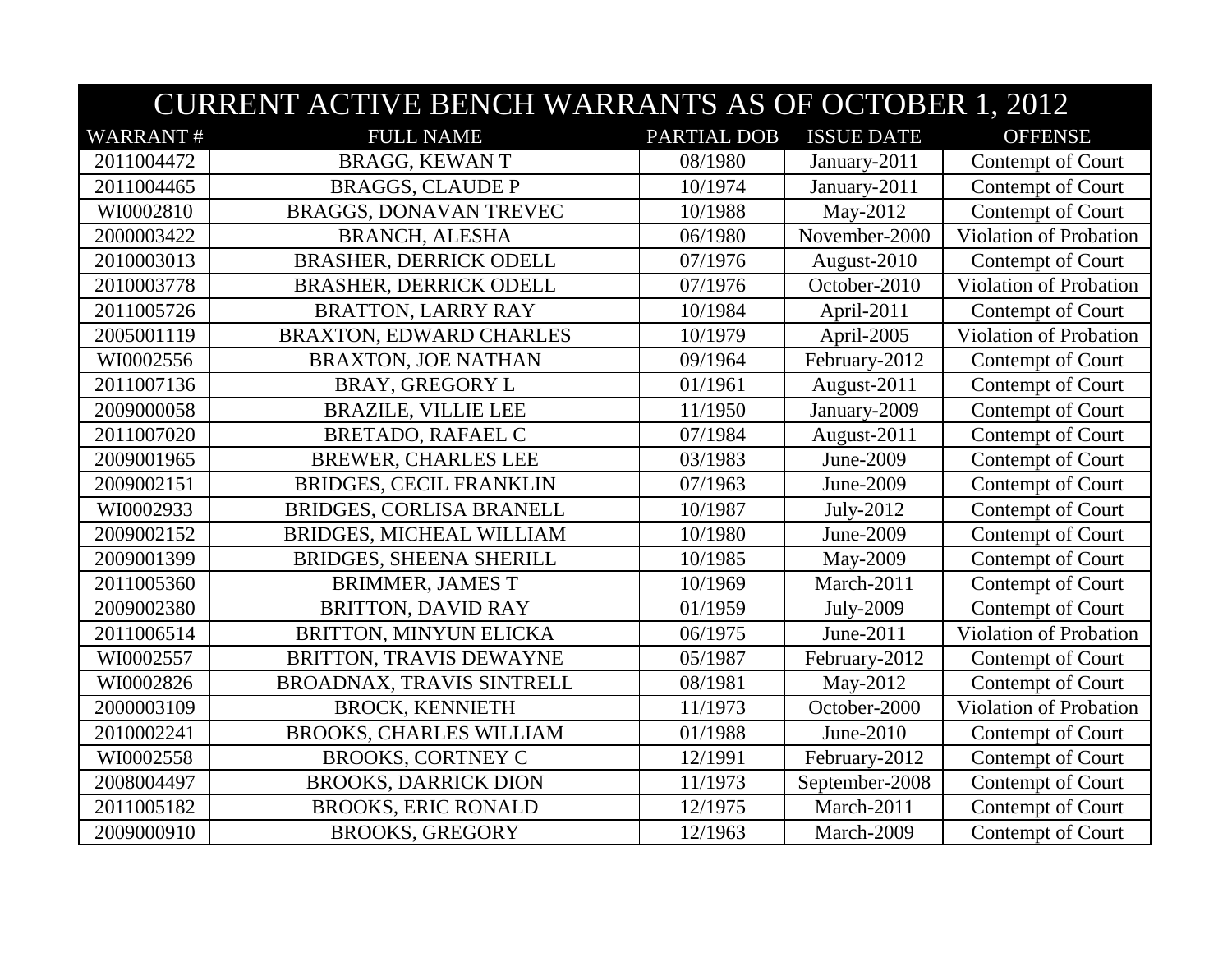| CURRENT ACTIVE BENCH WARRANTS AS OF OCTOBER 1, 2012 | | | | |
|---|---|---|---|---|
| WARRANT # | FULL NAME | PARTIAL DOB | ISSUE DATE | OFFENSE |
| 2011004472 | BRAGG, KEWAN T | 08/1980 | January-2011 | Contempt of Court |
| 2011004465 | BRAGGS, CLAUDE P | 10/1974 | January-2011 | Contempt of Court |
| WI0002810 | BRAGGS, DONAVAN TREVEC | 10/1988 | May-2012 | Contempt of Court |
| 2000003422 | BRANCH, ALESHA | 06/1980 | November-2000 | Violation of Probation |
| 2010003013 | BRASHER, DERRICK ODELL | 07/1976 | August-2010 | Contempt of Court |
| 2010003778 | BRASHER, DERRICK ODELL | 07/1976 | October-2010 | Violation of Probation |
| 2011005726 | BRATTON, LARRY RAY | 10/1984 | April-2011 | Contempt of Court |
| 2005001119 | BRAXTON, EDWARD CHARLES | 10/1979 | April-2005 | Violation of Probation |
| WI0002556 | BRAXTON, JOE NATHAN | 09/1964 | February-2012 | Contempt of Court |
| 2011007136 | BRAY, GREGORY L | 01/1961 | August-2011 | Contempt of Court |
| 2009000058 | BRAZILE, VILLIE LEE | 11/1950 | January-2009 | Contempt of Court |
| 2011007020 | BRETADO, RAFAEL C | 07/1984 | August-2011 | Contempt of Court |
| 2009001965 | BREWER, CHARLES LEE | 03/1983 | June-2009 | Contempt of Court |
| 2009002151 | BRIDGES, CECIL FRANKLIN | 07/1963 | June-2009 | Contempt of Court |
| WI0002933 | BRIDGES, CORLISA BRANELL | 10/1987 | July-2012 | Contempt of Court |
| 2009002152 | BRIDGES, MICHEAL WILLIAM | 10/1980 | June-2009 | Contempt of Court |
| 2009001399 | BRIDGES, SHEENA SHERILL | 10/1985 | May-2009 | Contempt of Court |
| 2011005360 | BRIMMER, JAMES T | 10/1969 | March-2011 | Contempt of Court |
| 2009002380 | BRITTON, DAVID RAY | 01/1959 | July-2009 | Contempt of Court |
| 2011006514 | BRITTON, MINYUN ELICKA | 06/1975 | June-2011 | Violation of Probation |
| WI0002557 | BRITTON, TRAVIS DEWAYNE | 05/1987 | February-2012 | Contempt of Court |
| WI0002826 | BROADNAX, TRAVIS SINTRELL | 08/1981 | May-2012 | Contempt of Court |
| 2000003109 | BROCK, KENNIETH | 11/1973 | October-2000 | Violation of Probation |
| 2010002241 | BROOKS, CHARLES WILLIAM | 01/1988 | June-2010 | Contempt of Court |
| WI0002558 | BROOKS, CORTNEY C | 12/1991 | February-2012 | Contempt of Court |
| 2008004497 | BROOKS, DARRICK DION | 11/1973 | September-2008 | Contempt of Court |
| 2011005182 | BROOKS, ERIC RONALD | 12/1975 | March-2011 | Contempt of Court |
| 2009000910 | BROOKS, GREGORY | 12/1963 | March-2009 | Contempt of Court |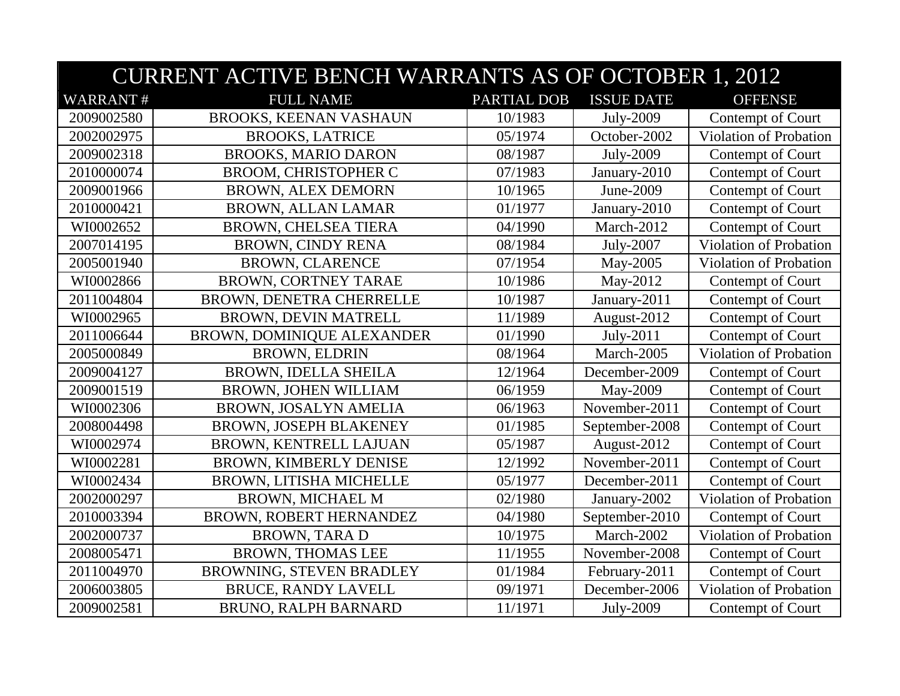| CURRENT ACTIVE BENCH WARRANTS AS OF OCTOBER 1, 2012 | | | | |
|---|---|---|---|---|
| WARRANT # | FULL NAME | PARTIAL DOB | ISSUE DATE | OFFENSE |
| 2009002580 | BROOKS, KEENAN VASHAUN | 10/1983 | July-2009 | Contempt of Court |
| 2002002975 | BROOKS, LATRICE | 05/1974 | October-2002 | Violation of Probation |
| 2009002318 | BROOKS, MARIO DARON | 08/1987 | July-2009 | Contempt of Court |
| 2010000074 | BROOM, CHRISTOPHER C | 07/1983 | January-2010 | Contempt of Court |
| 2009001966 | BROWN, ALEX DEMORN | 10/1965 | June-2009 | Contempt of Court |
| 2010000421 | BROWN, ALLAN LAMAR | 01/1977 | January-2010 | Contempt of Court |
| WI0002652 | BROWN, CHELSEA TIERA | 04/1990 | March-2012 | Contempt of Court |
| 2007014195 | BROWN, CINDY RENA | 08/1984 | July-2007 | Violation of Probation |
| 2005001940 | BROWN, CLARENCE | 07/1954 | May-2005 | Violation of Probation |
| WI0002866 | BROWN, CORTNEY TARAE | 10/1986 | May-2012 | Contempt of Court |
| 2011004804 | BROWN, DENETRA CHERRELLE | 10/1987 | January-2011 | Contempt of Court |
| WI0002965 | BROWN, DEVIN MATRELL | 11/1989 | August-2012 | Contempt of Court |
| 2011006644 | BROWN, DOMINIQUE ALEXANDER | 01/1990 | July-2011 | Contempt of Court |
| 2005000849 | BROWN, ELDRIN | 08/1964 | March-2005 | Violation of Probation |
| 2009004127 | BROWN, IDELLA SHEILA | 12/1964 | December-2009 | Contempt of Court |
| 2009001519 | BROWN, JOHEN WILLIAM | 06/1959 | May-2009 | Contempt of Court |
| WI0002306 | BROWN, JOSALYN AMELIA | 06/1963 | November-2011 | Contempt of Court |
| 2008004498 | BROWN, JOSEPH BLAKENEY | 01/1985 | September-2008 | Contempt of Court |
| WI0002974 | BROWN, KENTRELL LAJUAN | 05/1987 | August-2012 | Contempt of Court |
| WI0002281 | BROWN, KIMBERLY DENISE | 12/1992 | November-2011 | Contempt of Court |
| WI0002434 | BROWN, LITISHA MICHELLE | 05/1977 | December-2011 | Contempt of Court |
| 2002000297 | BROWN, MICHAEL M | 02/1980 | January-2002 | Violation of Probation |
| 2010003394 | BROWN, ROBERT HERNANDEZ | 04/1980 | September-2010 | Contempt of Court |
| 2002000737 | BROWN, TARA D | 10/1975 | March-2002 | Violation of Probation |
| 2008005471 | BROWN, THOMAS LEE | 11/1955 | November-2008 | Contempt of Court |
| 2011004970 | BROWNING, STEVEN BRADLEY | 01/1984 | February-2011 | Contempt of Court |
| 2006003805 | BRUCE, RANDY LAVELL | 09/1971 | December-2006 | Violation of Probation |
| 2009002581 | BRUNO, RALPH BARNARD | 11/1971 | July-2009 | Contempt of Court |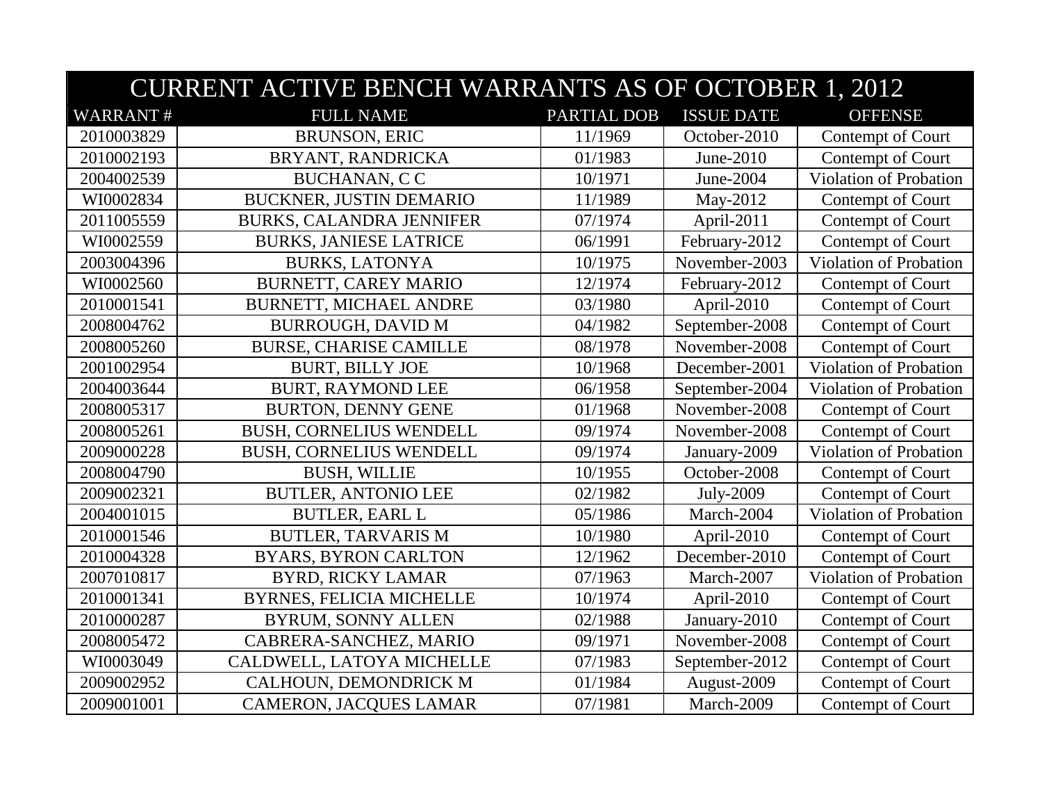| CURRENT ACTIVE BENCH WARRANTS AS OF OCTOBER 1, 2012 | | | | |
|---|---|---|---|---|
| WARRANT # | FULL NAME | PARTIAL DOB | ISSUE DATE | OFFENSE |
| 2010003829 | BRUNSON, ERIC | 11/1969 | October-2010 | Contempt of Court |
| 2010002193 | BRYANT, RANDRICKA | 01/1983 | June-2010 | Contempt of Court |
| 2004002539 | BUCHANAN, C C | 10/1971 | June-2004 | Violation of Probation |
| WI0002834 | BUCKNER, JUSTIN DEMARIO | 11/1989 | May-2012 | Contempt of Court |
| 2011005559 | BURKS, CALANDRA JENNIFER | 07/1974 | April-2011 | Contempt of Court |
| WI0002559 | BURKS, JANIESE LATRICE | 06/1991 | February-2012 | Contempt of Court |
| 2003004396 | BURKS, LATONYA | 10/1975 | November-2003 | Violation of Probation |
| WI0002560 | BURNETT, CAREY MARIO | 12/1974 | February-2012 | Contempt of Court |
| 2010001541 | BURNETT, MICHAEL ANDRE | 03/1980 | April-2010 | Contempt of Court |
| 2008004762 | BURROUGH, DAVID M | 04/1982 | September-2008 | Contempt of Court |
| 2008005260 | BURSE, CHARISE CAMILLE | 08/1978 | November-2008 | Contempt of Court |
| 2001002954 | BURT, BILLY JOE | 10/1968 | December-2001 | Violation of Probation |
| 2004003644 | BURT, RAYMOND LEE | 06/1958 | September-2004 | Violation of Probation |
| 2008005317 | BURTON, DENNY GENE | 01/1968 | November-2008 | Contempt of Court |
| 2008005261 | BUSH, CORNELIUS WENDELL | 09/1974 | November-2008 | Contempt of Court |
| 2009000228 | BUSH, CORNELIUS WENDELL | 09/1974 | January-2009 | Violation of Probation |
| 2008004790 | BUSH, WILLIE | 10/1955 | October-2008 | Contempt of Court |
| 2009002321 | BUTLER, ANTONIO LEE | 02/1982 | July-2009 | Contempt of Court |
| 2004001015 | BUTLER, EARL L | 05/1986 | March-2004 | Violation of Probation |
| 2010001546 | BUTLER, TARVARIS M | 10/1980 | April-2010 | Contempt of Court |
| 2010004328 | BYARS, BYRON CARLTON | 12/1962 | December-2010 | Contempt of Court |
| 2007010817 | BYRD, RICKY LAMAR | 07/1963 | March-2007 | Violation of Probation |
| 2010001341 | BYRNES, FELICIA MICHELLE | 10/1974 | April-2010 | Contempt of Court |
| 2010000287 | BYRUM, SONNY ALLEN | 02/1988 | January-2010 | Contempt of Court |
| 2008005472 | CABRERA-SANCHEZ, MARIO | 09/1971 | November-2008 | Contempt of Court |
| WI0003049 | CALDWELL, LATOYA MICHELLE | 07/1983 | September-2012 | Contempt of Court |
| 2009002952 | CALHOUN, DEMONDRICK M | 01/1984 | August-2009 | Contempt of Court |
| 2009001001 | CAMERON, JACQUES LAMAR | 07/1981 | March-2009 | Contempt of Court |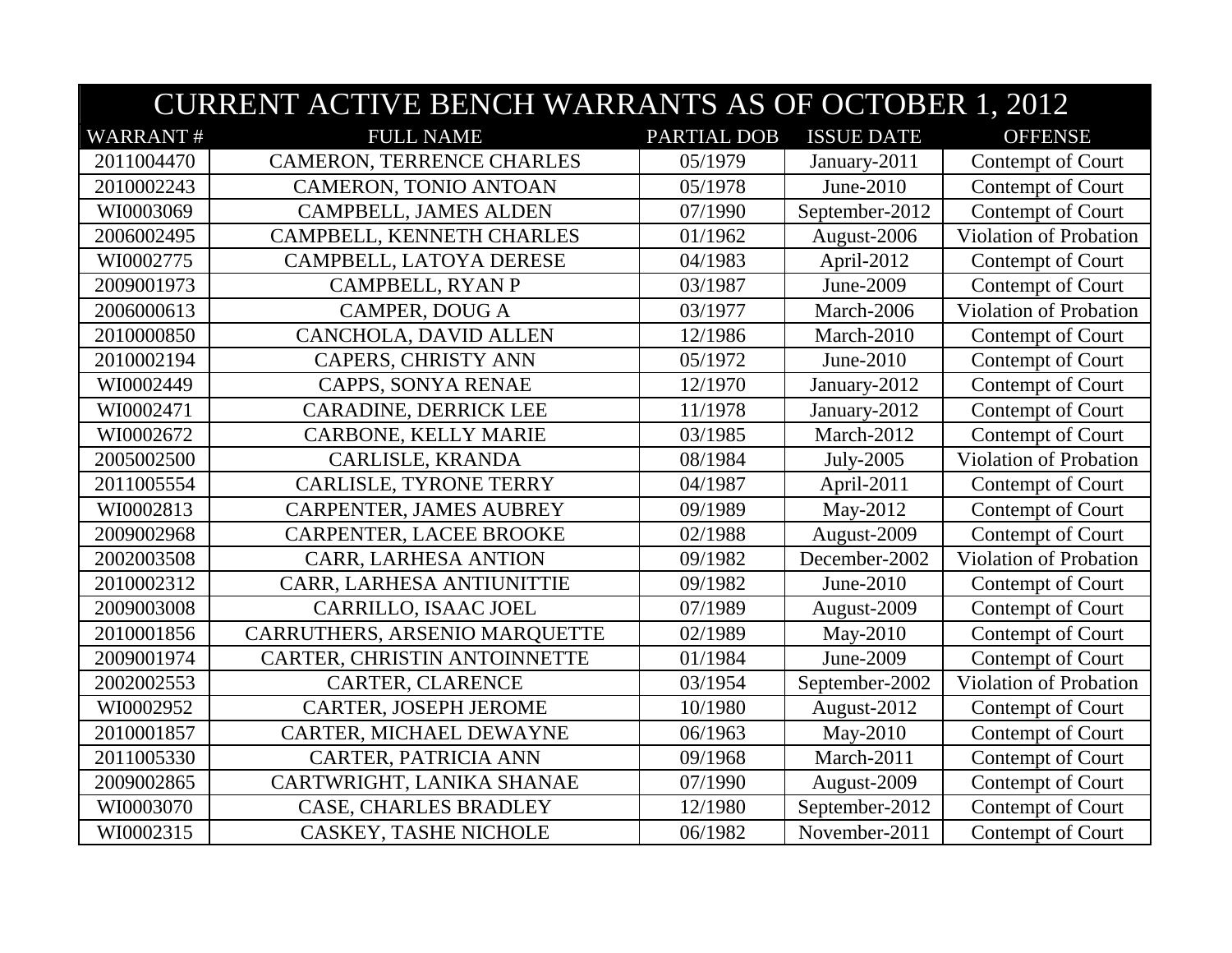| CURRENT ACTIVE BENCH WARRANTS AS OF OCTOBER 1, 2012 | | | | |
|---|---|---|---|---|
| WARRANT # | FULL NAME | PARTIAL DOB | ISSUE DATE | OFFENSE |
| 2011004470 | CAMERON, TERRENCE CHARLES | 05/1979 | January-2011 | Contempt of Court |
| 2010002243 | CAMERON, TONIO ANTOAN | 05/1978 | June-2010 | Contempt of Court |
| WI0003069 | CAMPBELL, JAMES ALDEN | 07/1990 | September-2012 | Contempt of Court |
| 2006002495 | CAMPBELL, KENNETH CHARLES | 01/1962 | August-2006 | Violation of Probation |
| WI0002775 | CAMPBELL, LATOYA DERESE | 04/1983 | April-2012 | Contempt of Court |
| 2009001973 | CAMPBELL, RYAN P | 03/1987 | June-2009 | Contempt of Court |
| 2006000613 | CAMPER, DOUG A | 03/1977 | March-2006 | Violation of Probation |
| 2010000850 | CANCHOLA, DAVID ALLEN | 12/1986 | March-2010 | Contempt of Court |
| 2010002194 | CAPERS, CHRISTY ANN | 05/1972 | June-2010 | Contempt of Court |
| WI0002449 | CAPPS, SONYA RENAE | 12/1970 | January-2012 | Contempt of Court |
| WI0002471 | CARADINE, DERRICK LEE | 11/1978 | January-2012 | Contempt of Court |
| WI0002672 | CARBONE, KELLY MARIE | 03/1985 | March-2012 | Contempt of Court |
| 2005002500 | CARLISLE, KRANDA | 08/1984 | July-2005 | Violation of Probation |
| 2011005554 | CARLISLE, TYRONE TERRY | 04/1987 | April-2011 | Contempt of Court |
| WI0002813 | CARPENTER, JAMES AUBREY | 09/1989 | May-2012 | Contempt of Court |
| 2009002968 | CARPENTER, LACEE BROOKE | 02/1988 | August-2009 | Contempt of Court |
| 2002003508 | CARR, LARHESA ANTION | 09/1982 | December-2002 | Violation of Probation |
| 2010002312 | CARR, LARHESA ANTIUNITTIE | 09/1982 | June-2010 | Contempt of Court |
| 2009003008 | CARRILLO, ISAAC JOEL | 07/1989 | August-2009 | Contempt of Court |
| 2010001856 | CARRUTHERS, ARSENIO MARQUETTE | 02/1989 | May-2010 | Contempt of Court |
| 2009001974 | CARTER, CHRISTIN ANTOINNETTE | 01/1984 | June-2009 | Contempt of Court |
| 2002002553 | CARTER, CLARENCE | 03/1954 | September-2002 | Violation of Probation |
| WI0002952 | CARTER, JOSEPH JEROME | 10/1980 | August-2012 | Contempt of Court |
| 2010001857 | CARTER, MICHAEL DEWAYNE | 06/1963 | May-2010 | Contempt of Court |
| 2011005330 | CARTER, PATRICIA ANN | 09/1968 | March-2011 | Contempt of Court |
| 2009002865 | CARTWRIGHT, LANIKA SHANAE | 07/1990 | August-2009 | Contempt of Court |
| WI0003070 | CASE, CHARLES BRADLEY | 12/1980 | September-2012 | Contempt of Court |
| WI0002315 | CASKEY, TASHE NICHOLE | 06/1982 | November-2011 | Contempt of Court |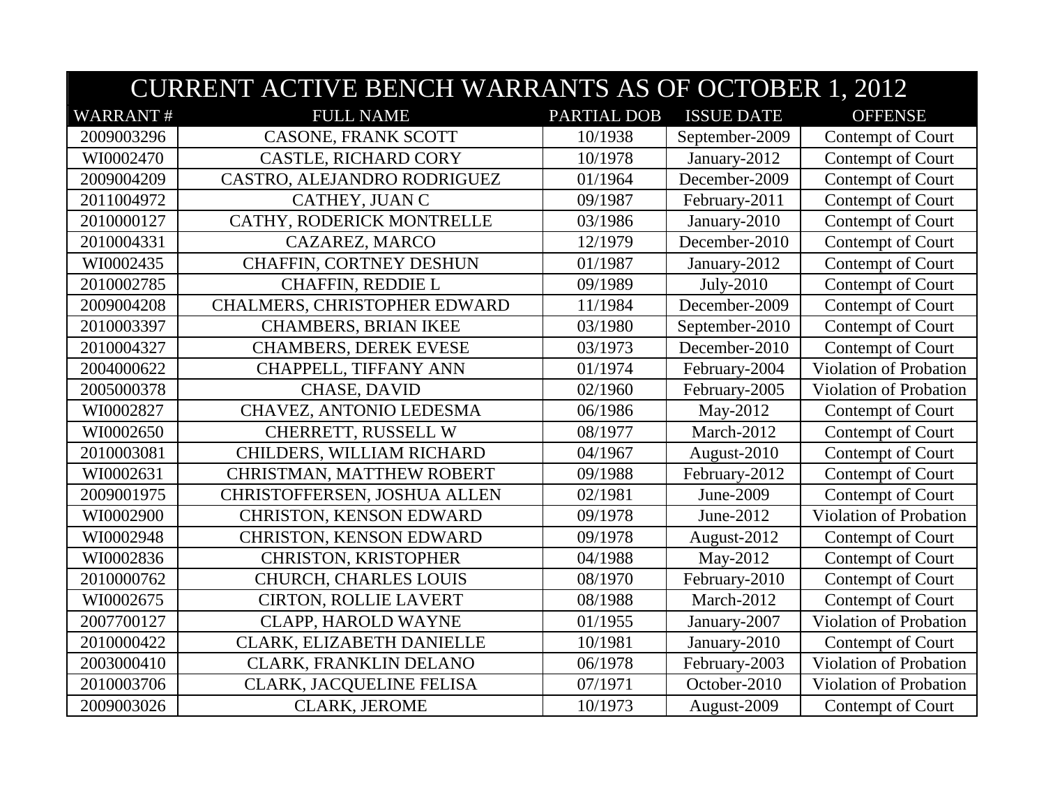| CURRENT ACTIVE BENCH WARRANTS AS OF OCTOBER 1, 2012 | | | | |
|---|---|---|---|---|
| WARRANT # | FULL NAME | PARTIAL DOB | ISSUE DATE | OFFENSE |
| 2009003296 | CASONE, FRANK SCOTT | 10/1938 | September-2009 | Contempt of Court |
| WI0002470 | CASTLE, RICHARD CORY | 10/1978 | January-2012 | Contempt of Court |
| 2009004209 | CASTRO, ALEJANDRO RODRIGUEZ | 01/1964 | December-2009 | Contempt of Court |
| 2011004972 | CATHEY, JUAN C | 09/1987 | February-2011 | Contempt of Court |
| 2010000127 | CATHY, RODERICK MONTRELLE | 03/1986 | January-2010 | Contempt of Court |
| 2010004331 | CAZAREZ, MARCO | 12/1979 | December-2010 | Contempt of Court |
| WI0002435 | CHAFFIN, CORTNEY DESHUN | 01/1987 | January-2012 | Contempt of Court |
| 2010002785 | CHAFFIN, REDDIE L | 09/1989 | July-2010 | Contempt of Court |
| 2009004208 | CHALMERS, CHRISTOPHER EDWARD | 11/1984 | December-2009 | Contempt of Court |
| 2010003397 | CHAMBERS, BRIAN IKEE | 03/1980 | September-2010 | Contempt of Court |
| 2010004327 | CHAMBERS, DEREK EVESE | 03/1973 | December-2010 | Contempt of Court |
| 2004000622 | CHAPPELL, TIFFANY ANN | 01/1974 | February-2004 | Violation of Probation |
| 2005000378 | CHASE, DAVID | 02/1960 | February-2005 | Violation of Probation |
| WI0002827 | CHAVEZ, ANTONIO LEDESMA | 06/1986 | May-2012 | Contempt of Court |
| WI0002650 | CHERRETT, RUSSELL W | 08/1977 | March-2012 | Contempt of Court |
| 2010003081 | CHILDERS, WILLIAM RICHARD | 04/1967 | August-2010 | Contempt of Court |
| WI0002631 | CHRISTMAN, MATTHEW ROBERT | 09/1988 | February-2012 | Contempt of Court |
| 2009001975 | CHRISTOFFERSEN, JOSHUA ALLEN | 02/1981 | June-2009 | Contempt of Court |
| WI0002900 | CHRISTON, KENSON EDWARD | 09/1978 | June-2012 | Violation of Probation |
| WI0002948 | CHRISTON, KENSON EDWARD | 09/1978 | August-2012 | Contempt of Court |
| WI0002836 | CHRISTON, KRISTOPHER | 04/1988 | May-2012 | Contempt of Court |
| 2010000762 | CHURCH, CHARLES LOUIS | 08/1970 | February-2010 | Contempt of Court |
| WI0002675 | CIRTON, ROLLIE LAVERT | 08/1988 | March-2012 | Contempt of Court |
| 2007700127 | CLAPP, HAROLD WAYNE | 01/1955 | January-2007 | Violation of Probation |
| 2010000422 | CLARK, ELIZABETH DANIELLE | 10/1981 | January-2010 | Contempt of Court |
| 2003000410 | CLARK, FRANKLIN DELANO | 06/1978 | February-2003 | Violation of Probation |
| 2010003706 | CLARK, JACQUELINE FELISA | 07/1971 | October-2010 | Violation of Probation |
| 2009003026 | CLARK, JEROME | 10/1973 | August-2009 | Contempt of Court |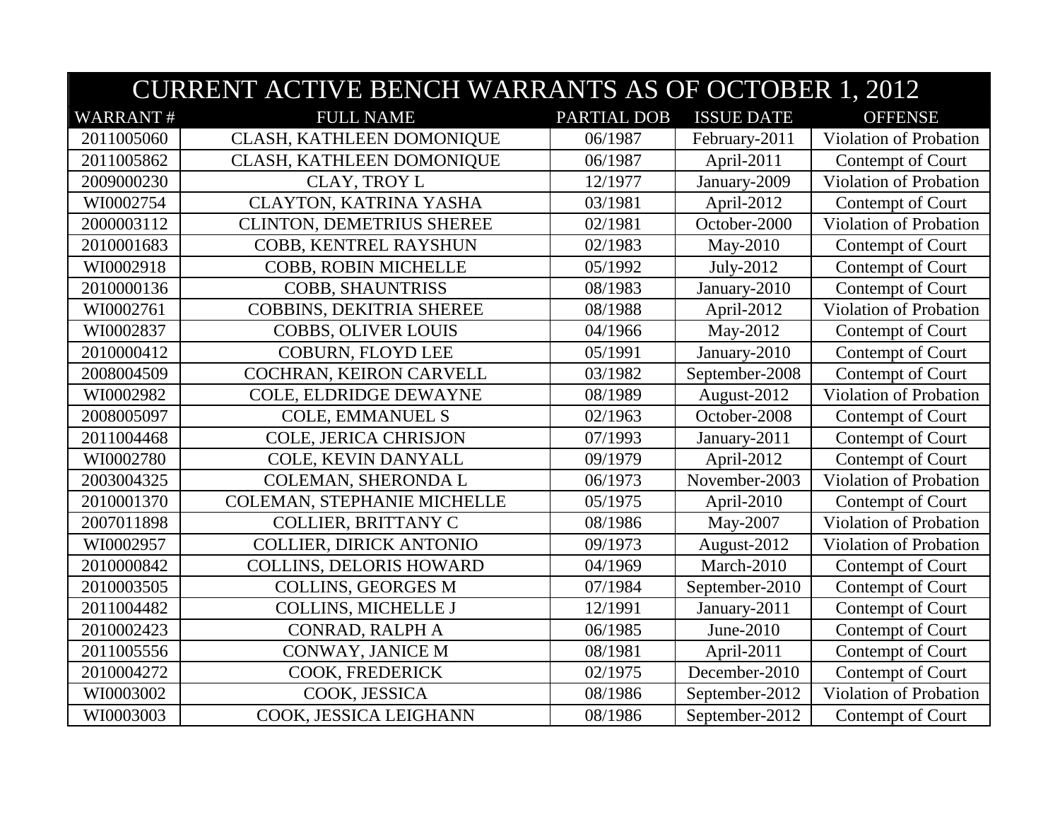| CURRENT ACTIVE BENCH WARRANTS AS OF OCTOBER 1, 2012 | | | | |
|---|---|---|---|---|
| WARRANT # | FULL NAME | PARTIAL DOB | ISSUE DATE | OFFENSE |
| 2011005060 | CLASH, KATHLEEN DOMONIQUE | 06/1987 | February-2011 | Violation of Probation |
| 2011005862 | CLASH, KATHLEEN DOMONIQUE | 06/1987 | April-2011 | Contempt of Court |
| 2009000230 | CLAY, TROY L | 12/1977 | January-2009 | Violation of Probation |
| WI0002754 | CLAYTON, KATRINA YASHA | 03/1981 | April-2012 | Contempt of Court |
| 2000003112 | CLINTON, DEMETRIUS SHEREE | 02/1981 | October-2000 | Violation of Probation |
| 2010001683 | COBB, KENTREL RAYSHUN | 02/1983 | May-2010 | Contempt of Court |
| WI0002918 | COBB, ROBIN MICHELLE | 05/1992 | July-2012 | Contempt of Court |
| 2010000136 | COBB, SHAUNTRISS | 08/1983 | January-2010 | Contempt of Court |
| WI0002761 | COBBINS, DEKITRIA SHEREE | 08/1988 | April-2012 | Violation of Probation |
| WI0002837 | COBBS, OLIVER LOUIS | 04/1966 | May-2012 | Contempt of Court |
| 2010000412 | COBURN, FLOYD LEE | 05/1991 | January-2010 | Contempt of Court |
| 2008004509 | COCHRAN, KEIRON CARVELL | 03/1982 | September-2008 | Contempt of Court |
| WI0002982 | COLE, ELDRIDGE DEWAYNE | 08/1989 | August-2012 | Violation of Probation |
| 2008005097 | COLE, EMMANUEL S | 02/1963 | October-2008 | Contempt of Court |
| 2011004468 | COLE, JERICA CHRISJON | 07/1993 | January-2011 | Contempt of Court |
| WI0002780 | COLE, KEVIN DANYALL | 09/1979 | April-2012 | Contempt of Court |
| 2003004325 | COLEMAN, SHERONDA L | 06/1973 | November-2003 | Violation of Probation |
| 2010001370 | COLEMAN, STEPHANIE MICHELLE | 05/1975 | April-2010 | Contempt of Court |
| 2007011898 | COLLIER, BRITTANY C | 08/1986 | May-2007 | Violation of Probation |
| WI0002957 | COLLIER, DIRICK ANTONIO | 09/1973 | August-2012 | Violation of Probation |
| 2010000842 | COLLINS, DELORIS HOWARD | 04/1969 | March-2010 | Contempt of Court |
| 2010003505 | COLLINS, GEORGES M | 07/1984 | September-2010 | Contempt of Court |
| 2011004482 | COLLINS, MICHELLE J | 12/1991 | January-2011 | Contempt of Court |
| 2010002423 | CONRAD, RALPH A | 06/1985 | June-2010 | Contempt of Court |
| 2011005556 | CONWAY, JANICE M | 08/1981 | April-2011 | Contempt of Court |
| 2010004272 | COOK, FREDERICK | 02/1975 | December-2010 | Contempt of Court |
| WI0003002 | COOK, JESSICA | 08/1986 | September-2012 | Violation of Probation |
| WI0003003 | COOK, JESSICA LEIGHANN | 08/1986 | September-2012 | Contempt of Court |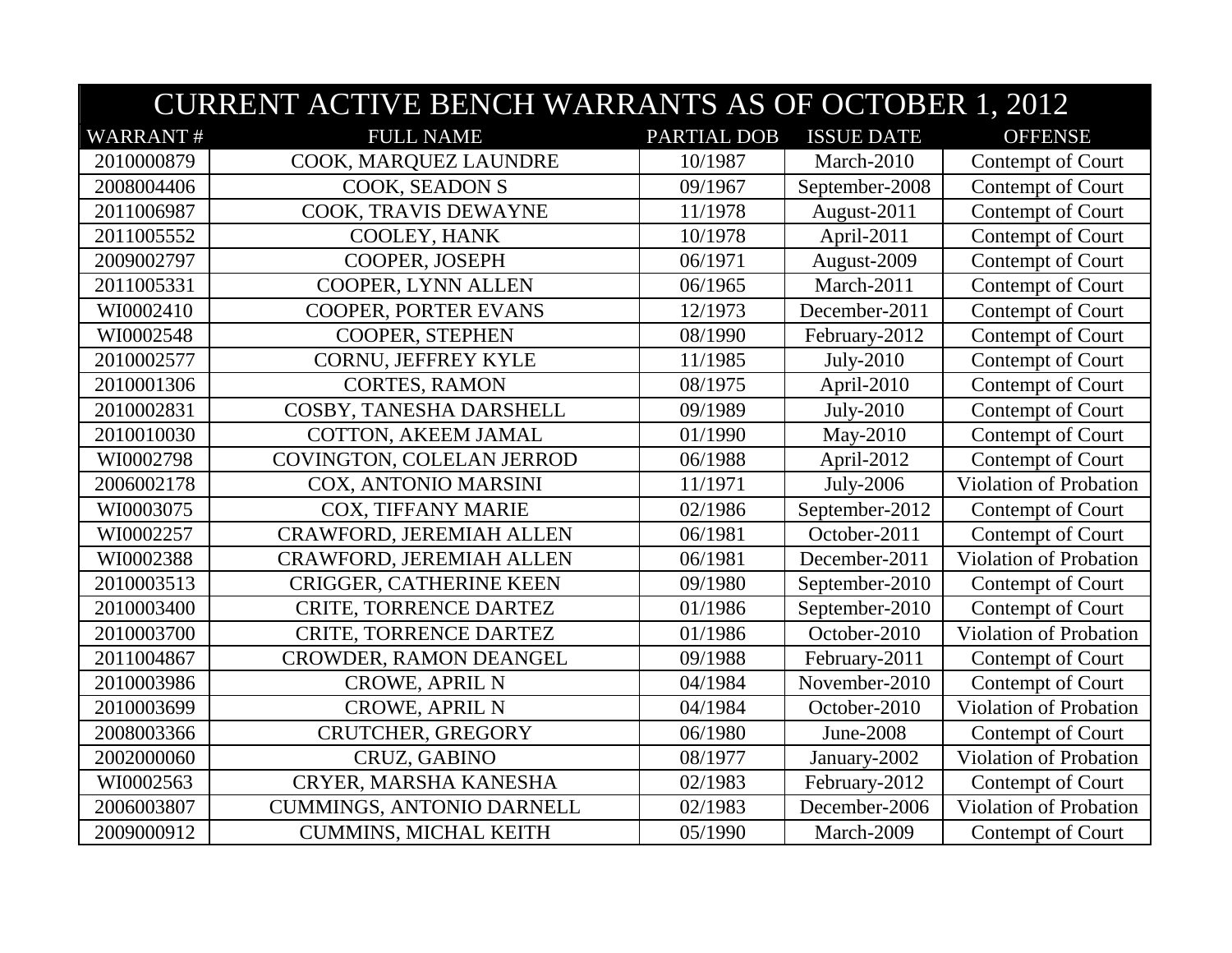# CURRENT ACTIVE BENCH WARRANTS AS OF OCTOBER 1, 2012

| WARRANT # | FULL NAME | PARTIAL DOB | ISSUE DATE | OFFENSE |
|---|---|---|---|---|
| 2010000879 | COOK, MARQUEZ LAUNDRE | 10/1987 | March-2010 | Contempt of Court |
| 2008004406 | COOK, SEADON S | 09/1967 | September-2008 | Contempt of Court |
| 2011006987 | COOK, TRAVIS DEWAYNE | 11/1978 | August-2011 | Contempt of Court |
| 2011005552 | COOLEY, HANK | 10/1978 | April-2011 | Contempt of Court |
| 2009002797 | COOPER, JOSEPH | 06/1971 | August-2009 | Contempt of Court |
| 2011005331 | COOPER, LYNN ALLEN | 06/1965 | March-2011 | Contempt of Court |
| WI0002410 | COOPER, PORTER EVANS | 12/1973 | December-2011 | Contempt of Court |
| WI0002548 | COOPER, STEPHEN | 08/1990 | February-2012 | Contempt of Court |
| 2010002577 | CORNU, JEFFREY KYLE | 11/1985 | July-2010 | Contempt of Court |
| 2010001306 | CORTES, RAMON | 08/1975 | April-2010 | Contempt of Court |
| 2010002831 | COSBY, TANESHA DARSHELL | 09/1989 | July-2010 | Contempt of Court |
| 2010010030 | COTTON, AKEEM JAMAL | 01/1990 | May-2010 | Contempt of Court |
| WI0002798 | COVINGTON, COLELAN JERROD | 06/1988 | April-2012 | Contempt of Court |
| 2006002178 | COX, ANTONIO MARSINI | 11/1971 | July-2006 | Violation of Probation |
| WI0003075 | COX, TIFFANY MARIE | 02/1986 | September-2012 | Contempt of Court |
| WI0002257 | CRAWFORD, JEREMIAH ALLEN | 06/1981 | October-2011 | Contempt of Court |
| WI0002388 | CRAWFORD, JEREMIAH ALLEN | 06/1981 | December-2011 | Violation of Probation |
| 2010003513 | CRIGGER, CATHERINE KEEN | 09/1980 | September-2010 | Contempt of Court |
| 2010003400 | CRITE, TORRENCE DARTEZ | 01/1986 | September-2010 | Contempt of Court |
| 2010003700 | CRITE, TORRENCE DARTEZ | 01/1986 | October-2010 | Violation of Probation |
| 2011004867 | CROWDER, RAMON DEANGEL | 09/1988 | February-2011 | Contempt of Court |
| 2010003986 | CROWE, APRIL N | 04/1984 | November-2010 | Contempt of Court |
| 2010003699 | CROWE, APRIL N | 04/1984 | October-2010 | Violation of Probation |
| 2008003366 | CRUTCHER, GREGORY | 06/1980 | June-2008 | Contempt of Court |
| 2002000060 | CRUZ, GABINO | 08/1977 | January-2002 | Violation of Probation |
| WI0002563 | CRYER, MARSHA KANESHA | 02/1983 | February-2012 | Contempt of Court |
| 2006003807 | CUMMINGS, ANTONIO DARNELL | 02/1983 | December-2006 | Violation of Probation |
| 2009000912 | CUMMINS, MICHAL KEITH | 05/1990 | March-2009 | Contempt of Court |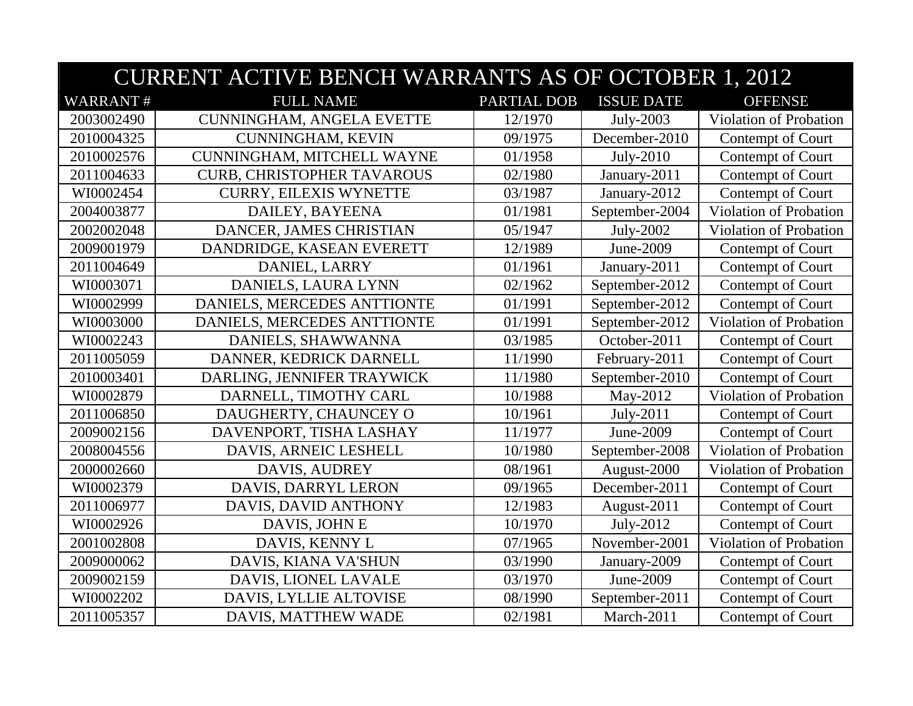| CURRENT ACTIVE BENCH WARRANTS AS OF OCTOBER 1, 2012 | | | | |
|---|---|---|---|---|
| WARRANT # | FULL NAME | PARTIAL DOB | ISSUE DATE | OFFENSE |
| 2003002490 | CUNNINGHAM, ANGELA EVETTE | 12/1970 | July-2003 | Violation of Probation |
| 2010004325 | CUNNINGHAM, KEVIN | 09/1975 | December-2010 | Contempt of Court |
| 2010002576 | CUNNINGHAM, MITCHELL WAYNE | 01/1958 | July-2010 | Contempt of Court |
| 2011004633 | CURB, CHRISTOPHER TAVAROUS | 02/1980 | January-2011 | Contempt of Court |
| WI0002454 | CURRY, EILEXIS WYNETTE | 03/1987 | January-2012 | Contempt of Court |
| 2004003877 | DAILEY, BAYEENA | 01/1981 | September-2004 | Violation of Probation |
| 2002002048 | DANCER, JAMES CHRISTIAN | 05/1947 | July-2002 | Violation of Probation |
| 2009001979 | DANDRIDGE, KASEAN EVERETT | 12/1989 | June-2009 | Contempt of Court |
| 2011004649 | DANIEL, LARRY | 01/1961 | January-2011 | Contempt of Court |
| WI0003071 | DANIELS, LAURA LYNN | 02/1962 | September-2012 | Contempt of Court |
| WI0002999 | DANIELS, MERCEDES ANTTIONTE | 01/1991 | September-2012 | Contempt of Court |
| WI0003000 | DANIELS, MERCEDES ANTTIONTE | 01/1991 | September-2012 | Violation of Probation |
| WI0002243 | DANIELS, SHAWWANNA | 03/1985 | October-2011 | Contempt of Court |
| 2011005059 | DANNER, KEDRICK DARNELL | 11/1990 | February-2011 | Contempt of Court |
| 2010003401 | DARLING, JENNIFER TRAYWICK | 11/1980 | September-2010 | Contempt of Court |
| WI0002879 | DARNELL, TIMOTHY CARL | 10/1988 | May-2012 | Violation of Probation |
| 2011006850 | DAUGHERTY, CHAUNCEY O | 10/1961 | July-2011 | Contempt of Court |
| 2009002156 | DAVENPORT, TISHA LASHAY | 11/1977 | June-2009 | Contempt of Court |
| 2008004556 | DAVIS, ARNEIC LESHELL | 10/1980 | September-2008 | Violation of Probation |
| 2000002660 | DAVIS, AUDREY | 08/1961 | August-2000 | Violation of Probation |
| WI0002379 | DAVIS, DARRYL LERON | 09/1965 | December-2011 | Contempt of Court |
| 2011006977 | DAVIS, DAVID ANTHONY | 12/1983 | August-2011 | Contempt of Court |
| WI0002926 | DAVIS, JOHN E | 10/1970 | July-2012 | Contempt of Court |
| 2001002808 | DAVIS, KENNY L | 07/1965 | November-2001 | Violation of Probation |
| 2009000062 | DAVIS, KIANA VA'SHUN | 03/1990 | January-2009 | Contempt of Court |
| 2009002159 | DAVIS, LIONEL LAVALE | 03/1970 | June-2009 | Contempt of Court |
| WI0002202 | DAVIS, LYLLIE ALTOVISE | 08/1990 | September-2011 | Contempt of Court |
| 2011005357 | DAVIS, MATTHEW WADE | 02/1981 | March-2011 | Contempt of Court |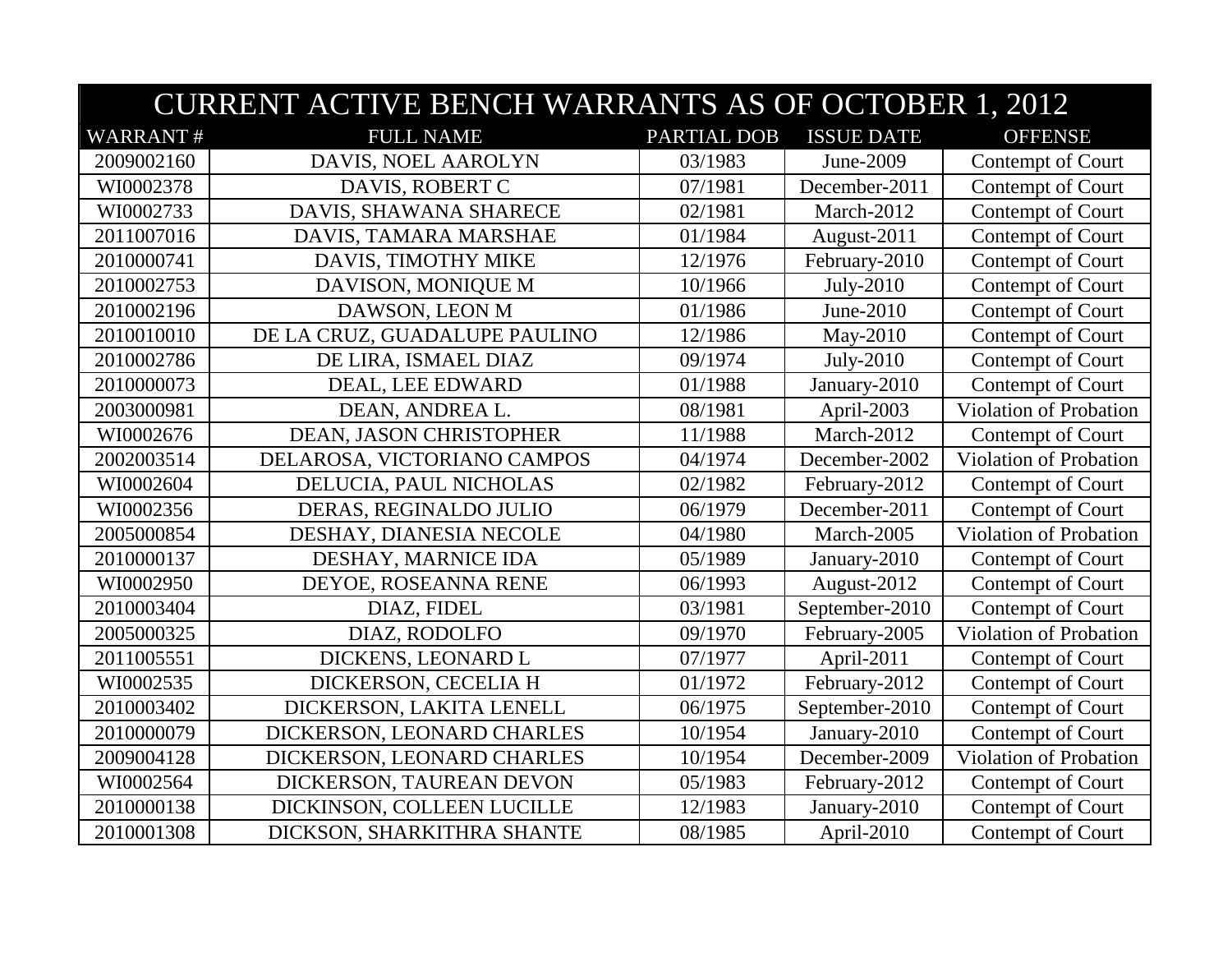| CURRENT ACTIVE BENCH WARRANTS AS OF OCTOBER 1, 2012 | | | | |
|---|---|---|---|---|
| WARRANT # | FULL NAME | PARTIAL DOB | ISSUE DATE | OFFENSE |
| 2009002160 | DAVIS, NOEL AAROLYN | 03/1983 | June-2009 | Contempt of Court |
| WI0002378 | DAVIS, ROBERT C | 07/1981 | December-2011 | Contempt of Court |
| WI0002733 | DAVIS, SHAWANA SHARECE | 02/1981 | March-2012 | Contempt of Court |
| 2011007016 | DAVIS, TAMARA MARSHAE | 01/1984 | August-2011 | Contempt of Court |
| 2010000741 | DAVIS, TIMOTHY MIKE | 12/1976 | February-2010 | Contempt of Court |
| 2010002753 | DAVISON, MONIQUE M | 10/1966 | July-2010 | Contempt of Court |
| 2010002196 | DAWSON, LEON M | 01/1986 | June-2010 | Contempt of Court |
| 2010010010 | DE LA CRUZ, GUADALUPE PAULINO | 12/1986 | May-2010 | Contempt of Court |
| 2010002786 | DE LIRA, ISMAEL DIAZ | 09/1974 | July-2010 | Contempt of Court |
| 2010000073 | DEAL, LEE EDWARD | 01/1988 | January-2010 | Contempt of Court |
| 2003000981 | DEAN, ANDREA L. | 08/1981 | April-2003 | Violation of Probation |
| WI0002676 | DEAN, JASON CHRISTOPHER | 11/1988 | March-2012 | Contempt of Court |
| 2002003514 | DELAROSA, VICTORIANO CAMPOS | 04/1974 | December-2002 | Violation of Probation |
| WI0002604 | DELUCIA, PAUL NICHOLAS | 02/1982 | February-2012 | Contempt of Court |
| WI0002356 | DERAS, REGINALDO JULIO | 06/1979 | December-2011 | Contempt of Court |
| 2005000854 | DESHAY, DIANESIA NECOLE | 04/1980 | March-2005 | Violation of Probation |
| 2010000137 | DESHAY, MARNICE IDA | 05/1989 | January-2010 | Contempt of Court |
| WI0002950 | DEYOE, ROSEANNA RENE | 06/1993 | August-2012 | Contempt of Court |
| 2010003404 | DIAZ, FIDEL | 03/1981 | September-2010 | Contempt of Court |
| 2005000325 | DIAZ, RODOLFO | 09/1970 | February-2005 | Violation of Probation |
| 2011005551 | DICKENS, LEONARD L | 07/1977 | April-2011 | Contempt of Court |
| WI0002535 | DICKERSON, CECELIA H | 01/1972 | February-2012 | Contempt of Court |
| 2010003402 | DICKERSON, LAKITA LENELL | 06/1975 | September-2010 | Contempt of Court |
| 2010000079 | DICKERSON, LEONARD CHARLES | 10/1954 | January-2010 | Contempt of Court |
| 2009004128 | DICKERSON, LEONARD CHARLES | 10/1954 | December-2009 | Violation of Probation |
| WI0002564 | DICKERSON, TAUREAN DEVON | 05/1983 | February-2012 | Contempt of Court |
| 2010000138 | DICKINSON, COLLEEN LUCILLE | 12/1983 | January-2010 | Contempt of Court |
| 2010001308 | DICKSON, SHARKITHRA SHANTE | 08/1985 | April-2010 | Contempt of Court |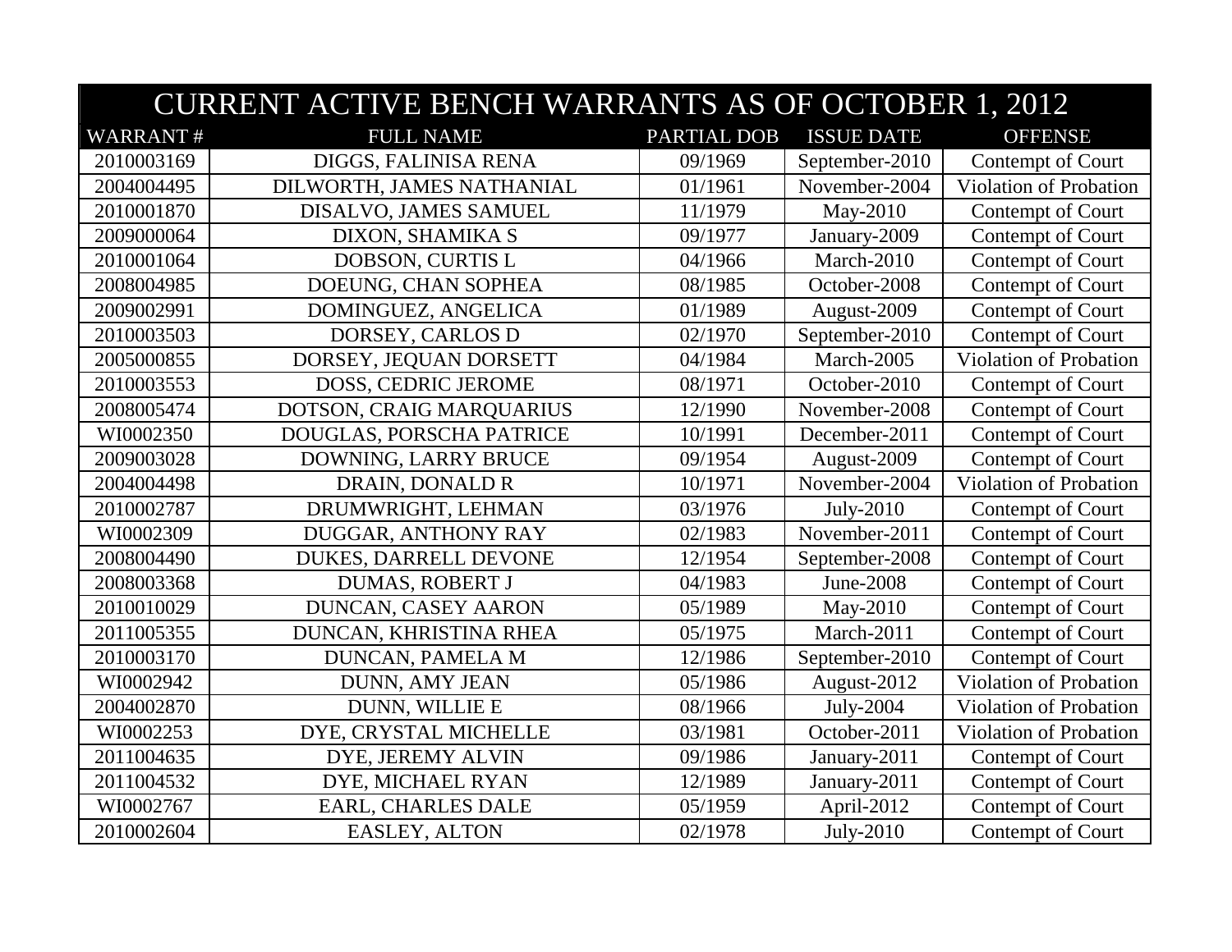| CURRENT ACTIVE BENCH WARRANTS AS OF OCTOBER 1, 2012 | | | | |
|---|---|---|---|---|
| WARRANT # | FULL NAME | PARTIAL DOB | ISSUE DATE | OFFENSE |
| 2010003169 | DIGGS, FALINISA RENA | 09/1969 | September-2010 | Contempt of Court |
| 2004004495 | DILWORTH, JAMES NATHANIAL | 01/1961 | November-2004 | Violation of Probation |
| 2010001870 | DISALVO, JAMES SAMUEL | 11/1979 | May-2010 | Contempt of Court |
| 2009000064 | DIXON, SHAMIKA S | 09/1977 | January-2009 | Contempt of Court |
| 2010001064 | DOBSON, CURTIS L | 04/1966 | March-2010 | Contempt of Court |
| 2008004985 | DOEUNG, CHAN SOPHEA | 08/1985 | October-2008 | Contempt of Court |
| 2009002991 | DOMINGUEZ, ANGELICA | 01/1989 | August-2009 | Contempt of Court |
| 2010003503 | DORSEY, CARLOS D | 02/1970 | September-2010 | Contempt of Court |
| 2005000855 | DORSEY, JEQUAN DORSETT | 04/1984 | March-2005 | Violation of Probation |
| 2010003553 | DOSS, CEDRIC JEROME | 08/1971 | October-2010 | Contempt of Court |
| 2008005474 | DOTSON, CRAIG MARQUARIUS | 12/1990 | November-2008 | Contempt of Court |
| WI0002350 | DOUGLAS, PORSCHA PATRICE | 10/1991 | December-2011 | Contempt of Court |
| 2009003028 | DOWNING, LARRY BRUCE | 09/1954 | August-2009 | Contempt of Court |
| 2004004498 | DRAIN, DONALD R | 10/1971 | November-2004 | Violation of Probation |
| 2010002787 | DRUMWRIGHT, LEHMAN | 03/1976 | July-2010 | Contempt of Court |
| WI0002309 | DUGGAR, ANTHONY RAY | 02/1983 | November-2011 | Contempt of Court |
| 2008004490 | DUKES, DARRELL DEVONE | 12/1954 | September-2008 | Contempt of Court |
| 2008003368 | DUMAS, ROBERT J | 04/1983 | June-2008 | Contempt of Court |
| 2010010029 | DUNCAN, CASEY AARON | 05/1989 | May-2010 | Contempt of Court |
| 2011005355 | DUNCAN, KHRISTINA RHEA | 05/1975 | March-2011 | Contempt of Court |
| 2010003170 | DUNCAN, PAMELA M | 12/1986 | September-2010 | Contempt of Court |
| WI0002942 | DUNN, AMY JEAN | 05/1986 | August-2012 | Violation of Probation |
| 2004002870 | DUNN, WILLIE E | 08/1966 | July-2004 | Violation of Probation |
| WI0002253 | DYE, CRYSTAL MICHELLE | 03/1981 | October-2011 | Violation of Probation |
| 2011004635 | DYE, JEREMY ALVIN | 09/1986 | January-2011 | Contempt of Court |
| 2011004532 | DYE, MICHAEL RYAN | 12/1989 | January-2011 | Contempt of Court |
| WI0002767 | EARL, CHARLES DALE | 05/1959 | April-2012 | Contempt of Court |
| 2010002604 | EASLEY, ALTON | 02/1978 | July-2010 | Contempt of Court |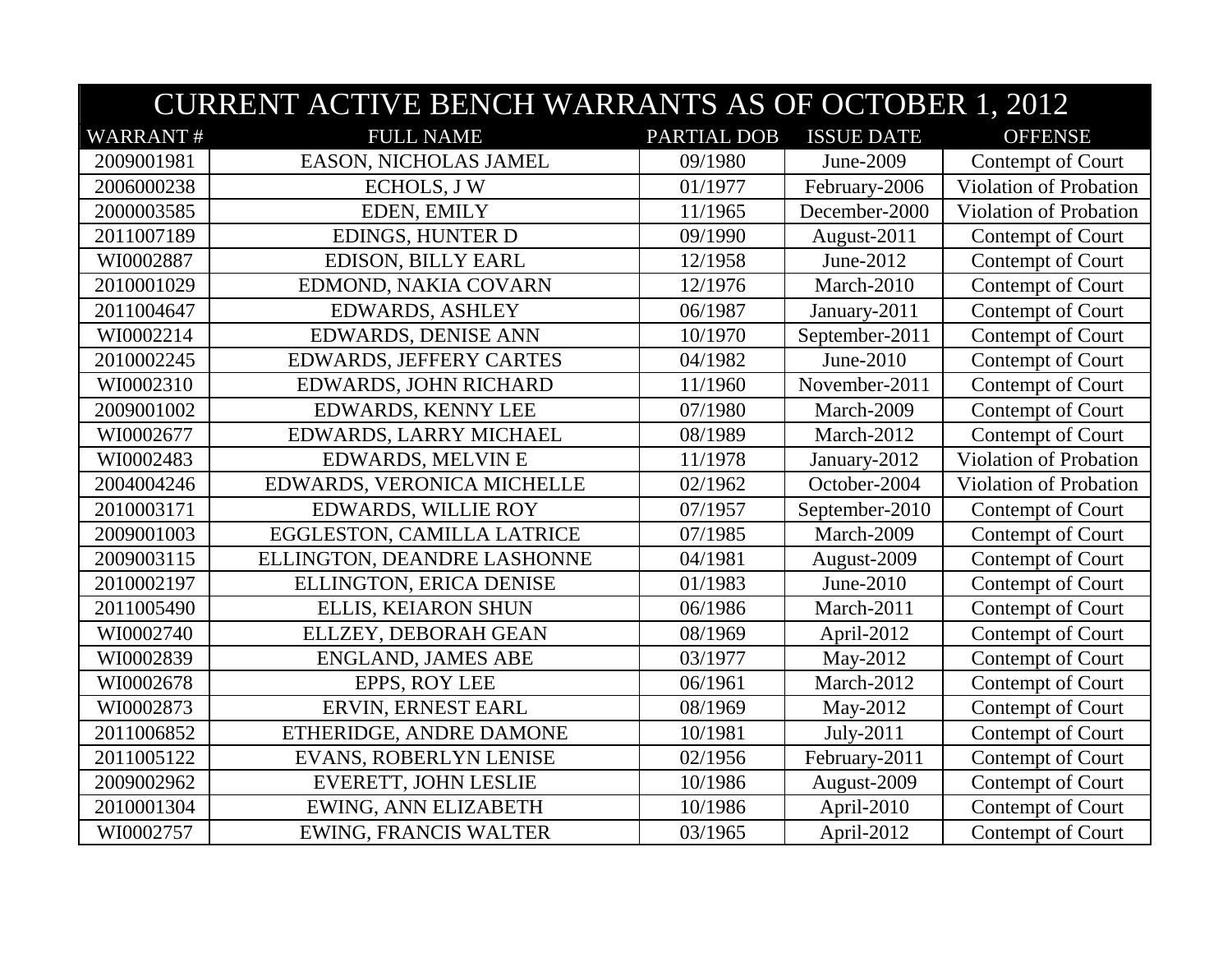| CURRENT ACTIVE BENCH WARRANTS AS OF OCTOBER 1, 2012 | | | | |
|---|---|---|---|---|
| WARRANT # | FULL NAME | PARTIAL DOB | ISSUE DATE | OFFENSE |
| 2009001981 | EASON, NICHOLAS JAMEL | 09/1980 | June-2009 | Contempt of Court |
| 2006000238 | ECHOLS, J W | 01/1977 | February-2006 | Violation of Probation |
| 2000003585 | EDEN, EMILY | 11/1965 | December-2000 | Violation of Probation |
| 2011007189 | EDINGS, HUNTER D | 09/1990 | August-2011 | Contempt of Court |
| WI0002887 | EDISON, BILLY EARL | 12/1958 | June-2012 | Contempt of Court |
| 2010001029 | EDMOND, NAKIA COVARN | 12/1976 | March-2010 | Contempt of Court |
| 2011004647 | EDWARDS, ASHLEY | 06/1987 | January-2011 | Contempt of Court |
| WI0002214 | EDWARDS, DENISE ANN | 10/1970 | September-2011 | Contempt of Court |
| 2010002245 | EDWARDS, JEFFERY CARTES | 04/1982 | June-2010 | Contempt of Court |
| WI0002310 | EDWARDS, JOHN RICHARD | 11/1960 | November-2011 | Contempt of Court |
| 2009001002 | EDWARDS, KENNY LEE | 07/1980 | March-2009 | Contempt of Court |
| WI0002677 | EDWARDS, LARRY MICHAEL | 08/1989 | March-2012 | Contempt of Court |
| WI0002483 | EDWARDS, MELVIN E | 11/1978 | January-2012 | Violation of Probation |
| 2004004246 | EDWARDS, VERONICA MICHELLE | 02/1962 | October-2004 | Violation of Probation |
| 2010003171 | EDWARDS, WILLIE ROY | 07/1957 | September-2010 | Contempt of Court |
| 2009001003 | EGGLESTON, CAMILLA LATRICE | 07/1985 | March-2009 | Contempt of Court |
| 2009003115 | ELLINGTON, DEANDRE LASHONNE | 04/1981 | August-2009 | Contempt of Court |
| 2010002197 | ELLINGTON, ERICA DENISE | 01/1983 | June-2010 | Contempt of Court |
| 2011005490 | ELLIS, KEIARON SHUN | 06/1986 | March-2011 | Contempt of Court |
| WI0002740 | ELLZEY, DEBORAH GEAN | 08/1969 | April-2012 | Contempt of Court |
| WI0002839 | ENGLAND, JAMES ABE | 03/1977 | May-2012 | Contempt of Court |
| WI0002678 | EPPS, ROY LEE | 06/1961 | March-2012 | Contempt of Court |
| WI0002873 | ERVIN, ERNEST EARL | 08/1969 | May-2012 | Contempt of Court |
| 2011006852 | ETHERIDGE, ANDRE DAMONE | 10/1981 | July-2011 | Contempt of Court |
| 2011005122 | EVANS, ROBERLYN LENISE | 02/1956 | February-2011 | Contempt of Court |
| 2009002962 | EVERETT, JOHN LESLIE | 10/1986 | August-2009 | Contempt of Court |
| 2010001304 | EWING, ANN ELIZABETH | 10/1986 | April-2010 | Contempt of Court |
| WI0002757 | EWING, FRANCIS WALTER | 03/1965 | April-2012 | Contempt of Court |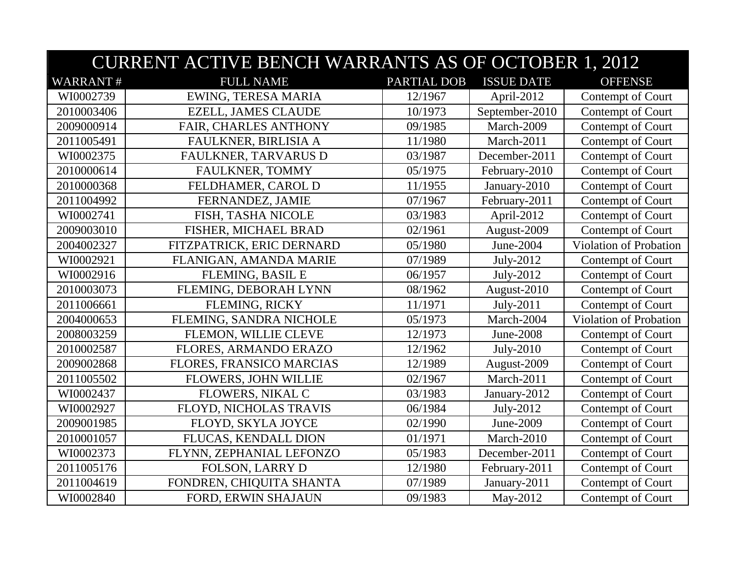| CURRENT ACTIVE BENCH WARRANTS AS OF OCTOBER 1, 2012 | | | | |
|---|---|---|---|---|
| WARRANT # | FULL NAME | PARTIAL DOB | ISSUE DATE | OFFENSE |
| WI0002739 | EWING, TERESA MARIA | 12/1967 | April-2012 | Contempt of Court |
| 2010003406 | EZELL, JAMES CLAUDE | 10/1973 | September-2010 | Contempt of Court |
| 2009000914 | FAIR, CHARLES ANTHONY | 09/1985 | March-2009 | Contempt of Court |
| 2011005491 | FAULKNER, BIRLISIA A | 11/1980 | March-2011 | Contempt of Court |
| WI0002375 | FAULKNER, TARVARUS D | 03/1987 | December-2011 | Contempt of Court |
| 2010000614 | FAULKNER, TOMMY | 05/1975 | February-2010 | Contempt of Court |
| 2010000368 | FELDHAMER, CAROL D | 11/1955 | January-2010 | Contempt of Court |
| 2011004992 | FERNANDEZ, JAMIE | 07/1967 | February-2011 | Contempt of Court |
| WI0002741 | FISH, TASHA NICOLE | 03/1983 | April-2012 | Contempt of Court |
| 2009003010 | FISHER, MICHAEL BRAD | 02/1961 | August-2009 | Contempt of Court |
| 2004002327 | FITZPATRICK, ERIC DERNARD | 05/1980 | June-2004 | Violation of Probation |
| WI0002921 | FLANIGAN, AMANDA MARIE | 07/1989 | July-2012 | Contempt of Court |
| WI0002916 | FLEMING, BASIL E | 06/1957 | July-2012 | Contempt of Court |
| 2010003073 | FLEMING, DEBORAH LYNN | 08/1962 | August-2010 | Contempt of Court |
| 2011006661 | FLEMING, RICKY | 11/1971 | July-2011 | Contempt of Court |
| 2004000653 | FLEMING, SANDRA NICHOLE | 05/1973 | March-2004 | Violation of Probation |
| 2008003259 | FLEMON, WILLIE CLEVE | 12/1973 | June-2008 | Contempt of Court |
| 2010002587 | FLORES, ARMANDO ERAZO | 12/1962 | July-2010 | Contempt of Court |
| 2009002868 | FLORES, FRANSICO MARCIAS | 12/1989 | August-2009 | Contempt of Court |
| 2011005502 | FLOWERS, JOHN WILLIE | 02/1967 | March-2011 | Contempt of Court |
| WI0002437 | FLOWERS, NIKAL C | 03/1983 | January-2012 | Contempt of Court |
| WI0002927 | FLOYD, NICHOLAS TRAVIS | 06/1984 | July-2012 | Contempt of Court |
| 2009001985 | FLOYD, SKYLA JOYCE | 02/1990 | June-2009 | Contempt of Court |
| 2010001057 | FLUCAS, KENDALL DION | 01/1971 | March-2010 | Contempt of Court |
| WI0002373 | FLYNN, ZEPHANIAL LEFONZO | 05/1983 | December-2011 | Contempt of Court |
| 2011005176 | FOLSON, LARRY D | 12/1980 | February-2011 | Contempt of Court |
| 2011004619 | FONDREN, CHIQUITA SHANTA | 07/1989 | January-2011 | Contempt of Court |
| WI0002840 | FORD, ERWIN SHAJAUN | 09/1983 | May-2012 | Contempt of Court |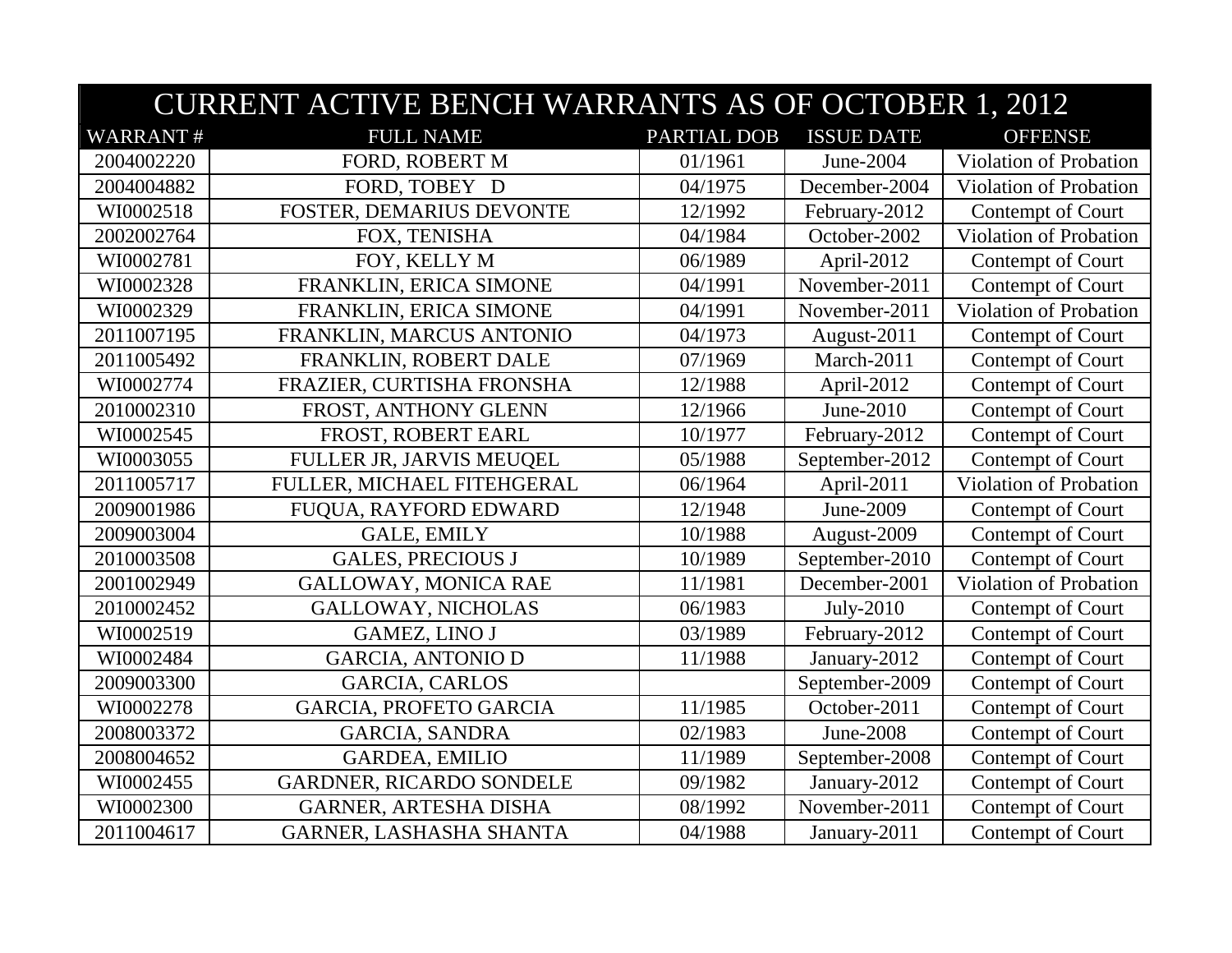| CURRENT ACTIVE BENCH WARRANTS AS OF OCTOBER 1, 2012 | | | | |
|---|---|---|---|---|
| WARRANT # | FULL NAME | PARTIAL DOB | ISSUE DATE | OFFENSE |
| 2004002220 | FORD, ROBERT M | 01/1961 | June-2004 | Violation of Probation |
| 2004004882 | FORD, TOBEY D | 04/1975 | December-2004 | Violation of Probation |
| WI0002518 | FOSTER, DEMARIUS DEVONTE | 12/1992 | February-2012 | Contempt of Court |
| 2002002764 | FOX, TENISHA | 04/1984 | October-2002 | Violation of Probation |
| WI0002781 | FOY, KELLY M | 06/1989 | April-2012 | Contempt of Court |
| WI0002328 | FRANKLIN, ERICA SIMONE | 04/1991 | November-2011 | Contempt of Court |
| WI0002329 | FRANKLIN, ERICA SIMONE | 04/1991 | November-2011 | Violation of Probation |
| 2011007195 | FRANKLIN, MARCUS ANTONIO | 04/1973 | August-2011 | Contempt of Court |
| 2011005492 | FRANKLIN, ROBERT DALE | 07/1969 | March-2011 | Contempt of Court |
| WI0002774 | FRAZIER, CURTISHA FRONSHA | 12/1988 | April-2012 | Contempt of Court |
| 2010002310 | FROST, ANTHONY GLENN | 12/1966 | June-2010 | Contempt of Court |
| WI0002545 | FROST, ROBERT EARL | 10/1977 | February-2012 | Contempt of Court |
| WI0003055 | FULLER JR, JARVIS MEUQEL | 05/1988 | September-2012 | Contempt of Court |
| 2011005717 | FULLER, MICHAEL FITEHGERAL | 06/1964 | April-2011 | Violation of Probation |
| 2009001986 | FUQUA, RAYFORD EDWARD | 12/1948 | June-2009 | Contempt of Court |
| 2009003004 | GALE, EMILY | 10/1988 | August-2009 | Contempt of Court |
| 2010003508 | GALES, PRECIOUS J | 10/1989 | September-2010 | Contempt of Court |
| 2001002949 | GALLOWAY, MONICA RAE | 11/1981 | December-2001 | Violation of Probation |
| 2010002452 | GALLOWAY, NICHOLAS | 06/1983 | July-2010 | Contempt of Court |
| WI0002519 | GAMEZ, LINO J | 03/1989 | February-2012 | Contempt of Court |
| WI0002484 | GARCIA, ANTONIO D | 11/1988 | January-2012 | Contempt of Court |
| 2009003300 | GARCIA, CARLOS | | September-2009 | Contempt of Court |
| WI0002278 | GARCIA, PROFETO GARCIA | 11/1985 | October-2011 | Contempt of Court |
| 2008003372 | GARCIA, SANDRA | 02/1983 | June-2008 | Contempt of Court |
| 2008004652 | GARDEA, EMILIO | 11/1989 | September-2008 | Contempt of Court |
| WI0002455 | GARDNER, RICARDO SONDELE | 09/1982 | January-2012 | Contempt of Court |
| WI0002300 | GARNER, ARTESHA DISHA | 08/1992 | November-2011 | Contempt of Court |
| 2011004617 | GARNER, LASHASHA SHANTA | 04/1988 | January-2011 | Contempt of Court |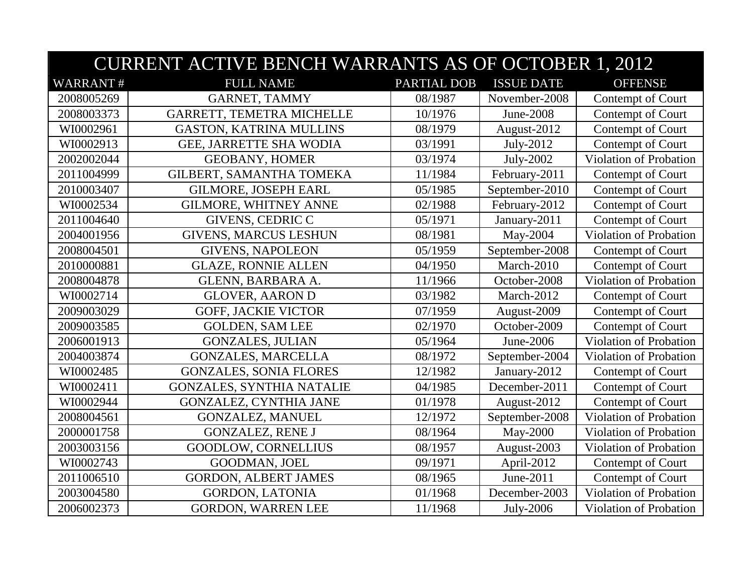# CURRENT ACTIVE BENCH WARRANTS AS OF OCTOBER 1, 2012

| WARRANT # | FULL NAME | PARTIAL DOB | ISSUE DATE | OFFENSE |
|---|---|---|---|---|
| 2008005269 | GARNET, TAMMY | 08/1987 | November-2008 | Contempt of Court |
| 2008003373 | GARRETT, TEMETRA MICHELLE | 10/1976 | June-2008 | Contempt of Court |
| WI0002961 | GASTON, KATRINA MULLINS | 08/1979 | August-2012 | Contempt of Court |
| WI0002913 | GEE, JARRETTE SHA WODIA | 03/1991 | July-2012 | Contempt of Court |
| 2002002044 | GEOBANY, HOMER | 03/1974 | July-2002 | Violation of Probation |
| 2011004999 | GILBERT, SAMANTHA TOMEKA | 11/1984 | February-2011 | Contempt of Court |
| 2010003407 | GILMORE, JOSEPH EARL | 05/1985 | September-2010 | Contempt of Court |
| WI0002534 | GILMORE, WHITNEY ANNE | 02/1988 | February-2012 | Contempt of Court |
| 2011004640 | GIVENS, CEDRIC C | 05/1971 | January-2011 | Contempt of Court |
| 2004001956 | GIVENS, MARCUS LESHUN | 08/1981 | May-2004 | Violation of Probation |
| 2008004501 | GIVENS, NAPOLEON | 05/1959 | September-2008 | Contempt of Court |
| 2010000881 | GLAZE, RONNIE ALLEN | 04/1950 | March-2010 | Contempt of Court |
| 2008004878 | GLENN, BARBARA A. | 11/1966 | October-2008 | Violation of Probation |
| WI0002714 | GLOVER, AARON D | 03/1982 | March-2012 | Contempt of Court |
| 2009003029 | GOFF, JACKIE VICTOR | 07/1959 | August-2009 | Contempt of Court |
| 2009003585 | GOLDEN, SAM LEE | 02/1970 | October-2009 | Contempt of Court |
| 2006001913 | GONZALES, JULIAN | 05/1964 | June-2006 | Violation of Probation |
| 2004003874 | GONZALES, MARCELLA | 08/1972 | September-2004 | Violation of Probation |
| WI0002485 | GONZALES, SONIA FLORES | 12/1982 | January-2012 | Contempt of Court |
| WI0002411 | GONZALES, SYNTHIA NATALIE | 04/1985 | December-2011 | Contempt of Court |
| WI0002944 | GONZALEZ, CYNTHIA JANE | 01/1978 | August-2012 | Contempt of Court |
| 2008004561 | GONZALEZ, MANUEL | 12/1972 | September-2008 | Violation of Probation |
| 2000001758 | GONZALEZ, RENE J | 08/1964 | May-2000 | Violation of Probation |
| 2003003156 | GOODLOW, CORNELLIUS | 08/1957 | August-2003 | Violation of Probation |
| WI0002743 | GOODMAN, JOEL | 09/1971 | April-2012 | Contempt of Court |
| 2011006510 | GORDON, ALBERT JAMES | 08/1965 | June-2011 | Contempt of Court |
| 2003004580 | GORDON, LATONIA | 01/1968 | December-2003 | Violation of Probation |
| 2006002373 | GORDON, WARREN LEE | 11/1968 | July-2006 | Violation of Probation |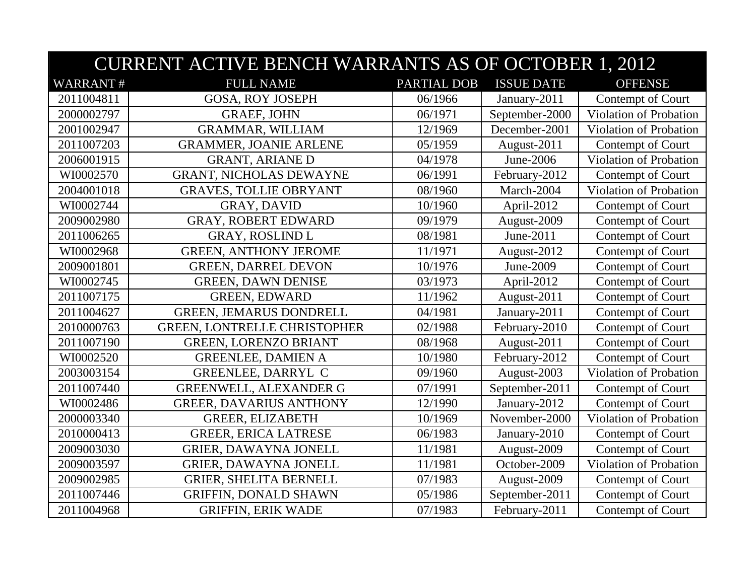# CURRENT ACTIVE BENCH WARRANTS AS OF OCTOBER 1, 2012

| WARRANT # | FULL NAME | PARTIAL DOB | ISSUE DATE | OFFENSE |
|---|---|---|---|---|
| 2011004811 | GOSA, ROY JOSEPH | 06/1966 | January-2011 | Contempt of Court |
| 2000002797 | GRAEF, JOHN | 06/1971 | September-2000 | Violation of Probation |
| 2001002947 | GRAMMAR, WILLIAM | 12/1969 | December-2001 | Violation of Probation |
| 2011007203 | GRAMMER, JOANIE ARLENE | 05/1959 | August-2011 | Contempt of Court |
| 2006001915 | GRANT, ARIANE D | 04/1978 | June-2006 | Violation of Probation |
| WI0002570 | GRANT, NICHOLAS DEWAYNE | 06/1991 | February-2012 | Contempt of Court |
| 2004001018 | GRAVES, TOLLIE OBRYANT | 08/1960 | March-2004 | Violation of Probation |
| WI0002744 | GRAY, DAVID | 10/1960 | April-2012 | Contempt of Court |
| 2009002980 | GRAY, ROBERT EDWARD | 09/1979 | August-2009 | Contempt of Court |
| 2011006265 | GRAY, ROSLIND L | 08/1981 | June-2011 | Contempt of Court |
| WI0002968 | GREEN, ANTHONY JEROME | 11/1971 | August-2012 | Contempt of Court |
| 2009001801 | GREEN, DARREL DEVON | 10/1976 | June-2009 | Contempt of Court |
| WI0002745 | GREEN, DAWN DENISE | 03/1973 | April-2012 | Contempt of Court |
| 2011007175 | GREEN, EDWARD | 11/1962 | August-2011 | Contempt of Court |
| 2011004627 | GREEN, JEMARUS DONDRELL | 04/1981 | January-2011 | Contempt of Court |
| 2010000763 | GREEN, LONTRELLE CHRISTOPHER | 02/1988 | February-2010 | Contempt of Court |
| 2011007190 | GREEN, LORENZO BRIANT | 08/1968 | August-2011 | Contempt of Court |
| WI0002520 | GREENLEE, DAMIEN A | 10/1980 | February-2012 | Contempt of Court |
| 2003003154 | GREENLEE, DARRYL C | 09/1960 | August-2003 | Violation of Probation |
| 2011007440 | GREENWELL, ALEXANDER G | 07/1991 | September-2011 | Contempt of Court |
| WI0002486 | GREER, DAVARIUS ANTHONY | 12/1990 | January-2012 | Contempt of Court |
| 2000003340 | GREER, ELIZABETH | 10/1969 | November-2000 | Violation of Probation |
| 2010000413 | GREER, ERICA LATRESE | 06/1983 | January-2010 | Contempt of Court |
| 2009003030 | GRIER, DAWAYNA JONELL | 11/1981 | August-2009 | Contempt of Court |
| 2009003597 | GRIER, DAWAYNA JONELL | 11/1981 | October-2009 | Violation of Probation |
| 2009002985 | GRIER, SHELITA BERNELL | 07/1983 | August-2009 | Contempt of Court |
| 2011007446 | GRIFFIN, DONALD SHAWN | 05/1986 | September-2011 | Contempt of Court |
| 2011004968 | GRIFFIN, ERIK WADE | 07/1983 | February-2011 | Contempt of Court |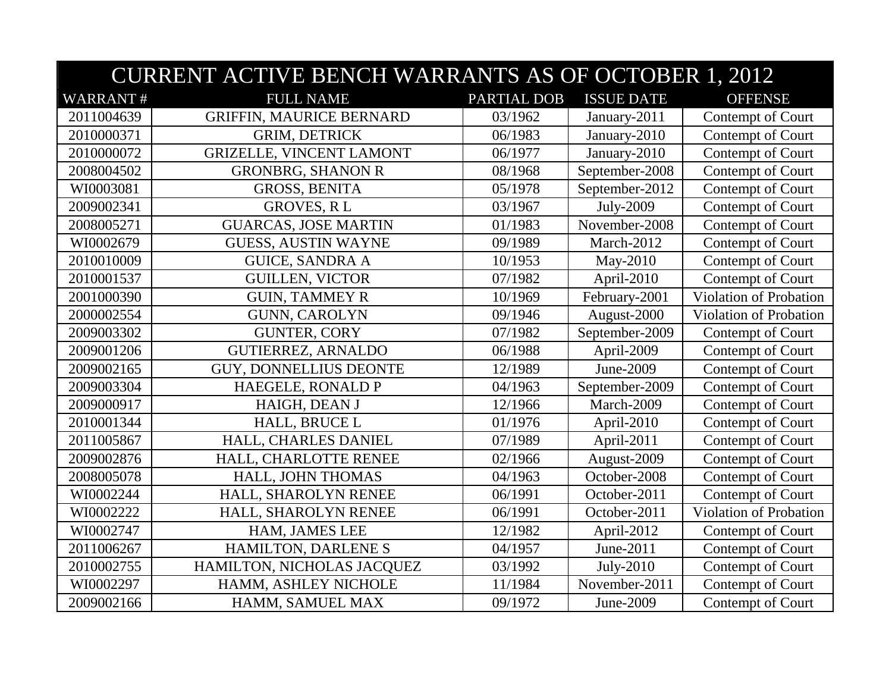# CURRENT ACTIVE BENCH WARRANTS AS OF OCTOBER 1, 2012

| WARRANT # | FULL NAME | PARTIAL DOB | ISSUE DATE | OFFENSE |
|---|---|---|---|---|
| 2011004639 | GRIFFIN, MAURICE BERNARD | 03/1962 | January-2011 | Contempt of Court |
| 2010000371 | GRIM, DETRICK | 06/1983 | January-2010 | Contempt of Court |
| 2010000072 | GRIZELLE, VINCENT LAMONT | 06/1977 | January-2010 | Contempt of Court |
| 2008004502 | GRONBRG, SHANON R | 08/1968 | September-2008 | Contempt of Court |
| WI0003081 | GROSS, BENITA | 05/1978 | September-2012 | Contempt of Court |
| 2009002341 | GROVES, R L | 03/1967 | July-2009 | Contempt of Court |
| 2008005271 | GUARCAS, JOSE MARTIN | 01/1983 | November-2008 | Contempt of Court |
| WI0002679 | GUESS, AUSTIN WAYNE | 09/1989 | March-2012 | Contempt of Court |
| 2010010009 | GUICE, SANDRA A | 10/1953 | May-2010 | Contempt of Court |
| 2010001537 | GUILLEN, VICTOR | 07/1982 | April-2010 | Contempt of Court |
| 2001000390 | GUIN, TAMMEY R | 10/1969 | February-2001 | Violation of Probation |
| 2000002554 | GUNN, CAROLYN | 09/1946 | August-2000 | Violation of Probation |
| 2009003302 | GUNTER, CORY | 07/1982 | September-2009 | Contempt of Court |
| 2009001206 | GUTIERREZ, ARNALDO | 06/1988 | April-2009 | Contempt of Court |
| 2009002165 | GUY, DONNELLIUS DEONTE | 12/1989 | June-2009 | Contempt of Court |
| 2009003304 | HAEGELE, RONALD P | 04/1963 | September-2009 | Contempt of Court |
| 2009000917 | HAIGH, DEAN J | 12/1966 | March-2009 | Contempt of Court |
| 2010001344 | HALL, BRUCE L | 01/1976 | April-2010 | Contempt of Court |
| 2011005867 | HALL, CHARLES DANIEL | 07/1989 | April-2011 | Contempt of Court |
| 2009002876 | HALL, CHARLOTTE RENEE | 02/1966 | August-2009 | Contempt of Court |
| 2008005078 | HALL, JOHN THOMAS | 04/1963 | October-2008 | Contempt of Court |
| WI0002244 | HALL, SHAROLYN RENEE | 06/1991 | October-2011 | Contempt of Court |
| WI0002222 | HALL, SHAROLYN RENEE | 06/1991 | October-2011 | Violation of Probation |
| WI0002747 | HAM, JAMES LEE | 12/1982 | April-2012 | Contempt of Court |
| 2011006267 | HAMILTON, DARLENE S | 04/1957 | June-2011 | Contempt of Court |
| 2010002755 | HAMILTON, NICHOLAS JACQUEZ | 03/1992 | July-2010 | Contempt of Court |
| WI0002297 | HAMM, ASHLEY NICHOLE | 11/1984 | November-2011 | Contempt of Court |
| 2009002166 | HAMM, SAMUEL MAX | 09/1972 | June-2009 | Contempt of Court |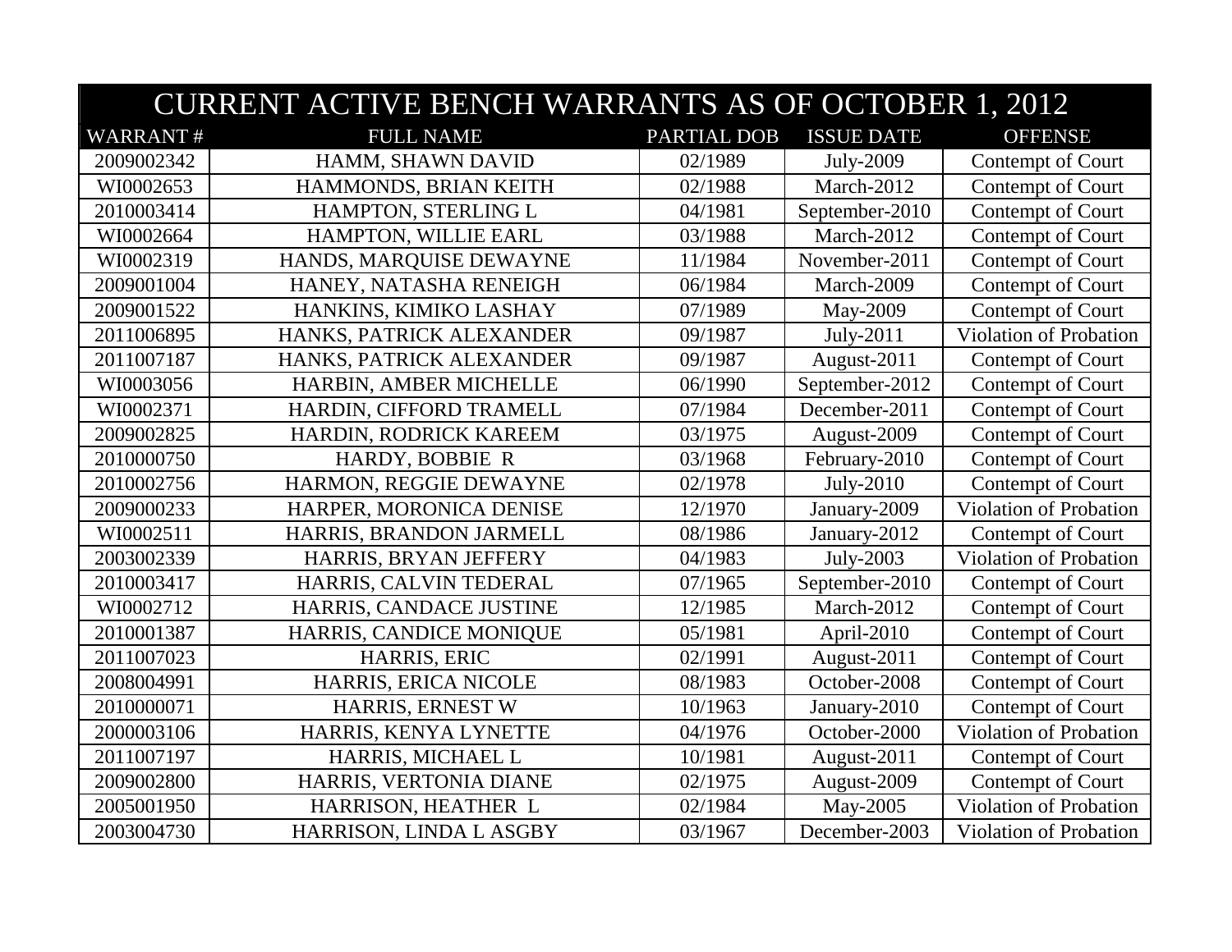| CURRENT ACTIVE BENCH WARRANTS AS OF OCTOBER 1, 2012 | | | | |
|---|---|---|---|---|
| WARRANT # | FULL NAME | PARTIAL DOB | ISSUE DATE | OFFENSE |
| 2009002342 | HAMM, SHAWN DAVID | 02/1989 | July-2009 | Contempt of Court |
| WI0002653 | HAMMONDS, BRIAN KEITH | 02/1988 | March-2012 | Contempt of Court |
| 2010003414 | HAMPTON, STERLING L | 04/1981 | September-2010 | Contempt of Court |
| WI0002664 | HAMPTON, WILLIE EARL | 03/1988 | March-2012 | Contempt of Court |
| WI0002319 | HANDS, MARQUISE DEWAYNE | 11/1984 | November-2011 | Contempt of Court |
| 2009001004 | HANEY, NATASHA RENEIGH | 06/1984 | March-2009 | Contempt of Court |
| 2009001522 | HANKINS, KIMIKO LASHAY | 07/1989 | May-2009 | Contempt of Court |
| 2011006895 | HANKS, PATRICK ALEXANDER | 09/1987 | July-2011 | Violation of Probation |
| 2011007187 | HANKS, PATRICK ALEXANDER | 09/1987 | August-2011 | Contempt of Court |
| WI0003056 | HARBIN, AMBER MICHELLE | 06/1990 | September-2012 | Contempt of Court |
| WI0002371 | HARDIN, CIFFORD TRAMELL | 07/1984 | December-2011 | Contempt of Court |
| 2009002825 | HARDIN, RODRICK KAREEM | 03/1975 | August-2009 | Contempt of Court |
| 2010000750 | HARDY, BOBBIE R | 03/1968 | February-2010 | Contempt of Court |
| 2010002756 | HARMON, REGGIE DEWAYNE | 02/1978 | July-2010 | Contempt of Court |
| 2009000233 | HARPER, MORONICA DENISE | 12/1970 | January-2009 | Violation of Probation |
| WI0002511 | HARRIS, BRANDON JARMELL | 08/1986 | January-2012 | Contempt of Court |
| 2003002339 | HARRIS, BRYAN JEFFERY | 04/1983 | July-2003 | Violation of Probation |
| 2010003417 | HARRIS, CALVIN TEDERAL | 07/1965 | September-2010 | Contempt of Court |
| WI0002712 | HARRIS, CANDACE JUSTINE | 12/1985 | March-2012 | Contempt of Court |
| 2010001387 | HARRIS, CANDICE MONIQUE | 05/1981 | April-2010 | Contempt of Court |
| 2011007023 | HARRIS, ERIC | 02/1991 | August-2011 | Contempt of Court |
| 2008004991 | HARRIS, ERICA NICOLE | 08/1983 | October-2008 | Contempt of Court |
| 2010000071 | HARRIS, ERNEST W | 10/1963 | January-2010 | Contempt of Court |
| 2000003106 | HARRIS, KENYA LYNETTE | 04/1976 | October-2000 | Violation of Probation |
| 2011007197 | HARRIS, MICHAEL L | 10/1981 | August-2011 | Contempt of Court |
| 2009002800 | HARRIS, VERTONIA DIANE | 02/1975 | August-2009 | Contempt of Court |
| 2005001950 | HARRISON, HEATHER L | 02/1984 | May-2005 | Violation of Probation |
| 2003004730 | HARRISON, LINDA L ASGBY | 03/1967 | December-2003 | Violation of Probation |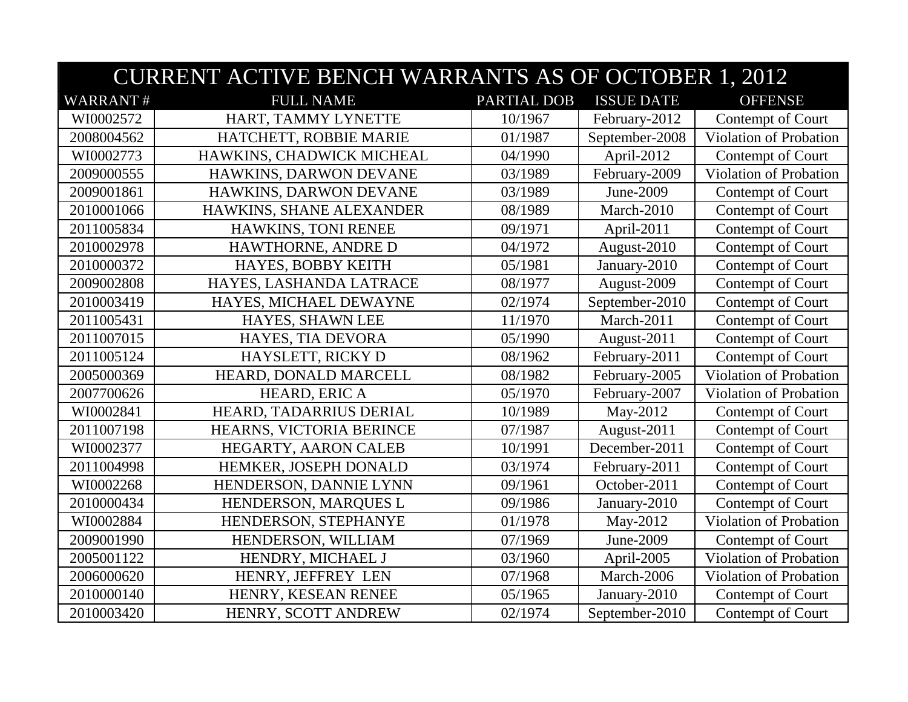| CURRENT ACTIVE BENCH WARRANTS AS OF OCTOBER 1, 2012 | | | | |
|---|---|---|---|---|
| WARRANT # | FULL NAME | PARTIAL DOB | ISSUE DATE | OFFENSE |
| WI0002572 | HART, TAMMY LYNETTE | 10/1967 | February-2012 | Contempt of Court |
| 2008004562 | HATCHETT, ROBBIE MARIE | 01/1987 | September-2008 | Violation of Probation |
| WI0002773 | HAWKINS, CHADWICK MICHEAL | 04/1990 | April-2012 | Contempt of Court |
| 2009000555 | HAWKINS, DARWON DEVANE | 03/1989 | February-2009 | Violation of Probation |
| 2009001861 | HAWKINS, DARWON DEVANE | 03/1989 | June-2009 | Contempt of Court |
| 2010001066 | HAWKINS, SHANE ALEXANDER | 08/1989 | March-2010 | Contempt of Court |
| 2011005834 | HAWKINS, TONI RENEE | 09/1971 | April-2011 | Contempt of Court |
| 2010002978 | HAWTHORNE, ANDRE D | 04/1972 | August-2010 | Contempt of Court |
| 2010000372 | HAYES, BOBBY KEITH | 05/1981 | January-2010 | Contempt of Court |
| 2009002808 | HAYES, LASHANDA LATRACE | 08/1977 | August-2009 | Contempt of Court |
| 2010003419 | HAYES, MICHAEL DEWAYNE | 02/1974 | September-2010 | Contempt of Court |
| 2011005431 | HAYES, SHAWN LEE | 11/1970 | March-2011 | Contempt of Court |
| 2011007015 | HAYES, TIA DEVORA | 05/1990 | August-2011 | Contempt of Court |
| 2011005124 | HAYSLETT, RICKY D | 08/1962 | February-2011 | Contempt of Court |
| 2005000369 | HEARD, DONALD MARCELL | 08/1982 | February-2005 | Violation of Probation |
| 2007700626 | HEARD, ERIC A | 05/1970 | February-2007 | Violation of Probation |
| WI0002841 | HEARD, TADARRIUS DERIAL | 10/1989 | May-2012 | Contempt of Court |
| 2011007198 | HEARNS, VICTORIA BERINCE | 07/1987 | August-2011 | Contempt of Court |
| WI0002377 | HEGARTY, AARON CALEB | 10/1991 | December-2011 | Contempt of Court |
| 2011004998 | HEMKER, JOSEPH DONALD | 03/1974 | February-2011 | Contempt of Court |
| WI0002268 | HENDERSON, DANNIE LYNN | 09/1961 | October-2011 | Contempt of Court |
| 2010000434 | HENDERSON, MARQUES L | 09/1986 | January-2010 | Contempt of Court |
| WI0002884 | HENDERSON, STEPHANYE | 01/1978 | May-2012 | Violation of Probation |
| 2009001990 | HENDERSON, WILLIAM | 07/1969 | June-2009 | Contempt of Court |
| 2005001122 | HENDRY, MICHAEL J | 03/1960 | April-2005 | Violation of Probation |
| 2006000620 | HENRY, JEFFREY LEN | 07/1968 | March-2006 | Violation of Probation |
| 2010000140 | HENRY, KESEAN RENEE | 05/1965 | January-2010 | Contempt of Court |
| 2010003420 | HENRY, SCOTT ANDREW | 02/1974 | September-2010 | Contempt of Court |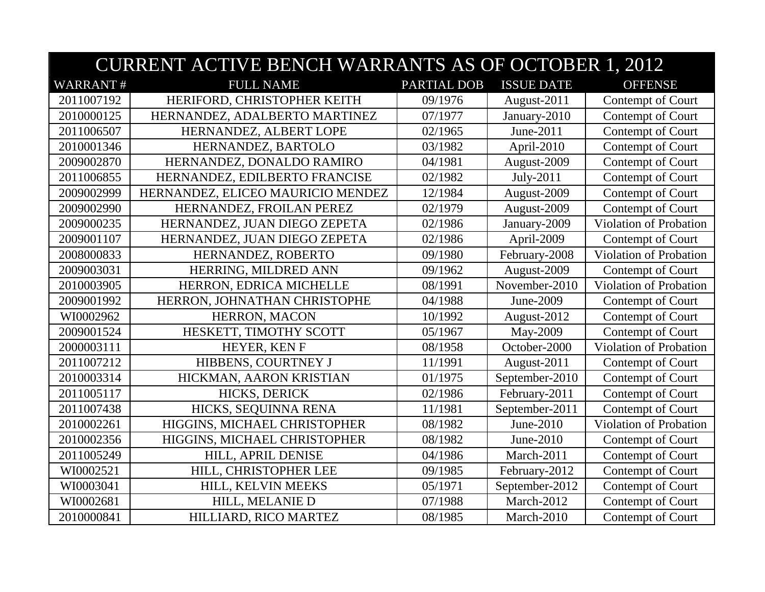| CURRENT ACTIVE BENCH WARRANTS AS OF OCTOBER 1, 2012 | | | | |
|---|---|---|---|---|
| WARRANT # | FULL NAME | PARTIAL DOB | ISSUE DATE | OFFENSE |
| 2011007192 | HERIFORD, CHRISTOPHER KEITH | 09/1976 | August-2011 | Contempt of Court |
| 2010000125 | HERNANDEZ, ADALBERTO MARTINEZ | 07/1977 | January-2010 | Contempt of Court |
| 2011006507 | HERNANDEZ, ALBERT LOPE | 02/1965 | June-2011 | Contempt of Court |
| 2010001346 | HERNANDEZ, BARTOLO | 03/1982 | April-2010 | Contempt of Court |
| 2009002870 | HERNANDEZ, DONALDO RAMIRO | 04/1981 | August-2009 | Contempt of Court |
| 2011006855 | HERNANDEZ, EDILBERTO FRANCISE | 02/1982 | July-2011 | Contempt of Court |
| 2009002999 | HERNANDEZ, ELICEO MAURICIO MENDEZ | 12/1984 | August-2009 | Contempt of Court |
| 2009002990 | HERNANDEZ, FROILAN PEREZ | 02/1979 | August-2009 | Contempt of Court |
| 2009000235 | HERNANDEZ, JUAN DIEGO ZEPETA | 02/1986 | January-2009 | Violation of Probation |
| 2009001107 | HERNANDEZ, JUAN DIEGO ZEPETA | 02/1986 | April-2009 | Contempt of Court |
| 2008000833 | HERNANDEZ, ROBERTO | 09/1980 | February-2008 | Violation of Probation |
| 2009003031 | HERRING, MILDRED ANN | 09/1962 | August-2009 | Contempt of Court |
| 2010003905 | HERRON, EDRICA MICHELLE | 08/1991 | November-2010 | Violation of Probation |
| 2009001992 | HERRON, JOHNATHAN CHRISTOPHE | 04/1988 | June-2009 | Contempt of Court |
| WI0002962 | HERRON, MACON | 10/1992 | August-2012 | Contempt of Court |
| 2009001524 | HESKETT, TIMOTHY SCOTT | 05/1967 | May-2009 | Contempt of Court |
| 2000003111 | HEYER, KEN F | 08/1958 | October-2000 | Violation of Probation |
| 2011007212 | HIBBENS, COURTNEY J | 11/1991 | August-2011 | Contempt of Court |
| 2010003314 | HICKMAN, AARON KRISTIAN | 01/1975 | September-2010 | Contempt of Court |
| 2011005117 | HICKS, DERICK | 02/1986 | February-2011 | Contempt of Court |
| 2011007438 | HICKS, SEQUINNA RENA | 11/1981 | September-2011 | Contempt of Court |
| 2010002261 | HIGGINS, MICHAEL CHRISTOPHER | 08/1982 | June-2010 | Violation of Probation |
| 2010002356 | HIGGINS, MICHAEL CHRISTOPHER | 08/1982 | June-2010 | Contempt of Court |
| 2011005249 | HILL, APRIL DENISE | 04/1986 | March-2011 | Contempt of Court |
| WI0002521 | HILL, CHRISTOPHER LEE | 09/1985 | February-2012 | Contempt of Court |
| WI0003041 | HILL, KELVIN MEEKS | 05/1971 | September-2012 | Contempt of Court |
| WI0002681 | HILL, MELANIE D | 07/1988 | March-2012 | Contempt of Court |
| 2010000841 | HILLIARD, RICO MARTEZ | 08/1985 | March-2010 | Contempt of Court |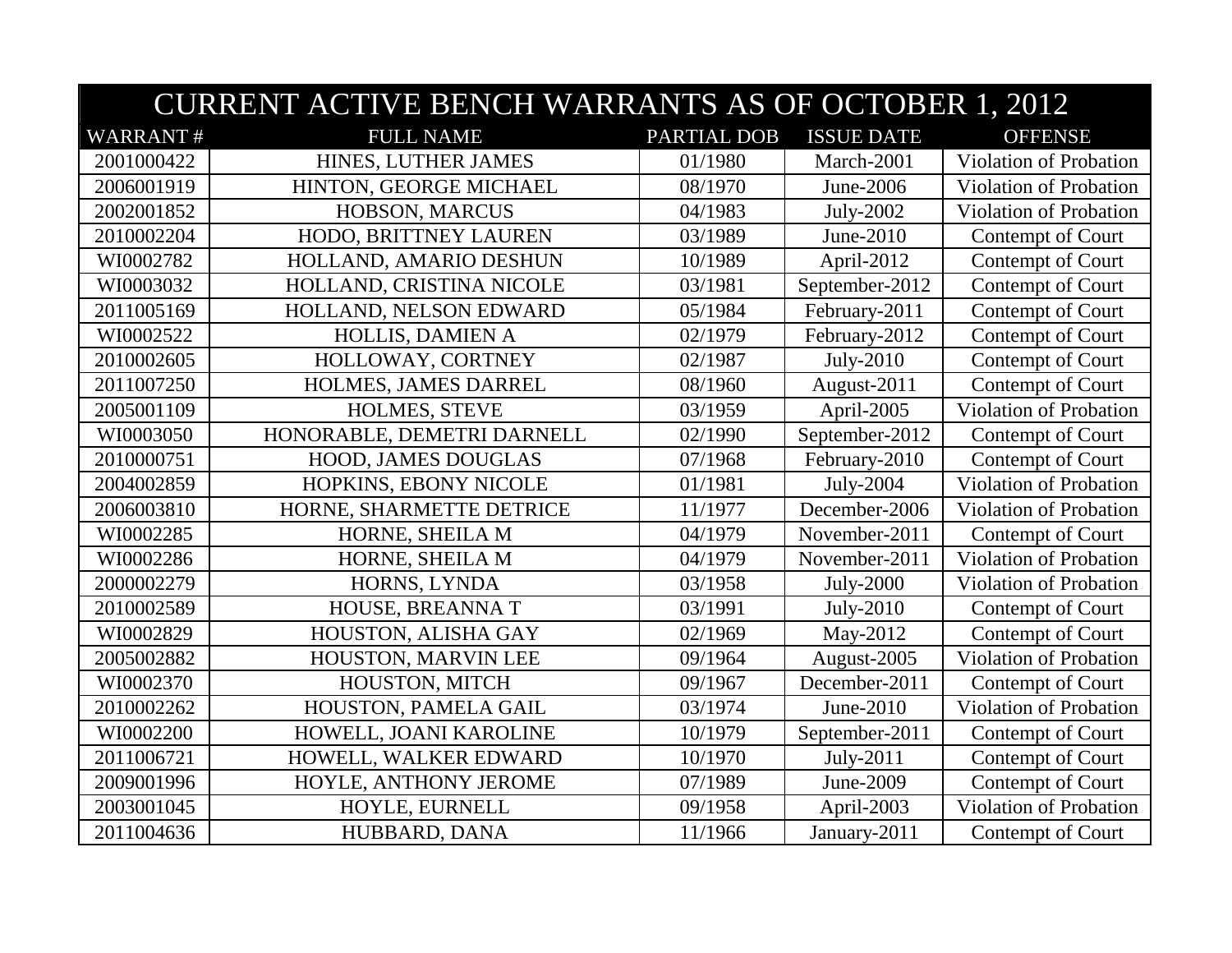| CURRENT ACTIVE BENCH WARRANTS AS OF OCTOBER 1, 2012 | | | | |
|---|---|---|---|---|
| WARRANT # | FULL NAME | PARTIAL DOB | ISSUE DATE | OFFENSE |
| 2001000422 | HINES, LUTHER JAMES | 01/1980 | March-2001 | Violation of Probation |
| 2006001919 | HINTON, GEORGE MICHAEL | 08/1970 | June-2006 | Violation of Probation |
| 2002001852 | HOBSON, MARCUS | 04/1983 | July-2002 | Violation of Probation |
| 2010002204 | HODO, BRITTNEY LAUREN | 03/1989 | June-2010 | Contempt of Court |
| WI0002782 | HOLLAND, AMARIO DESHUN | 10/1989 | April-2012 | Contempt of Court |
| WI0003032 | HOLLAND, CRISTINA NICOLE | 03/1981 | September-2012 | Contempt of Court |
| 2011005169 | HOLLAND, NELSON EDWARD | 05/1984 | February-2011 | Contempt of Court |
| WI0002522 | HOLLIS, DAMIEN A | 02/1979 | February-2012 | Contempt of Court |
| 2010002605 | HOLLOWAY, CORTNEY | 02/1987 | July-2010 | Contempt of Court |
| 2011007250 | HOLMES, JAMES DARREL | 08/1960 | August-2011 | Contempt of Court |
| 2005001109 | HOLMES, STEVE | 03/1959 | April-2005 | Violation of Probation |
| WI0003050 | HONORABLE, DEMETRI DARNELL | 02/1990 | September-2012 | Contempt of Court |
| 2010000751 | HOOD, JAMES DOUGLAS | 07/1968 | February-2010 | Contempt of Court |
| 2004002859 | HOPKINS, EBONY NICOLE | 01/1981 | July-2004 | Violation of Probation |
| 2006003810 | HORNE, SHARMETTE DETRICE | 11/1977 | December-2006 | Violation of Probation |
| WI0002285 | HORNE, SHEILA M | 04/1979 | November-2011 | Contempt of Court |
| WI0002286 | HORNE, SHEILA M | 04/1979 | November-2011 | Violation of Probation |
| 2000002279 | HORNS, LYNDA | 03/1958 | July-2000 | Violation of Probation |
| 2010002589 | HOUSE, BREANNA T | 03/1991 | July-2010 | Contempt of Court |
| WI0002829 | HOUSTON, ALISHA GAY | 02/1969 | May-2012 | Contempt of Court |
| 2005002882 | HOUSTON, MARVIN LEE | 09/1964 | August-2005 | Violation of Probation |
| WI0002370 | HOUSTON, MITCH | 09/1967 | December-2011 | Contempt of Court |
| 2010002262 | HOUSTON, PAMELA GAIL | 03/1974 | June-2010 | Violation of Probation |
| WI0002200 | HOWELL, JOANI KAROLINE | 10/1979 | September-2011 | Contempt of Court |
| 2011006721 | HOWELL, WALKER EDWARD | 10/1970 | July-2011 | Contempt of Court |
| 2009001996 | HOYLE, ANTHONY JEROME | 07/1989 | June-2009 | Contempt of Court |
| 2003001045 | HOYLE, EURNELL | 09/1958 | April-2003 | Violation of Probation |
| 2011004636 | HUBBARD, DANA | 11/1966 | January-2011 | Contempt of Court |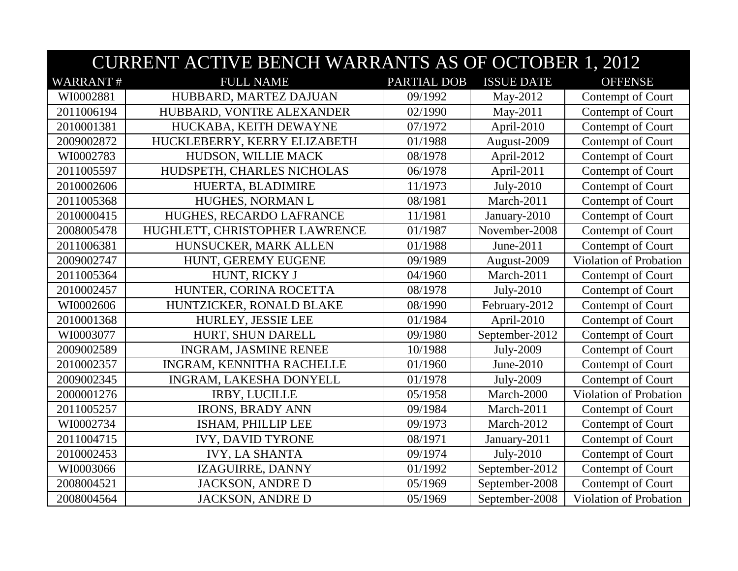| CURRENT ACTIVE BENCH WARRANTS AS OF OCTOBER 1, 2012 | | | | |
|---|---|---|---|---|
| WARRANT # | FULL NAME | PARTIAL DOB | ISSUE DATE | OFFENSE |
| WI0002881 | HUBBARD, MARTEZ DAJUAN | 09/1992 | May-2012 | Contempt of Court |
| 2011006194 | HUBBARD, VONTRE ALEXANDER | 02/1990 | May-2011 | Contempt of Court |
| 2010001381 | HUCKABA, KEITH DEWAYNE | 07/1972 | April-2010 | Contempt of Court |
| 2009002872 | HUCKLEBERRY, KERRY ELIZABETH | 01/1988 | August-2009 | Contempt of Court |
| WI0002783 | HUDSON, WILLIE MACK | 08/1978 | April-2012 | Contempt of Court |
| 2011005597 | HUDSPETH, CHARLES NICHOLAS | 06/1978 | April-2011 | Contempt of Court |
| 2010002606 | HUERTA, BLADIMIRE | 11/1973 | July-2010 | Contempt of Court |
| 2011005368 | HUGHES, NORMAN L | 08/1981 | March-2011 | Contempt of Court |
| 2010000415 | HUGHES, RECARDO LAFRANCE | 11/1981 | January-2010 | Contempt of Court |
| 2008005478 | HUGHLETT, CHRISTOPHER LAWRENCE | 01/1987 | November-2008 | Contempt of Court |
| 2011006381 | HUNSUCKER, MARK ALLEN | 01/1988 | June-2011 | Contempt of Court |
| 2009002747 | HUNT, GEREMY EUGENE | 09/1989 | August-2009 | Violation of Probation |
| 2011005364 | HUNT, RICKY J | 04/1960 | March-2011 | Contempt of Court |
| 2010002457 | HUNTER, CORINA ROCETTA | 08/1978 | July-2010 | Contempt of Court |
| WI0002606 | HUNTZICKER, RONALD BLAKE | 08/1990 | February-2012 | Contempt of Court |
| 2010001368 | HURLEY, JESSIE LEE | 01/1984 | April-2010 | Contempt of Court |
| WI0003077 | HURT, SHUN DARELL | 09/1980 | September-2012 | Contempt of Court |
| 2009002589 | INGRAM, JASMINE RENEE | 10/1988 | July-2009 | Contempt of Court |
| 2010002357 | INGRAM, KENNITHA RACHELLE | 01/1960 | June-2010 | Contempt of Court |
| 2009002345 | INGRAM, LAKESHA DONYELL | 01/1978 | July-2009 | Contempt of Court |
| 2000001276 | IRBY, LUCILLE | 05/1958 | March-2000 | Violation of Probation |
| 2011005257 | IRONS, BRADY ANN | 09/1984 | March-2011 | Contempt of Court |
| WI0002734 | ISHAM, PHILLIP LEE | 09/1973 | March-2012 | Contempt of Court |
| 2011004715 | IVY, DAVID TYRONE | 08/1971 | January-2011 | Contempt of Court |
| 2010002453 | IVY, LA SHANTA | 09/1974 | July-2010 | Contempt of Court |
| WI0003066 | IZAGUIRRE, DANNY | 01/1992 | September-2012 | Contempt of Court |
| 2008004521 | JACKSON, ANDRE D | 05/1969 | September-2008 | Contempt of Court |
| 2008004564 | JACKSON, ANDRE D | 05/1969 | September-2008 | Violation of Probation |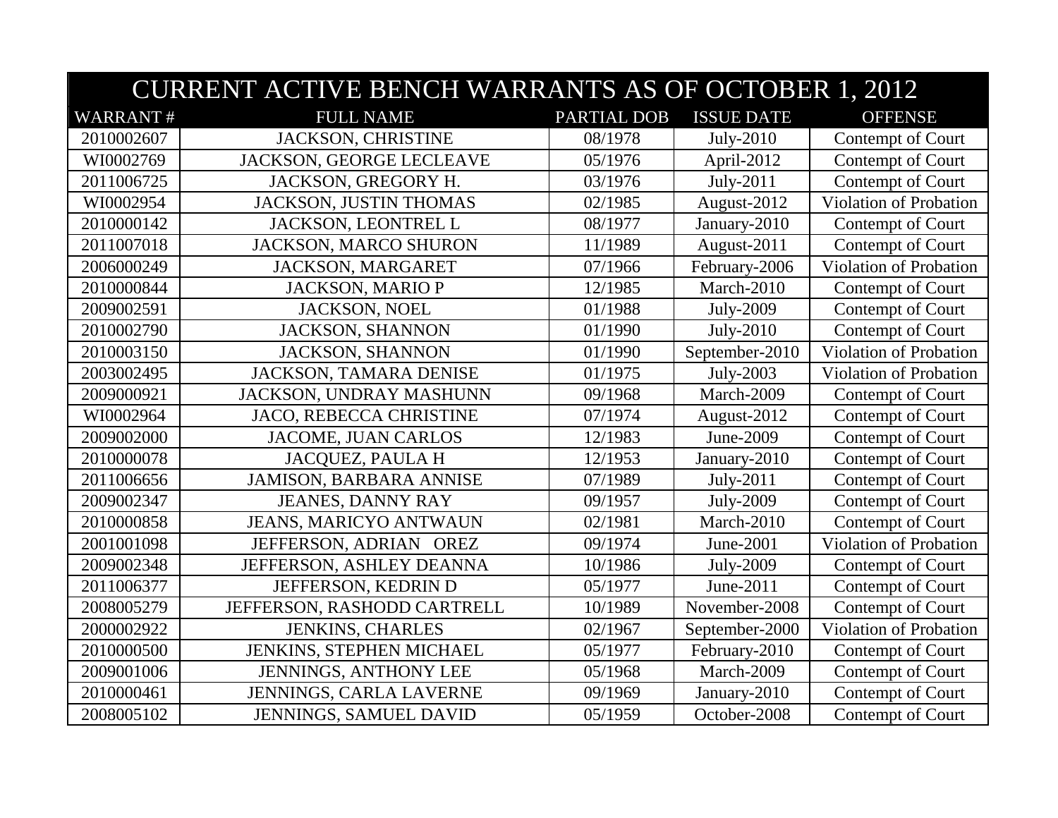| CURRENT ACTIVE BENCH WARRANTS AS OF OCTOBER 1, 2012 | | | | |
|---|---|---|---|---|
| WARRANT # | FULL NAME | PARTIAL DOB | ISSUE DATE | OFFENSE |
| 2010002607 | JACKSON, CHRISTINE | 08/1978 | July-2010 | Contempt of Court |
| WI0002769 | JACKSON, GEORGE LECLEAVE | 05/1976 | April-2012 | Contempt of Court |
| 2011006725 | JACKSON, GREGORY H. | 03/1976 | July-2011 | Contempt of Court |
| WI0002954 | JACKSON, JUSTIN THOMAS | 02/1985 | August-2012 | Violation of Probation |
| 2010000142 | JACKSON, LEONTREL L | 08/1977 | January-2010 | Contempt of Court |
| 2011007018 | JACKSON, MARCO SHURON | 11/1989 | August-2011 | Contempt of Court |
| 2006000249 | JACKSON, MARGARET | 07/1966 | February-2006 | Violation of Probation |
| 2010000844 | JACKSON, MARIO P | 12/1985 | March-2010 | Contempt of Court |
| 2009002591 | JACKSON, NOEL | 01/1988 | July-2009 | Contempt of Court |
| 2010002790 | JACKSON, SHANNON | 01/1990 | July-2010 | Contempt of Court |
| 2010003150 | JACKSON, SHANNON | 01/1990 | September-2010 | Violation of Probation |
| 2003002495 | JACKSON, TAMARA DENISE | 01/1975 | July-2003 | Violation of Probation |
| 2009000921 | JACKSON, UNDRAY MASHUNN | 09/1968 | March-2009 | Contempt of Court |
| WI0002964 | JACO, REBECCA CHRISTINE | 07/1974 | August-2012 | Contempt of Court |
| 2009002000 | JACOME, JUAN CARLOS | 12/1983 | June-2009 | Contempt of Court |
| 2010000078 | JACQUEZ, PAULA H | 12/1953 | January-2010 | Contempt of Court |
| 2011006656 | JAMISON, BARBARA ANNISE | 07/1989 | July-2011 | Contempt of Court |
| 2009002347 | JEANES, DANNY RAY | 09/1957 | July-2009 | Contempt of Court |
| 2010000858 | JEANS, MARICYO ANTWAUN | 02/1981 | March-2010 | Contempt of Court |
| 2001001098 | JEFFERSON, ADRIAN OREZ | 09/1974 | June-2001 | Violation of Probation |
| 2009002348 | JEFFERSON, ASHLEY DEANNA | 10/1986 | July-2009 | Contempt of Court |
| 2011006377 | JEFFERSON, KEDRIN D | 05/1977 | June-2011 | Contempt of Court |
| 2008005279 | JEFFERSON, RASHODD CARTRELL | 10/1989 | November-2008 | Contempt of Court |
| 2000002922 | JENKINS, CHARLES | 02/1967 | September-2000 | Violation of Probation |
| 2010000500 | JENKINS, STEPHEN MICHAEL | 05/1977 | February-2010 | Contempt of Court |
| 2009001006 | JENNINGS, ANTHONY LEE | 05/1968 | March-2009 | Contempt of Court |
| 2010000461 | JENNINGS, CARLA LAVERNE | 09/1969 | January-2010 | Contempt of Court |
| 2008005102 | JENNINGS, SAMUEL DAVID | 05/1959 | October-2008 | Contempt of Court |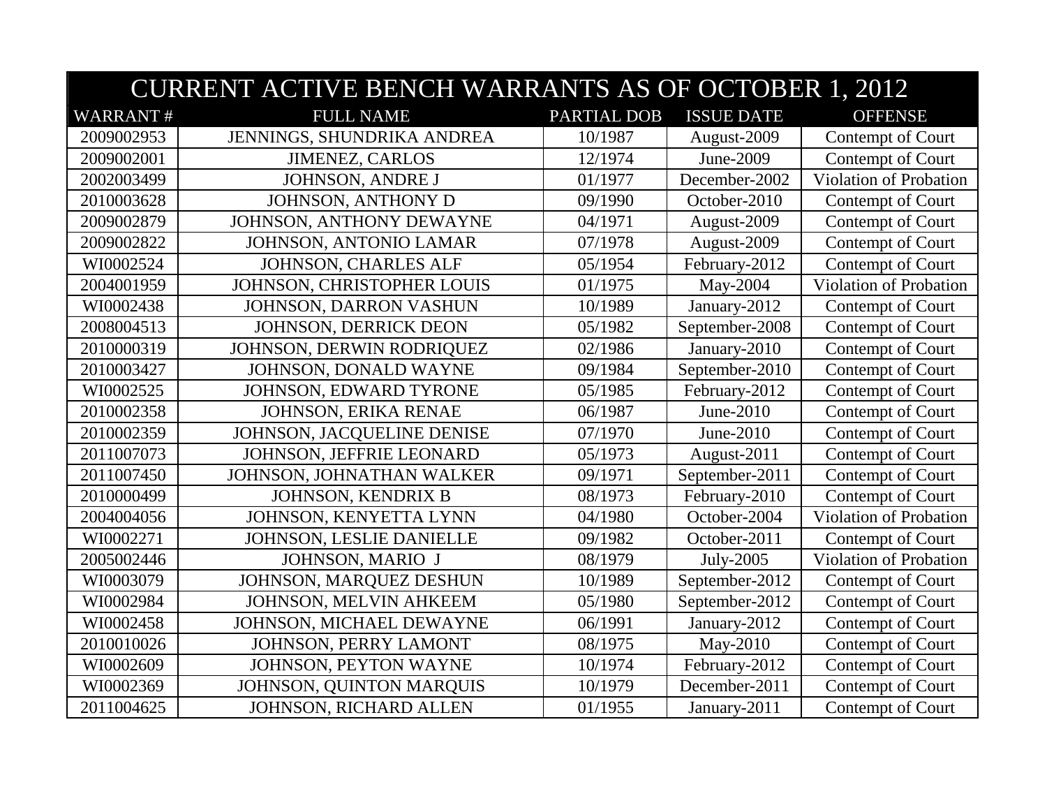| CURRENT ACTIVE BENCH WARRANTS AS OF OCTOBER 1, 2012 | | | | |
|---|---|---|---|---|
| WARRANT # | FULL NAME | PARTIAL DOB | ISSUE DATE | OFFENSE |
| 2009002953 | JENNINGS, SHUNDRIKA ANDREA | 10/1987 | August-2009 | Contempt of Court |
| 2009002001 | JIMENEZ, CARLOS | 12/1974 | June-2009 | Contempt of Court |
| 2002003499 | JOHNSON, ANDRE J | 01/1977 | December-2002 | Violation of Probation |
| 2010003628 | JOHNSON, ANTHONY D | 09/1990 | October-2010 | Contempt of Court |
| 2009002879 | JOHNSON, ANTHONY DEWAYNE | 04/1971 | August-2009 | Contempt of Court |
| 2009002822 | JOHNSON, ANTONIO LAMAR | 07/1978 | August-2009 | Contempt of Court |
| WI0002524 | JOHNSON, CHARLES ALF | 05/1954 | February-2012 | Contempt of Court |
| 2004001959 | JOHNSON, CHRISTOPHER LOUIS | 01/1975 | May-2004 | Violation of Probation |
| WI0002438 | JOHNSON, DARRON VASHUN | 10/1989 | January-2012 | Contempt of Court |
| 2008004513 | JOHNSON, DERRICK DEON | 05/1982 | September-2008 | Contempt of Court |
| 2010000319 | JOHNSON, DERWIN RODRIQUEZ | 02/1986 | January-2010 | Contempt of Court |
| 2010003427 | JOHNSON, DONALD WAYNE | 09/1984 | September-2010 | Contempt of Court |
| WI0002525 | JOHNSON, EDWARD TYRONE | 05/1985 | February-2012 | Contempt of Court |
| 2010002358 | JOHNSON, ERIKA RENAE | 06/1987 | June-2010 | Contempt of Court |
| 2010002359 | JOHNSON, JACQUELINE DENISE | 07/1970 | June-2010 | Contempt of Court |
| 2011007073 | JOHNSON, JEFFRIE LEONARD | 05/1973 | August-2011 | Contempt of Court |
| 2011007450 | JOHNSON, JOHNATHAN WALKER | 09/1971 | September-2011 | Contempt of Court |
| 2010000499 | JOHNSON, KENDRIX B | 08/1973 | February-2010 | Contempt of Court |
| 2004004056 | JOHNSON, KENYETTA LYNN | 04/1980 | October-2004 | Violation of Probation |
| WI0002271 | JOHNSON, LESLIE DANIELLE | 09/1982 | October-2011 | Contempt of Court |
| 2005002446 | JOHNSON, MARIO J | 08/1979 | July-2005 | Violation of Probation |
| WI0003079 | JOHNSON, MARQUEZ DESHUN | 10/1989 | September-2012 | Contempt of Court |
| WI0002984 | JOHNSON, MELVIN AHKEEM | 05/1980 | September-2012 | Contempt of Court |
| WI0002458 | JOHNSON, MICHAEL DEWAYNE | 06/1991 | January-2012 | Contempt of Court |
| 2010010026 | JOHNSON, PERRY LAMONT | 08/1975 | May-2010 | Contempt of Court |
| WI0002609 | JOHNSON, PEYTON WAYNE | 10/1974 | February-2012 | Contempt of Court |
| WI0002369 | JOHNSON, QUINTON MARQUIS | 10/1979 | December-2011 | Contempt of Court |
| 2011004625 | JOHNSON, RICHARD ALLEN | 01/1955 | January-2011 | Contempt of Court |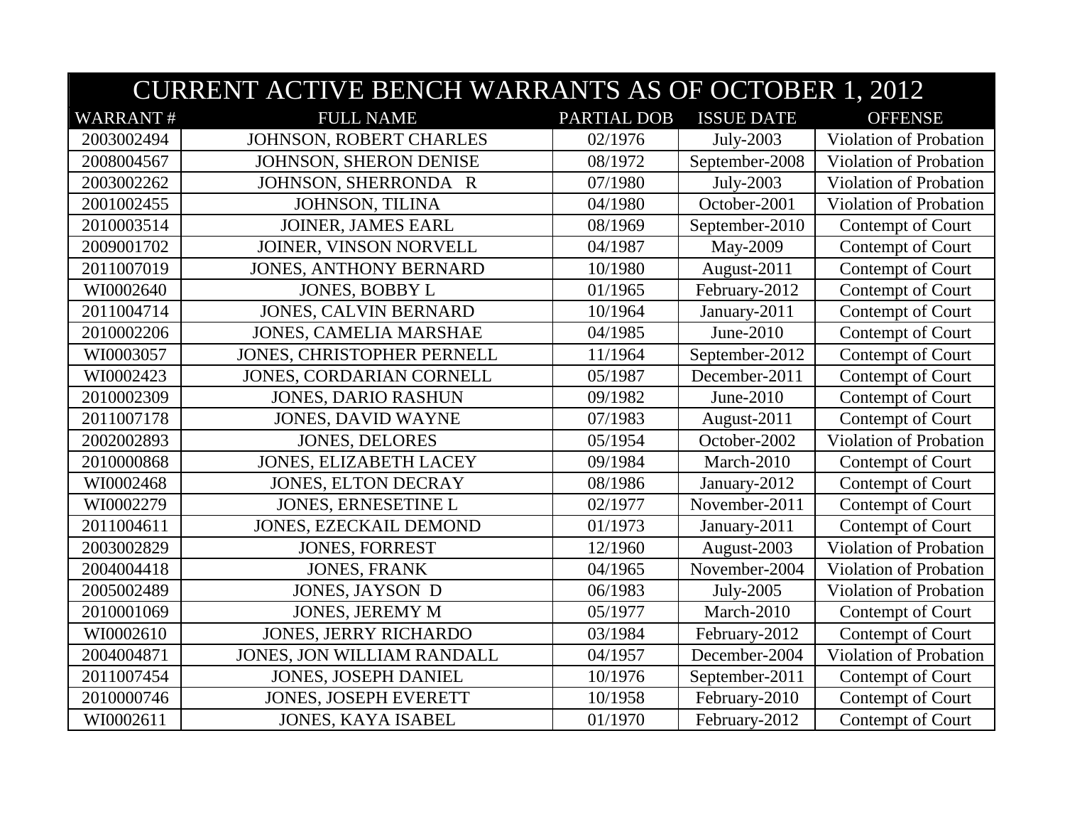| CURRENT ACTIVE BENCH WARRANTS AS OF OCTOBER 1, 2012 | | | | |
|---|---|---|---|---|
| WARRANT # | FULL NAME | PARTIAL DOB | ISSUE DATE | OFFENSE |
| 2003002494 | JOHNSON, ROBERT CHARLES | 02/1976 | July-2003 | Violation of Probation |
| 2008004567 | JOHNSON, SHERON DENISE | 08/1972 | September-2008 | Violation of Probation |
| 2003002262 | JOHNSON, SHERRONDA R | 07/1980 | July-2003 | Violation of Probation |
| 2001002455 | JOHNSON, TILINA | 04/1980 | October-2001 | Violation of Probation |
| 2010003514 | JOINER, JAMES EARL | 08/1969 | September-2010 | Contempt of Court |
| 2009001702 | JOINER, VINSON NORVELL | 04/1987 | May-2009 | Contempt of Court |
| 2011007019 | JONES, ANTHONY BERNARD | 10/1980 | August-2011 | Contempt of Court |
| WI0002640 | JONES, BOBBY L | 01/1965 | February-2012 | Contempt of Court |
| 2011004714 | JONES, CALVIN BERNARD | 10/1964 | January-2011 | Contempt of Court |
| 2010002206 | JONES, CAMELIA MARSHAE | 04/1985 | June-2010 | Contempt of Court |
| WI0003057 | JONES, CHRISTOPHER PERNELL | 11/1964 | September-2012 | Contempt of Court |
| WI0002423 | JONES, CORDARIAN CORNELL | 05/1987 | December-2011 | Contempt of Court |
| 2010002309 | JONES, DARIO RASHUN | 09/1982 | June-2010 | Contempt of Court |
| 2011007178 | JONES, DAVID WAYNE | 07/1983 | August-2011 | Contempt of Court |
| 2002002893 | JONES, DELORES | 05/1954 | October-2002 | Violation of Probation |
| 2010000868 | JONES, ELIZABETH LACEY | 09/1984 | March-2010 | Contempt of Court |
| WI0002468 | JONES, ELTON DECRAY | 08/1986 | January-2012 | Contempt of Court |
| WI0002279 | JONES, ERNESETINE L | 02/1977 | November-2011 | Contempt of Court |
| 2011004611 | JONES, EZECKAIL DEMOND | 01/1973 | January-2011 | Contempt of Court |
| 2003002829 | JONES, FORREST | 12/1960 | August-2003 | Violation of Probation |
| 2004004418 | JONES, FRANK | 04/1965 | November-2004 | Violation of Probation |
| 2005002489 | JONES, JAYSON D | 06/1983 | July-2005 | Violation of Probation |
| 2010001069 | JONES, JEREMY M | 05/1977 | March-2010 | Contempt of Court |
| WI0002610 | JONES, JERRY RICHARDO | 03/1984 | February-2012 | Contempt of Court |
| 2004004871 | JONES, JON WILLIAM RANDALL | 04/1957 | December-2004 | Violation of Probation |
| 2011007454 | JONES, JOSEPH DANIEL | 10/1976 | September-2011 | Contempt of Court |
| 2010000746 | JONES, JOSEPH EVERETT | 10/1958 | February-2010 | Contempt of Court |
| WI0002611 | JONES, KAYA ISABEL | 01/1970 | February-2012 | Contempt of Court |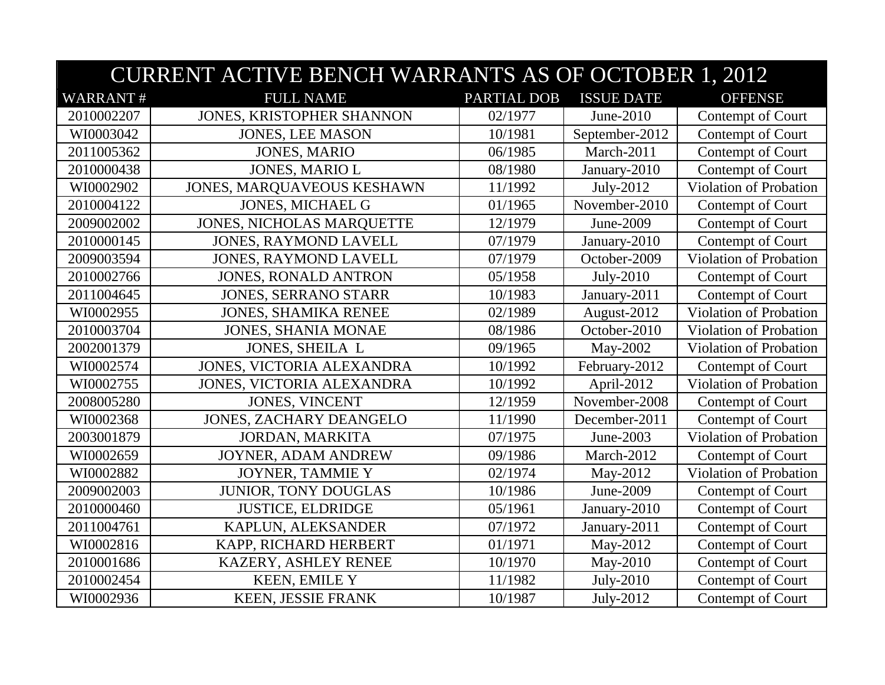| CURRENT ACTIVE BENCH WARRANTS AS OF OCTOBER 1, 2012 | | | | |
|---|---|---|---|---|
| WARRANT # | FULL NAME | PARTIAL DOB | ISSUE DATE | OFFENSE |
| 2010002207 | JONES, KRISTOPHER SHANNON | 02/1977 | June-2010 | Contempt of Court |
| WI0003042 | JONES, LEE MASON | 10/1981 | September-2012 | Contempt of Court |
| 2011005362 | JONES, MARIO | 06/1985 | March-2011 | Contempt of Court |
| 2010000438 | JONES, MARIO L | 08/1980 | January-2010 | Contempt of Court |
| WI0002902 | JONES, MARQUAVEOUS KESHAWN | 11/1992 | July-2012 | Violation of Probation |
| 2010004122 | JONES, MICHAEL G | 01/1965 | November-2010 | Contempt of Court |
| 2009002002 | JONES, NICHOLAS MARQUETTE | 12/1979 | June-2009 | Contempt of Court |
| 2010000145 | JONES, RAYMOND LAVELL | 07/1979 | January-2010 | Contempt of Court |
| 2009003594 | JONES, RAYMOND LAVELL | 07/1979 | October-2009 | Violation of Probation |
| 2010002766 | JONES, RONALD ANTRON | 05/1958 | July-2010 | Contempt of Court |
| 2011004645 | JONES, SERRANO STARR | 10/1983 | January-2011 | Contempt of Court |
| WI0002955 | JONES, SHAMIKA RENEE | 02/1989 | August-2012 | Violation of Probation |
| 2010003704 | JONES, SHANIA MONAE | 08/1986 | October-2010 | Violation of Probation |
| 2002001379 | JONES, SHEILA L | 09/1965 | May-2002 | Violation of Probation |
| WI0002574 | JONES, VICTORIA ALEXANDRA | 10/1992 | February-2012 | Contempt of Court |
| WI0002755 | JONES, VICTORIA ALEXANDRA | 10/1992 | April-2012 | Violation of Probation |
| 2008005280 | JONES, VINCENT | 12/1959 | November-2008 | Contempt of Court |
| WI0002368 | JONES, ZACHARY DEANGELO | 11/1990 | December-2011 | Contempt of Court |
| 2003001879 | JORDAN, MARKITA | 07/1975 | June-2003 | Violation of Probation |
| WI0002659 | JOYNER, ADAM ANDREW | 09/1986 | March-2012 | Contempt of Court |
| WI0002882 | JOYNER, TAMMIE Y | 02/1974 | May-2012 | Violation of Probation |
| 2009002003 | JUNIOR, TONY DOUGLAS | 10/1986 | June-2009 | Contempt of Court |
| 2010000460 | JUSTICE, ELDRIDGE | 05/1961 | January-2010 | Contempt of Court |
| 2011004761 | KAPLUN, ALEKSANDER | 07/1972 | January-2011 | Contempt of Court |
| WI0002816 | KAPP, RICHARD HERBERT | 01/1971 | May-2012 | Contempt of Court |
| 2010001686 | KAZERY, ASHLEY RENEE | 10/1970 | May-2010 | Contempt of Court |
| 2010002454 | KEEN, EMILE Y | 11/1982 | July-2010 | Contempt of Court |
| WI0002936 | KEEN, JESSIE FRANK | 10/1987 | July-2012 | Contempt of Court |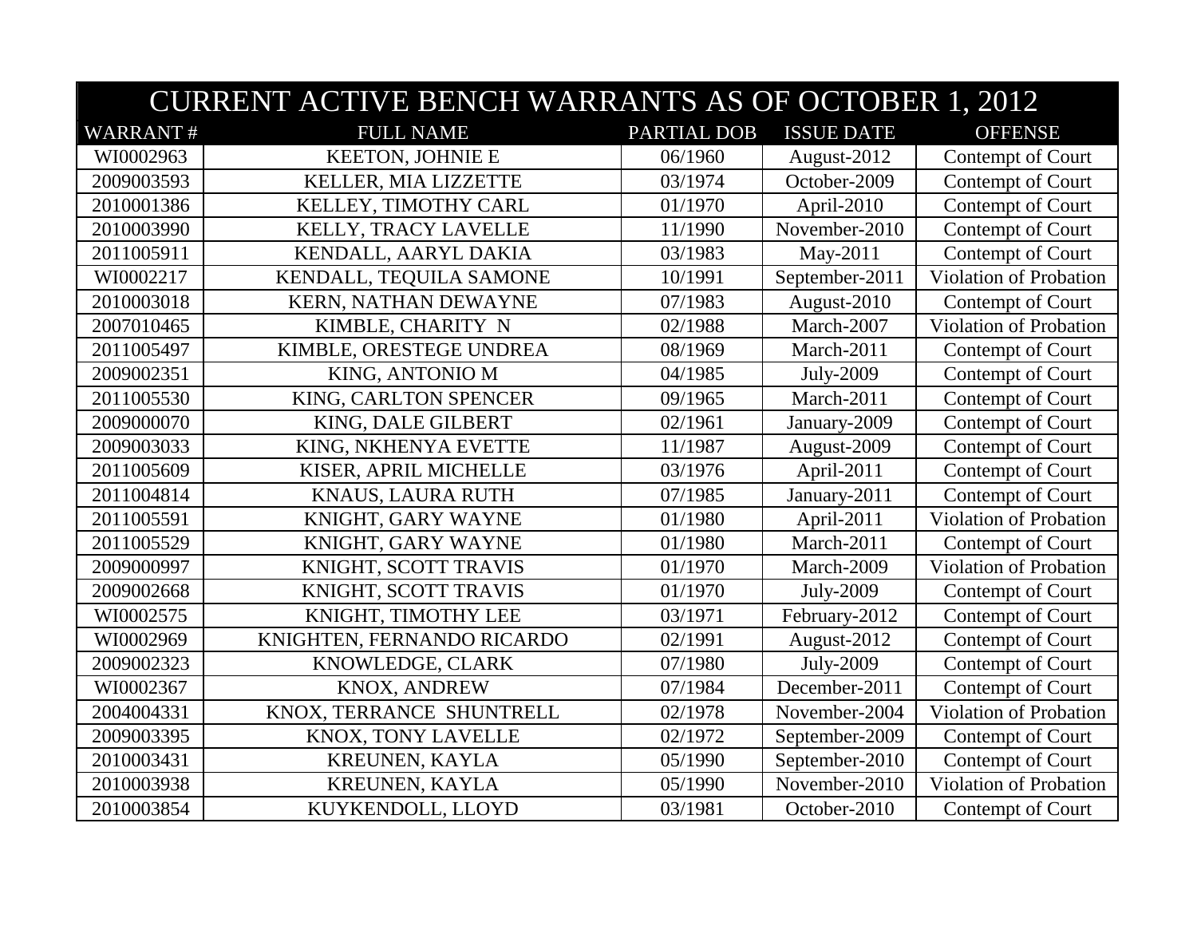| CURRENT ACTIVE BENCH WARRANTS AS OF OCTOBER 1, 2012 | | | | |
|---|---|---|---|---|
| WARRANT # | FULL NAME | PARTIAL DOB | ISSUE DATE | OFFENSE |
| WI0002963 | KEETON, JOHNIE E | 06/1960 | August-2012 | Contempt of Court |
| 2009003593 | KELLER, MIA LIZZETTE | 03/1974 | October-2009 | Contempt of Court |
| 2010001386 | KELLEY, TIMOTHY CARL | 01/1970 | April-2010 | Contempt of Court |
| 2010003990 | KELLY, TRACY LAVELLE | 11/1990 | November-2010 | Contempt of Court |
| 2011005911 | KENDALL, AARYL DAKIA | 03/1983 | May-2011 | Contempt of Court |
| WI0002217 | KENDALL, TEQUILA SAMONE | 10/1991 | September-2011 | Violation of Probation |
| 2010003018 | KERN, NATHAN DEWAYNE | 07/1983 | August-2010 | Contempt of Court |
| 2007010465 | KIMBLE, CHARITY N | 02/1988 | March-2007 | Violation of Probation |
| 2011005497 | KIMBLE, ORESTEGE UNDREA | 08/1969 | March-2011 | Contempt of Court |
| 2009002351 | KING, ANTONIO M | 04/1985 | July-2009 | Contempt of Court |
| 2011005530 | KING, CARLTON SPENCER | 09/1965 | March-2011 | Contempt of Court |
| 2009000070 | KING, DALE GILBERT | 02/1961 | January-2009 | Contempt of Court |
| 2009003033 | KING, NKHENYA EVETTE | 11/1987 | August-2009 | Contempt of Court |
| 2011005609 | KISER, APRIL MICHELLE | 03/1976 | April-2011 | Contempt of Court |
| 2011004814 | KNAUS, LAURA RUTH | 07/1985 | January-2011 | Contempt of Court |
| 2011005591 | KNIGHT, GARY WAYNE | 01/1980 | April-2011 | Violation of Probation |
| 2011005529 | KNIGHT, GARY WAYNE | 01/1980 | March-2011 | Contempt of Court |
| 2009000997 | KNIGHT, SCOTT TRAVIS | 01/1970 | March-2009 | Violation of Probation |
| 2009002668 | KNIGHT, SCOTT TRAVIS | 01/1970 | July-2009 | Contempt of Court |
| WI0002575 | KNIGHT, TIMOTHY LEE | 03/1971 | February-2012 | Contempt of Court |
| WI0002969 | KNIGHTEN, FERNANDO RICARDO | 02/1991 | August-2012 | Contempt of Court |
| 2009002323 | KNOWLEDGE, CLARK | 07/1980 | July-2009 | Contempt of Court |
| WI0002367 | KNOX, ANDREW | 07/1984 | December-2011 | Contempt of Court |
| 2004004331 | KNOX, TERRANCE SHUNTRELL | 02/1978 | November-2004 | Violation of Probation |
| 2009003395 | KNOX, TONY LAVELLE | 02/1972 | September-2009 | Contempt of Court |
| 2010003431 | KREUNEN, KAYLA | 05/1990 | September-2010 | Contempt of Court |
| 2010003938 | KREUNEN, KAYLA | 05/1990 | November-2010 | Violation of Probation |
| 2010003854 | KUYKENDOLL, LLOYD | 03/1981 | October-2010 | Contempt of Court |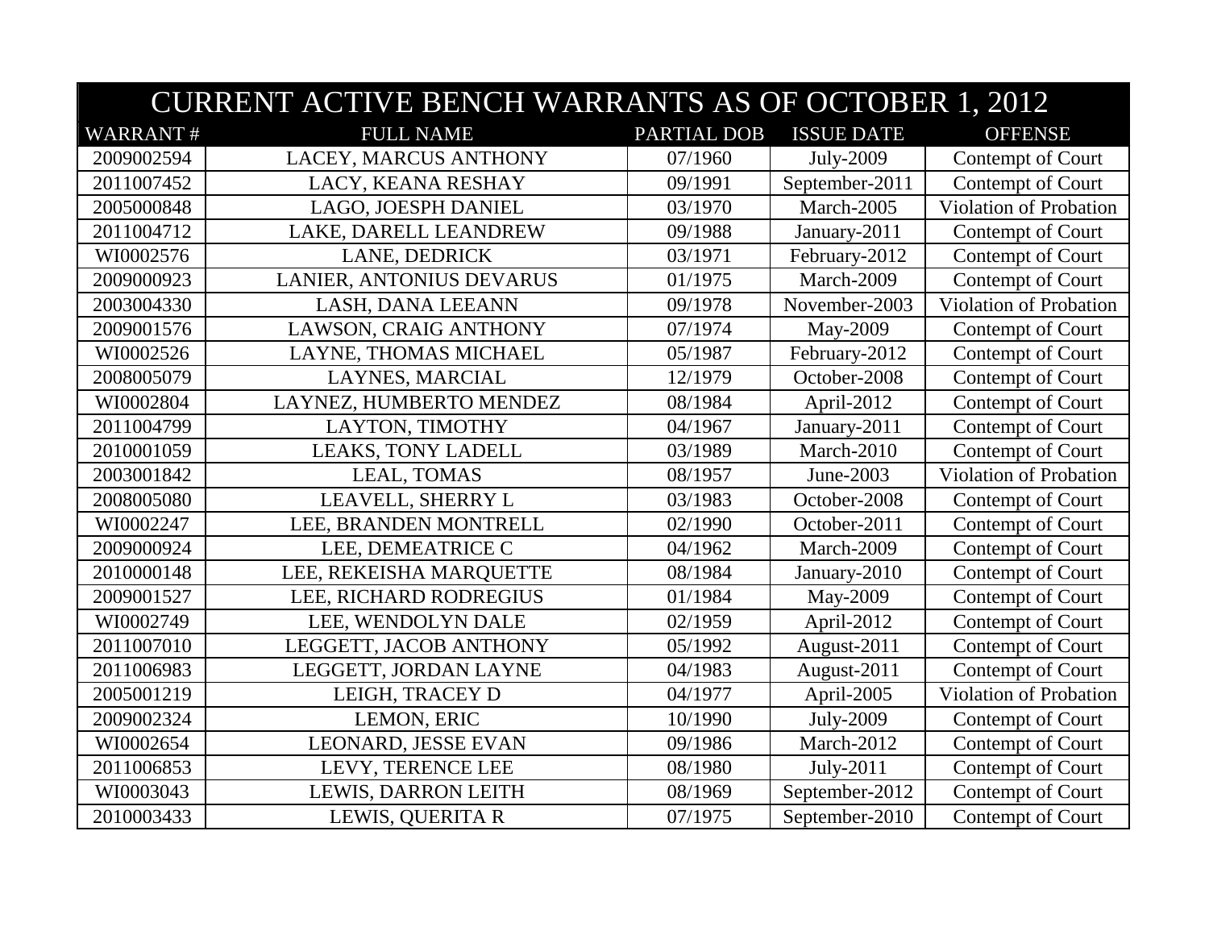| CURRENT ACTIVE BENCH WARRANTS AS OF OCTOBER 1, 2012 | | | | |
|---|---|---|---|---|
| WARRANT # | FULL NAME | PARTIAL DOB | ISSUE DATE | OFFENSE |
| 2009002594 | LACEY, MARCUS ANTHONY | 07/1960 | July-2009 | Contempt of Court |
| 2011007452 | LACY, KEANA RESHAY | 09/1991 | September-2011 | Contempt of Court |
| 2005000848 | LAGO, JOESPH DANIEL | 03/1970 | March-2005 | Violation of Probation |
| 2011004712 | LAKE, DARELL LEANDREW | 09/1988 | January-2011 | Contempt of Court |
| WI0002576 | LANE, DEDRICK | 03/1971 | February-2012 | Contempt of Court |
| 2009000923 | LANIER, ANTONIUS DEVARUS | 01/1975 | March-2009 | Contempt of Court |
| 2003004330 | LASH, DANA LEEANN | 09/1978 | November-2003 | Violation of Probation |
| 2009001576 | LAWSON, CRAIG ANTHONY | 07/1974 | May-2009 | Contempt of Court |
| WI0002526 | LAYNE, THOMAS MICHAEL | 05/1987 | February-2012 | Contempt of Court |
| 2008005079 | LAYNES, MARCIAL | 12/1979 | October-2008 | Contempt of Court |
| WI0002804 | LAYNEZ, HUMBERTO MENDEZ | 08/1984 | April-2012 | Contempt of Court |
| 2011004799 | LAYTON, TIMOTHY | 04/1967 | January-2011 | Contempt of Court |
| 2010001059 | LEAKS, TONY LADELL | 03/1989 | March-2010 | Contempt of Court |
| 2003001842 | LEAL, TOMAS | 08/1957 | June-2003 | Violation of Probation |
| 2008005080 | LEAVELL, SHERRY L | 03/1983 | October-2008 | Contempt of Court |
| WI0002247 | LEE, BRANDEN MONTRELL | 02/1990 | October-2011 | Contempt of Court |
| 2009000924 | LEE, DEMEATRICE C | 04/1962 | March-2009 | Contempt of Court |
| 2010000148 | LEE, REKEISHA MARQUETTE | 08/1984 | January-2010 | Contempt of Court |
| 2009001527 | LEE, RICHARD RODREGIUS | 01/1984 | May-2009 | Contempt of Court |
| WI0002749 | LEE, WENDOLYN DALE | 02/1959 | April-2012 | Contempt of Court |
| 2011007010 | LEGGETT, JACOB ANTHONY | 05/1992 | August-2011 | Contempt of Court |
| 2011006983 | LEGGETT, JORDAN LAYNE | 04/1983 | August-2011 | Contempt of Court |
| 2005001219 | LEIGH, TRACEY D | 04/1977 | April-2005 | Violation of Probation |
| 2009002324 | LEMON, ERIC | 10/1990 | July-2009 | Contempt of Court |
| WI0002654 | LEONARD, JESSE EVAN | 09/1986 | March-2012 | Contempt of Court |
| 2011006853 | LEVY, TERENCE LEE | 08/1980 | July-2011 | Contempt of Court |
| WI0003043 | LEWIS, DARRON LEITH | 08/1969 | September-2012 | Contempt of Court |
| 2010003433 | LEWIS, QUERITA R | 07/1975 | September-2010 | Contempt of Court |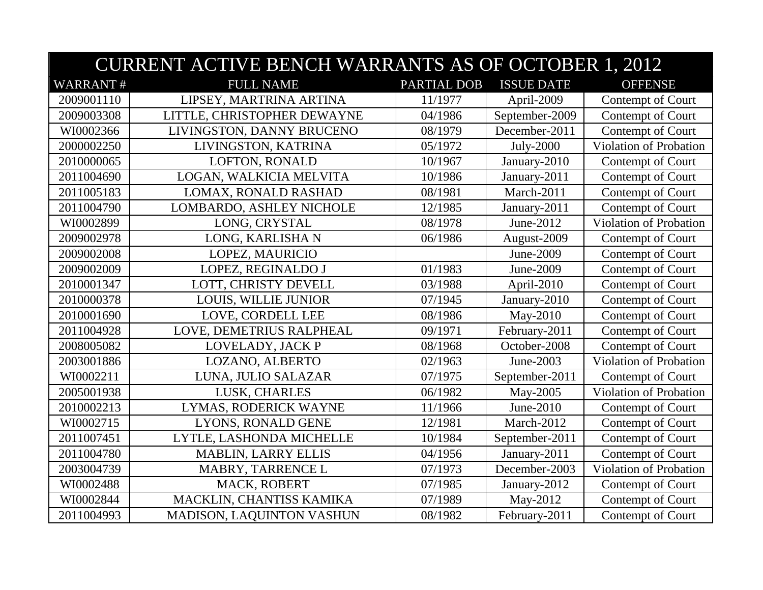# CURRENT ACTIVE BENCH WARRANTS AS OF OCTOBER 1, 2012

| WARRANT # | FULL NAME | PARTIAL DOB | ISSUE DATE | OFFENSE |
|---|---|---|---|---|
| 2009001110 | LIPSEY, MARTRINA ARTINA | 11/1977 | April-2009 | Contempt of Court |
| 2009003308 | LITTLE, CHRISTOPHER DEWAYNE | 04/1986 | September-2009 | Contempt of Court |
| WI0002366 | LIVINGSTON, DANNY BRUCENO | 08/1979 | December-2011 | Contempt of Court |
| 2000002250 | LIVINGSTON, KATRINA | 05/1972 | July-2000 | Violation of Probation |
| 2010000065 | LOFTON, RONALD | 10/1967 | January-2010 | Contempt of Court |
| 2011004690 | LOGAN, WALKICIA MELVITA | 10/1986 | January-2011 | Contempt of Court |
| 2011005183 | LOMAX, RONALD RASHAD | 08/1981 | March-2011 | Contempt of Court |
| 2011004790 | LOMBARDO, ASHLEY NICHOLE | 12/1985 | January-2011 | Contempt of Court |
| WI0002899 | LONG, CRYSTAL | 08/1978 | June-2012 | Violation of Probation |
| 2009002978 | LONG, KARLISHA N | 06/1986 | August-2009 | Contempt of Court |
| 2009002008 | LOPEZ, MAURICIO | | June-2009 | Contempt of Court |
| 2009002009 | LOPEZ, REGINALDO J | 01/1983 | June-2009 | Contempt of Court |
| 2010001347 | LOTT, CHRISTY DEVELL | 03/1988 | April-2010 | Contempt of Court |
| 2010000378 | LOUIS, WILLIE JUNIOR | 07/1945 | January-2010 | Contempt of Court |
| 2010001690 | LOVE, CORDELL LEE | 08/1986 | May-2010 | Contempt of Court |
| 2011004928 | LOVE, DEMETRIUS RALPHEAL | 09/1971 | February-2011 | Contempt of Court |
| 2008005082 | LOVELADY, JACK P | 08/1968 | October-2008 | Contempt of Court |
| 2003001886 | LOZANO, ALBERTO | 02/1963 | June-2003 | Violation of Probation |
| WI0002211 | LUNA, JULIO SALAZAR | 07/1975 | September-2011 | Contempt of Court |
| 2005001938 | LUSK, CHARLES | 06/1982 | May-2005 | Violation of Probation |
| 2010002213 | LYMAS, RODERICK WAYNE | 11/1966 | June-2010 | Contempt of Court |
| WI0002715 | LYONS, RONALD GENE | 12/1981 | March-2012 | Contempt of Court |
| 2011007451 | LYTLE, LASHONDA MICHELLE | 10/1984 | September-2011 | Contempt of Court |
| 2011004780 | MABLIN, LARRY ELLIS | 04/1956 | January-2011 | Contempt of Court |
| 2003004739 | MABRY, TARRENCE L | 07/1973 | December-2003 | Violation of Probation |
| WI0002488 | MACK, ROBERT | 07/1985 | January-2012 | Contempt of Court |
| WI0002844 | MACKLIN, CHANTISS KAMIKA | 07/1989 | May-2012 | Contempt of Court |
| 2011004993 | MADISON, LAQUINTON VASHUN | 08/1982 | February-2011 | Contempt of Court |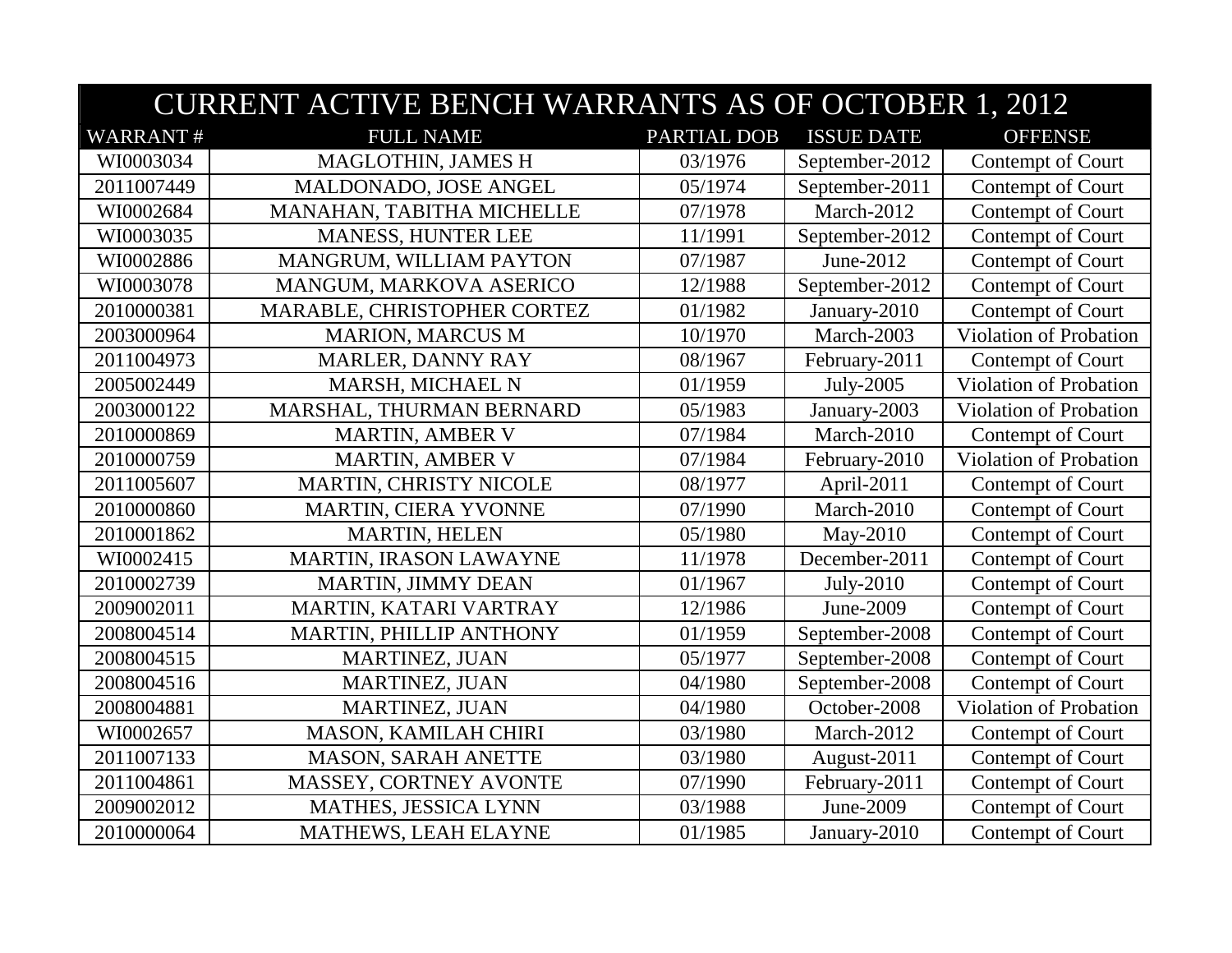| CURRENT ACTIVE BENCH WARRANTS AS OF OCTOBER 1, 2012 | | | | |
|---|---|---|---|---|
| WARRANT # | FULL NAME | PARTIAL DOB | ISSUE DATE | OFFENSE |
| WI0003034 | MAGLOTHIN, JAMES H | 03/1976 | September-2012 | Contempt of Court |
| 2011007449 | MALDONADO, JOSE ANGEL | 05/1974 | September-2011 | Contempt of Court |
| WI0002684 | MANAHAN, TABITHA MICHELLE | 07/1978 | March-2012 | Contempt of Court |
| WI0003035 | MANESS, HUNTER LEE | 11/1991 | September-2012 | Contempt of Court |
| WI0002886 | MANGRUM, WILLIAM PAYTON | 07/1987 | June-2012 | Contempt of Court |
| WI0003078 | MANGUM, MARKOVA ASERICO | 12/1988 | September-2012 | Contempt of Court |
| 2010000381 | MARABLE, CHRISTOPHER CORTEZ | 01/1982 | January-2010 | Contempt of Court |
| 2003000964 | MARION, MARCUS M | 10/1970 | March-2003 | Violation of Probation |
| 2011004973 | MARLER, DANNY RAY | 08/1967 | February-2011 | Contempt of Court |
| 2005002449 | MARSH, MICHAEL N | 01/1959 | July-2005 | Violation of Probation |
| 2003000122 | MARSHAL, THURMAN BERNARD | 05/1983 | January-2003 | Violation of Probation |
| 2010000869 | MARTIN, AMBER V | 07/1984 | March-2010 | Contempt of Court |
| 2010000759 | MARTIN, AMBER V | 07/1984 | February-2010 | Violation of Probation |
| 2011005607 | MARTIN, CHRISTY NICOLE | 08/1977 | April-2011 | Contempt of Court |
| 2010000860 | MARTIN, CIERA YVONNE | 07/1990 | March-2010 | Contempt of Court |
| 2010001862 | MARTIN, HELEN | 05/1980 | May-2010 | Contempt of Court |
| WI0002415 | MARTIN, IRASON LAWAYNE | 11/1978 | December-2011 | Contempt of Court |
| 2010002739 | MARTIN, JIMMY DEAN | 01/1967 | July-2010 | Contempt of Court |
| 2009002011 | MARTIN, KATARI VARTRAY | 12/1986 | June-2009 | Contempt of Court |
| 2008004514 | MARTIN, PHILLIP ANTHONY | 01/1959 | September-2008 | Contempt of Court |
| 2008004515 | MARTINEZ, JUAN | 05/1977 | September-2008 | Contempt of Court |
| 2008004516 | MARTINEZ, JUAN | 04/1980 | September-2008 | Contempt of Court |
| 2008004881 | MARTINEZ, JUAN | 04/1980 | October-2008 | Violation of Probation |
| WI0002657 | MASON, KAMILAH CHIRI | 03/1980 | March-2012 | Contempt of Court |
| 2011007133 | MASON, SARAH ANETTE | 03/1980 | August-2011 | Contempt of Court |
| 2011004861 | MASSEY, CORTNEY AVONTE | 07/1990 | February-2011 | Contempt of Court |
| 2009002012 | MATHES, JESSICA LYNN | 03/1988 | June-2009 | Contempt of Court |
| 2010000064 | MATHEWS, LEAH ELAYNE | 01/1985 | January-2010 | Contempt of Court |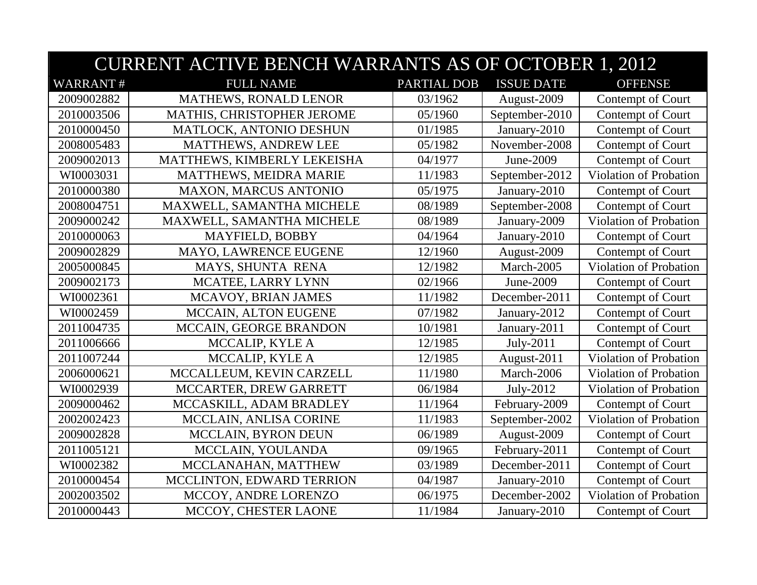# CURRENT ACTIVE BENCH WARRANTS AS OF OCTOBER 1, 2012

| WARRANT # | FULL NAME | PARTIAL DOB | ISSUE DATE | OFFENSE |
|---|---|---|---|---|
| 2009002882 | MATHEWS, RONALD LENOR | 03/1962 | August-2009 | Contempt of Court |
| 2010003506 | MATHIS, CHRISTOPHER JEROME | 05/1960 | September-2010 | Contempt of Court |
| 2010000450 | MATLOCK, ANTONIO DESHUN | 01/1985 | January-2010 | Contempt of Court |
| 2008005483 | MATTHEWS, ANDREW LEE | 05/1982 | November-2008 | Contempt of Court |
| 2009002013 | MATTHEWS, KIMBERLY LEKEISHA | 04/1977 | June-2009 | Contempt of Court |
| WI0003031 | MATTHEWS, MEIDRA MARIE | 11/1983 | September-2012 | Violation of Probation |
| 2010000380 | MAXON, MARCUS ANTONIO | 05/1975 | January-2010 | Contempt of Court |
| 2008004751 | MAXWELL, SAMANTHA MICHELE | 08/1989 | September-2008 | Contempt of Court |
| 2009000242 | MAXWELL, SAMANTHA MICHELE | 08/1989 | January-2009 | Violation of Probation |
| 2010000063 | MAYFIELD, BOBBY | 04/1964 | January-2010 | Contempt of Court |
| 2009002829 | MAYO, LAWRENCE EUGENE | 12/1960 | August-2009 | Contempt of Court |
| 2005000845 | MAYS, SHUNTA RENA | 12/1982 | March-2005 | Violation of Probation |
| 2009002173 | MCATEE, LARRY LYNN | 02/1966 | June-2009 | Contempt of Court |
| WI0002361 | MCAVOY, BRIAN JAMES | 11/1982 | December-2011 | Contempt of Court |
| WI0002459 | MCCAIN, ALTON EUGENE | 07/1982 | January-2012 | Contempt of Court |
| 2011004735 | MCCAIN, GEORGE BRANDON | 10/1981 | January-2011 | Contempt of Court |
| 2011006666 | MCCALIP, KYLE A | 12/1985 | July-2011 | Contempt of Court |
| 2011007244 | MCCALIP, KYLE A | 12/1985 | August-2011 | Violation of Probation |
| 2006000621 | MCCALLEUM, KEVIN CARZELL | 11/1980 | March-2006 | Violation of Probation |
| WI0002939 | MCCARTER, DREW GARRETT | 06/1984 | July-2012 | Violation of Probation |
| 2009000462 | MCCASKILL, ADAM BRADLEY | 11/1964 | February-2009 | Contempt of Court |
| 2002002423 | MCCLAIN, ANLISA CORINE | 11/1983 | September-2002 | Violation of Probation |
| 2009002828 | MCCLAIN, BYRON DEUN | 06/1989 | August-2009 | Contempt of Court |
| 2011005121 | MCCLAIN, YOULANDA | 09/1965 | February-2011 | Contempt of Court |
| WI0002382 | MCCLANAHAN, MATTHEW | 03/1989 | December-2011 | Contempt of Court |
| 2010000454 | MCCLINTON, EDWARD TERRION | 04/1987 | January-2010 | Contempt of Court |
| 2002003502 | MCCOY, ANDRE LORENZO | 06/1975 | December-2002 | Violation of Probation |
| 2010000443 | MCCOY, CHESTER LAONE | 11/1984 | January-2010 | Contempt of Court |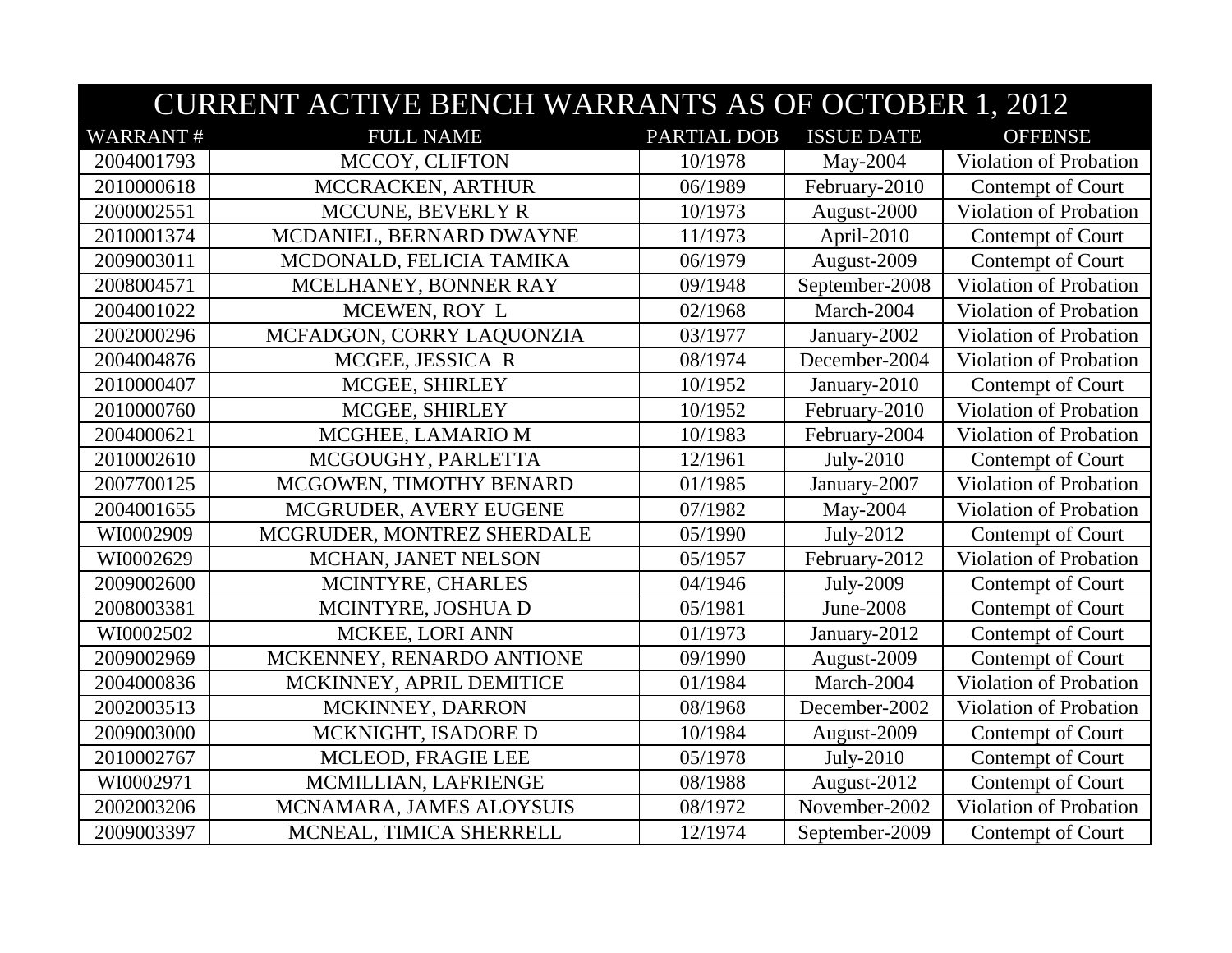| CURRENT ACTIVE BENCH WARRANTS AS OF OCTOBER 1, 2012 | | | | |
|---|---|---|---|---|
| WARRANT # | FULL NAME | PARTIAL DOB | ISSUE DATE | OFFENSE |
| 2004001793 | MCCOY, CLIFTON | 10/1978 | May-2004 | Violation of Probation |
| 2010000618 | MCCRACKEN, ARTHUR | 06/1989 | February-2010 | Contempt of Court |
| 2000002551 | MCCUNE, BEVERLY R | 10/1973 | August-2000 | Violation of Probation |
| 2010001374 | MCDANIEL, BERNARD DWAYNE | 11/1973 | April-2010 | Contempt of Court |
| 2009003011 | MCDONALD, FELICIA TAMIKA | 06/1979 | August-2009 | Contempt of Court |
| 2008004571 | MCELHANEY, BONNER RAY | 09/1948 | September-2008 | Violation of Probation |
| 2004001022 | MCEWEN, ROY L | 02/1968 | March-2004 | Violation of Probation |
| 2002000296 | MCFADGON, CORRY LAQUONZIA | 03/1977 | January-2002 | Violation of Probation |
| 2004004876 | MCGEE, JESSICA R | 08/1974 | December-2004 | Violation of Probation |
| 2010000407 | MCGEE, SHIRLEY | 10/1952 | January-2010 | Contempt of Court |
| 2010000760 | MCGEE, SHIRLEY | 10/1952 | February-2010 | Violation of Probation |
| 2004000621 | MCGHEE, LAMARIO M | 10/1983 | February-2004 | Violation of Probation |
| 2010002610 | MCGOUGHY, PARLETTA | 12/1961 | July-2010 | Contempt of Court |
| 2007700125 | MCGOWEN, TIMOTHY BENARD | 01/1985 | January-2007 | Violation of Probation |
| 2004001655 | MCGRUDER, AVERY EUGENE | 07/1982 | May-2004 | Violation of Probation |
| WI0002909 | MCGRUDER, MONTREZ SHERDALE | 05/1990 | July-2012 | Contempt of Court |
| WI0002629 | MCHAN, JANET NELSON | 05/1957 | February-2012 | Violation of Probation |
| 2009002600 | MCINTYRE, CHARLES | 04/1946 | July-2009 | Contempt of Court |
| 2008003381 | MCINTYRE, JOSHUA D | 05/1981 | June-2008 | Contempt of Court |
| WI0002502 | MCKEE, LORI ANN | 01/1973 | January-2012 | Contempt of Court |
| 2009002969 | MCKENNEY, RENARDO ANTIONE | 09/1990 | August-2009 | Contempt of Court |
| 2004000836 | MCKINNEY, APRIL DEMITICE | 01/1984 | March-2004 | Violation of Probation |
| 2002003513 | MCKINNEY, DARRON | 08/1968 | December-2002 | Violation of Probation |
| 2009003000 | MCKNIGHT, ISADORE D | 10/1984 | August-2009 | Contempt of Court |
| 2010002767 | MCLEOD, FRAGIE LEE | 05/1978 | July-2010 | Contempt of Court |
| WI0002971 | MCMILLIAN, LAFRIENGE | 08/1988 | August-2012 | Contempt of Court |
| 2002003206 | MCNAMARA, JAMES ALOYSUIS | 08/1972 | November-2002 | Violation of Probation |
| 2009003397 | MCNEAL, TIMICA SHERRELL | 12/1974 | September-2009 | Contempt of Court |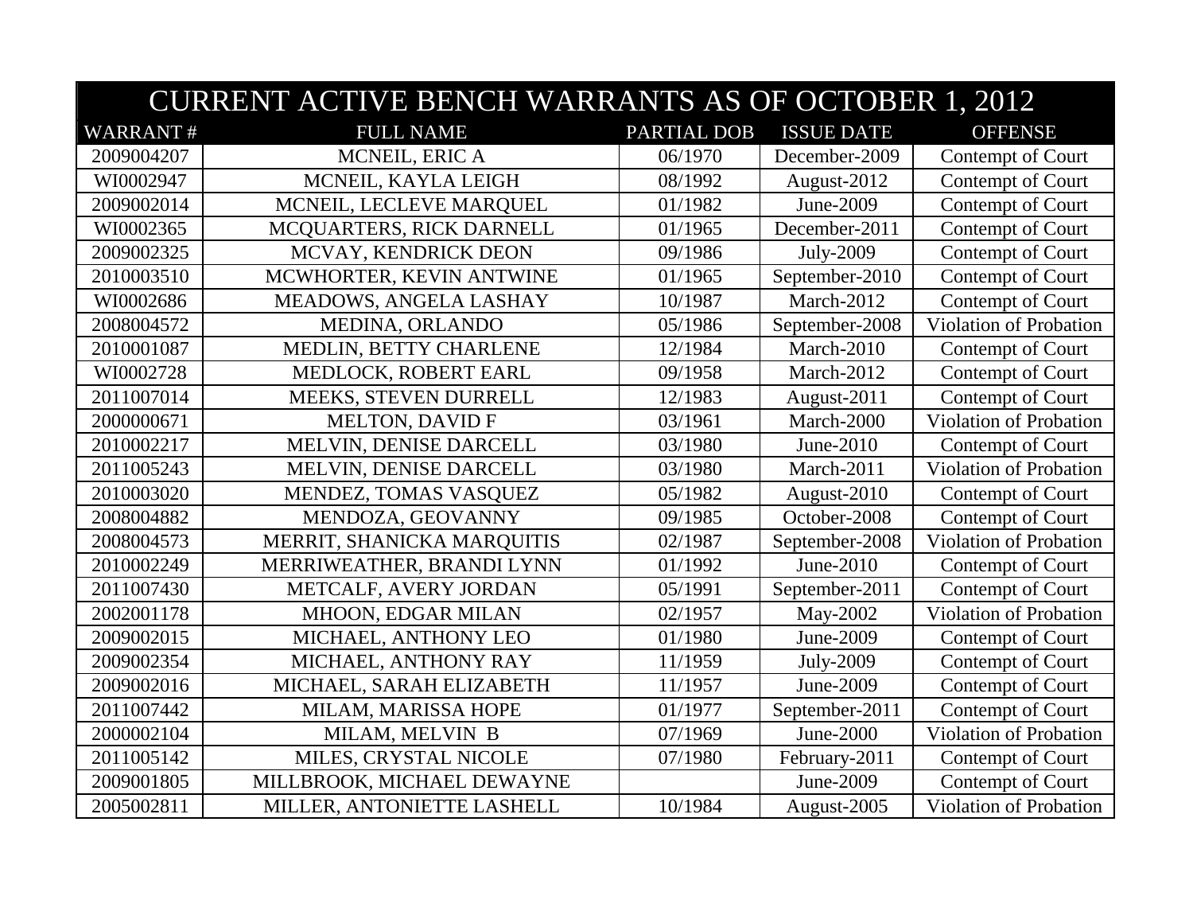# CURRENT ACTIVE BENCH WARRANTS AS OF OCTOBER 1, 2012

| WARRANT # | FULL NAME | PARTIAL DOB | ISSUE DATE | OFFENSE |
|---|---|---|---|---|
| 2009004207 | MCNEIL, ERIC A | 06/1970 | December-2009 | Contempt of Court |
| WI0002947 | MCNEIL, KAYLA LEIGH | 08/1992 | August-2012 | Contempt of Court |
| 2009002014 | MCNEIL, LECLEVE MARQUEL | 01/1982 | June-2009 | Contempt of Court |
| WI0002365 | MCQUARTERS, RICK DARNELL | 01/1965 | December-2011 | Contempt of Court |
| 2009002325 | MCVAY, KENDRICK DEON | 09/1986 | July-2009 | Contempt of Court |
| 2010003510 | MCWHORTER, KEVIN ANTWINE | 01/1965 | September-2010 | Contempt of Court |
| WI0002686 | MEADOWS, ANGELA LASHAY | 10/1987 | March-2012 | Contempt of Court |
| 2008004572 | MEDINA, ORLANDO | 05/1986 | September-2008 | Violation of Probation |
| 2010001087 | MEDLIN, BETTY CHARLENE | 12/1984 | March-2010 | Contempt of Court |
| WI0002728 | MEDLOCK, ROBERT EARL | 09/1958 | March-2012 | Contempt of Court |
| 2011007014 | MEEKS, STEVEN DURRELL | 12/1983 | August-2011 | Contempt of Court |
| 2000000671 | MELTON, DAVID F | 03/1961 | March-2000 | Violation of Probation |
| 2010002217 | MELVIN, DENISE DARCELL | 03/1980 | June-2010 | Contempt of Court |
| 2011005243 | MELVIN, DENISE DARCELL | 03/1980 | March-2011 | Violation of Probation |
| 2010003020 | MENDEZ, TOMAS VASQUEZ | 05/1982 | August-2010 | Contempt of Court |
| 2008004882 | MENDOZA, GEOVANNY | 09/1985 | October-2008 | Contempt of Court |
| 2008004573 | MERRIT, SHANICKA MARQUITIS | 02/1987 | September-2008 | Violation of Probation |
| 2010002249 | MERRIWEATHER, BRANDI LYNN | 01/1992 | June-2010 | Contempt of Court |
| 2011007430 | METCALF, AVERY JORDAN | 05/1991 | September-2011 | Contempt of Court |
| 2002001178 | MHOON, EDGAR MILAN | 02/1957 | May-2002 | Violation of Probation |
| 2009002015 | MICHAEL, ANTHONY LEO | 01/1980 | June-2009 | Contempt of Court |
| 2009002354 | MICHAEL, ANTHONY RAY | 11/1959 | July-2009 | Contempt of Court |
| 2009002016 | MICHAEL, SARAH ELIZABETH | 11/1957 | June-2009 | Contempt of Court |
| 2011007442 | MILAM, MARISSA HOPE | 01/1977 | September-2011 | Contempt of Court |
| 2000002104 | MILAM, MELVIN B | 07/1969 | June-2000 | Violation of Probation |
| 2011005142 | MILES, CRYSTAL NICOLE | 07/1980 | February-2011 | Contempt of Court |
| 2009001805 | MILLBROOK, MICHAEL DEWAYNE | | June-2009 | Contempt of Court |
| 2005002811 | MILLER, ANTONIETTE LASHELL | 10/1984 | August-2005 | Violation of Probation |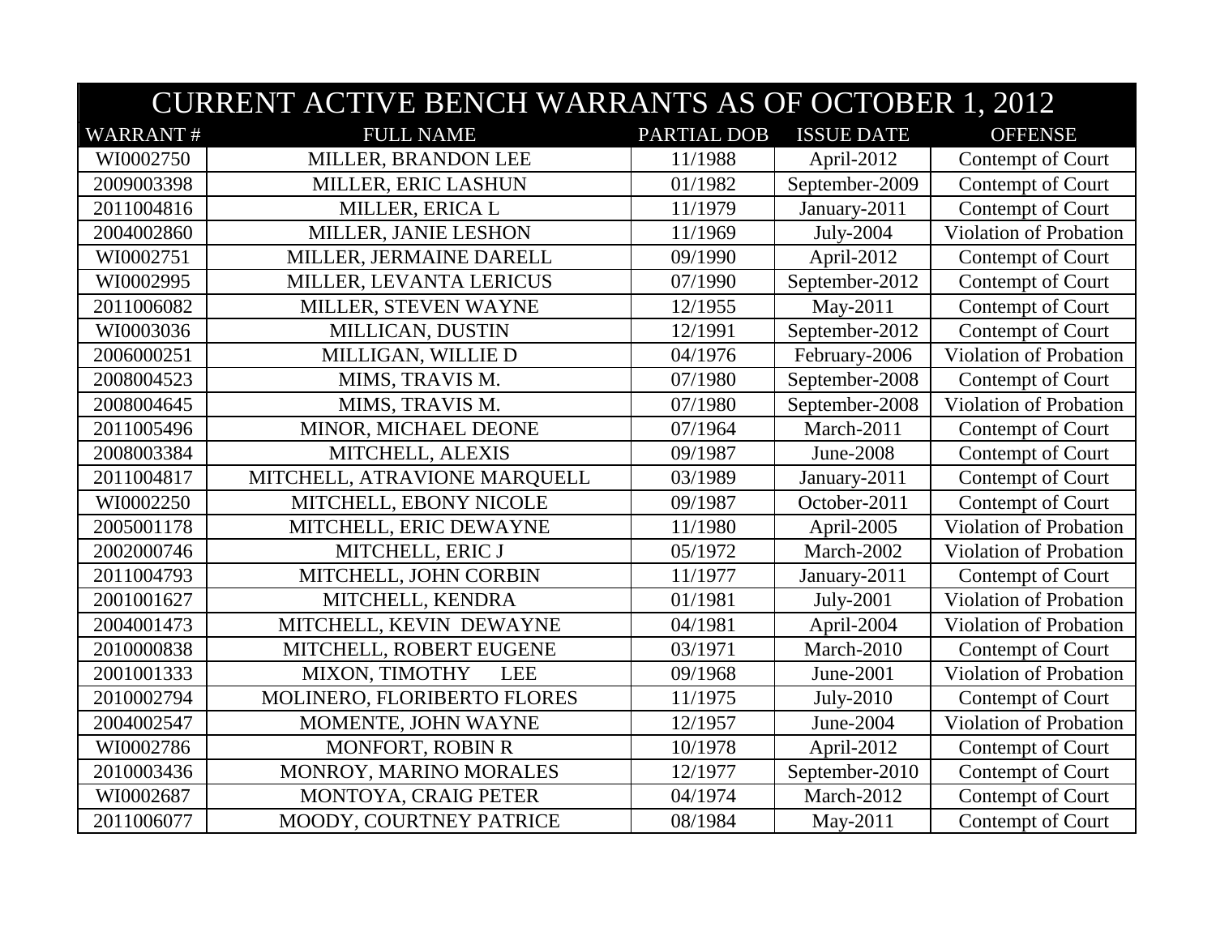| CURRENT ACTIVE BENCH WARRANTS AS OF OCTOBER 1, 2012 | | | | |
|---|---|---|---|---|
| WARRANT # | FULL NAME | PARTIAL DOB | ISSUE DATE | OFFENSE |
| WI0002750 | MILLER, BRANDON LEE | 11/1988 | April-2012 | Contempt of Court |
| 2009003398 | MILLER, ERIC LASHUN | 01/1982 | September-2009 | Contempt of Court |
| 2011004816 | MILLER, ERICA L | 11/1979 | January-2011 | Contempt of Court |
| 2004002860 | MILLER, JANIE LESHON | 11/1969 | July-2004 | Violation of Probation |
| WI0002751 | MILLER, JERMAINE DARELL | 09/1990 | April-2012 | Contempt of Court |
| WI0002995 | MILLER, LEVANTA LERICUS | 07/1990 | September-2012 | Contempt of Court |
| 2011006082 | MILLER, STEVEN WAYNE | 12/1955 | May-2011 | Contempt of Court |
| WI0003036 | MILLICAN, DUSTIN | 12/1991 | September-2012 | Contempt of Court |
| 2006000251 | MILLIGAN, WILLIE D | 04/1976 | February-2006 | Violation of Probation |
| 2008004523 | MIMS, TRAVIS M. | 07/1980 | September-2008 | Contempt of Court |
| 2008004645 | MIMS, TRAVIS M. | 07/1980 | September-2008 | Violation of Probation |
| 2011005496 | MINOR, MICHAEL DEONE | 07/1964 | March-2011 | Contempt of Court |
| 2008003384 | MITCHELL, ALEXIS | 09/1987 | June-2008 | Contempt of Court |
| 2011004817 | MITCHELL, ATRAVIONE MARQUELL | 03/1989 | January-2011 | Contempt of Court |
| WI0002250 | MITCHELL, EBONY NICOLE | 09/1987 | October-2011 | Contempt of Court |
| 2005001178 | MITCHELL, ERIC DEWAYNE | 11/1980 | April-2005 | Violation of Probation |
| 2002000746 | MITCHELL, ERIC J | 05/1972 | March-2002 | Violation of Probation |
| 2011004793 | MITCHELL, JOHN CORBIN | 11/1977 | January-2011 | Contempt of Court |
| 2001001627 | MITCHELL, KENDRA | 01/1981 | July-2001 | Violation of Probation |
| 2004001473 | MITCHELL, KEVIN DEWAYNE | 04/1981 | April-2004 | Violation of Probation |
| 2010000838 | MITCHELL, ROBERT EUGENE | 03/1971 | March-2010 | Contempt of Court |
| 2001001333 | MIXON, TIMOTHY LEE | 09/1968 | June-2001 | Violation of Probation |
| 2010002794 | MOLINERO, FLORIBERTO FLORES | 11/1975 | July-2010 | Contempt of Court |
| 2004002547 | MOMENTE, JOHN WAYNE | 12/1957 | June-2004 | Violation of Probation |
| WI0002786 | MONFORT, ROBIN R | 10/1978 | April-2012 | Contempt of Court |
| 2010003436 | MONROY, MARINO MORALES | 12/1977 | September-2010 | Contempt of Court |
| WI0002687 | MONTOYA, CRAIG PETER | 04/1974 | March-2012 | Contempt of Court |
| 2011006077 | MOODY, COURTNEY PATRICE | 08/1984 | May-2011 | Contempt of Court |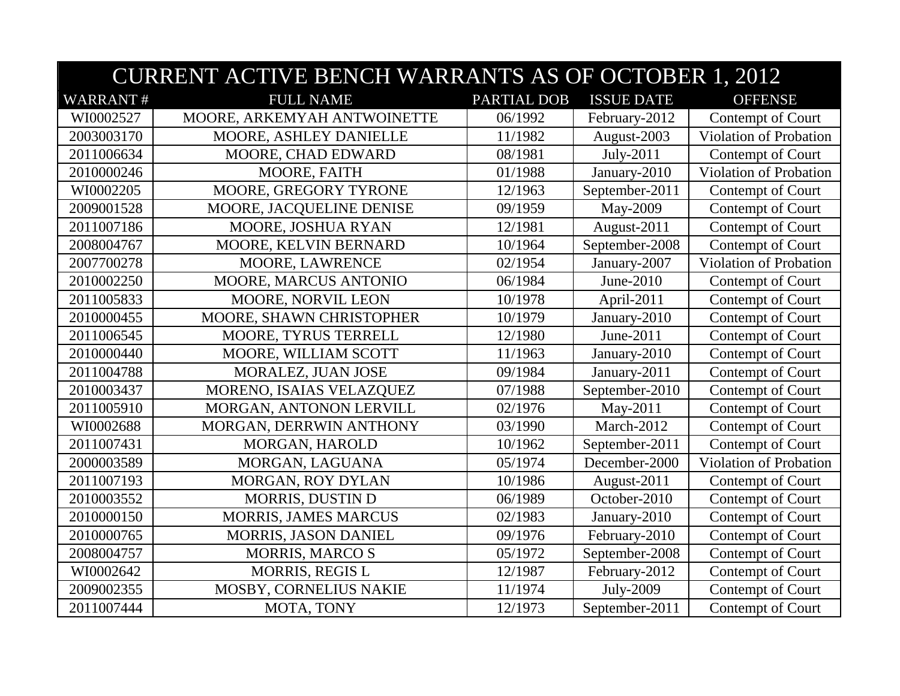| CURRENT ACTIVE BENCH WARRANTS AS OF OCTOBER 1, 2012 | | | | |
|---|---|---|---|---|
| WARRANT # | FULL NAME | PARTIAL DOB | ISSUE DATE | OFFENSE |
| WI0002527 | MOORE, ARKEMYAH ANTWOINETTE | 06/1992 | February-2012 | Contempt of Court |
| 2003003170 | MOORE, ASHLEY DANIELLE | 11/1982 | August-2003 | Violation of Probation |
| 2011006634 | MOORE, CHAD EDWARD | 08/1981 | July-2011 | Contempt of Court |
| 2010000246 | MOORE, FAITH | 01/1988 | January-2010 | Violation of Probation |
| WI0002205 | MOORE, GREGORY TYRONE | 12/1963 | September-2011 | Contempt of Court |
| 2009001528 | MOORE, JACQUELINE DENISE | 09/1959 | May-2009 | Contempt of Court |
| 2011007186 | MOORE, JOSHUA RYAN | 12/1981 | August-2011 | Contempt of Court |
| 2008004767 | MOORE, KELVIN BERNARD | 10/1964 | September-2008 | Contempt of Court |
| 2007700278 | MOORE, LAWRENCE | 02/1954 | January-2007 | Violation of Probation |
| 2010002250 | MOORE, MARCUS ANTONIO | 06/1984 | June-2010 | Contempt of Court |
| 2011005833 | MOORE, NORVIL LEON | 10/1978 | April-2011 | Contempt of Court |
| 2010000455 | MOORE, SHAWN CHRISTOPHER | 10/1979 | January-2010 | Contempt of Court |
| 2011006545 | MOORE, TYRUS TERRELL | 12/1980 | June-2011 | Contempt of Court |
| 2010000440 | MOORE, WILLIAM SCOTT | 11/1963 | January-2010 | Contempt of Court |
| 2011004788 | MORALEZ, JUAN JOSE | 09/1984 | January-2011 | Contempt of Court |
| 2010003437 | MORENO, ISAIAS VELAZQUEZ | 07/1988 | September-2010 | Contempt of Court |
| 2011005910 | MORGAN, ANTONON LERVILL | 02/1976 | May-2011 | Contempt of Court |
| WI0002688 | MORGAN, DERRWIN ANTHONY | 03/1990 | March-2012 | Contempt of Court |
| 2011007431 | MORGAN, HAROLD | 10/1962 | September-2011 | Contempt of Court |
| 2000003589 | MORGAN, LAGUANA | 05/1974 | December-2000 | Violation of Probation |
| 2011007193 | MORGAN, ROY DYLAN | 10/1986 | August-2011 | Contempt of Court |
| 2010003552 | MORRIS, DUSTIN D | 06/1989 | October-2010 | Contempt of Court |
| 2010000150 | MORRIS, JAMES MARCUS | 02/1983 | January-2010 | Contempt of Court |
| 2010000765 | MORRIS, JASON DANIEL | 09/1976 | February-2010 | Contempt of Court |
| 2008004757 | MORRIS, MARCO S | 05/1972 | September-2008 | Contempt of Court |
| WI0002642 | MORRIS, REGIS L | 12/1987 | February-2012 | Contempt of Court |
| 2009002355 | MOSBY, CORNELIUS NAKIE | 11/1974 | July-2009 | Contempt of Court |
| 2011007444 | MOTA, TONY | 12/1973 | September-2011 | Contempt of Court |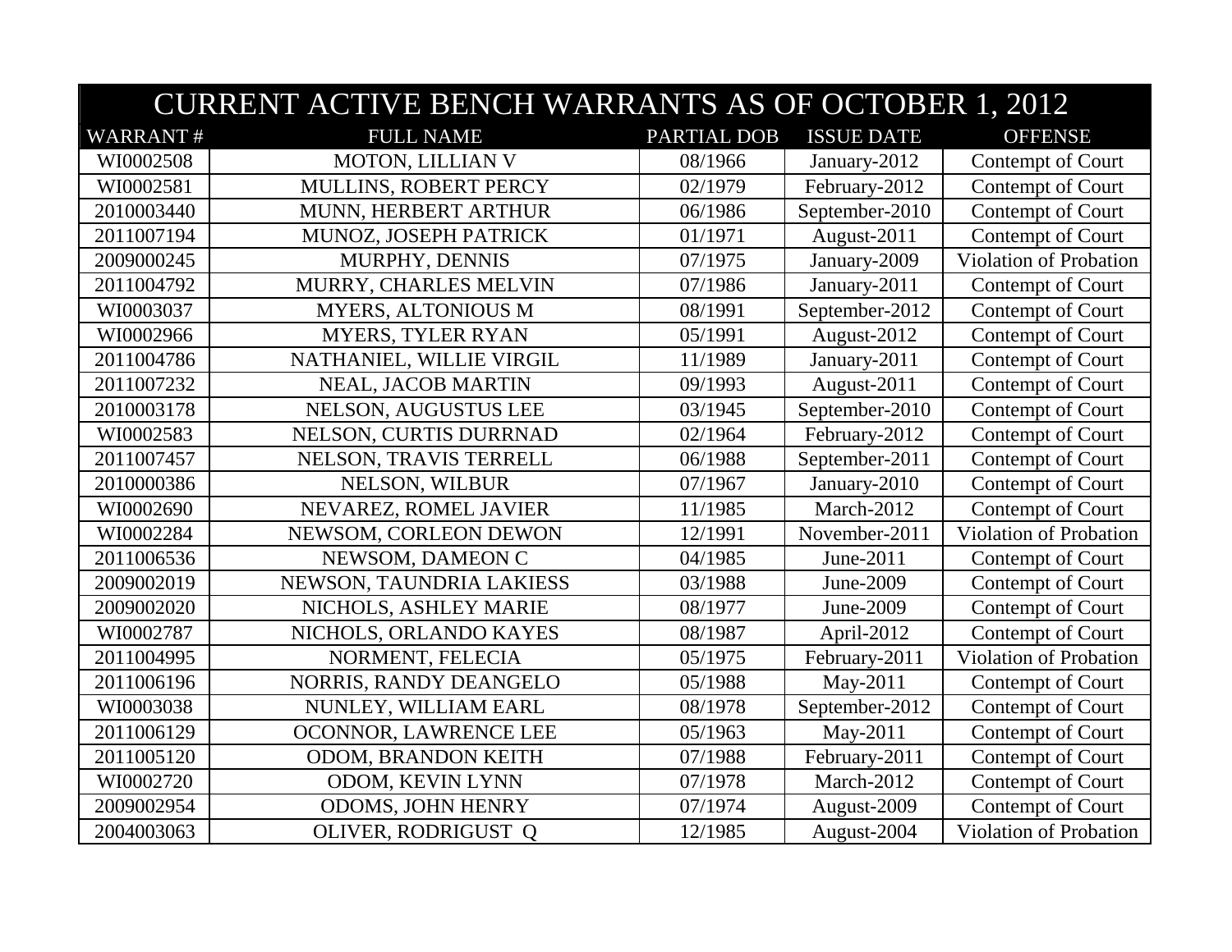# CURRENT ACTIVE BENCH WARRANTS AS OF OCTOBER 1, 2012

| WARRANT # | FULL NAME | PARTIAL DOB | ISSUE DATE | OFFENSE |
|---|---|---|---|---|
| WI0002508 | MOTON, LILLIAN V | 08/1966 | January-2012 | Contempt of Court |
| WI0002581 | MULLINS, ROBERT PERCY | 02/1979 | February-2012 | Contempt of Court |
| 2010003440 | MUNN, HERBERT ARTHUR | 06/1986 | September-2010 | Contempt of Court |
| 2011007194 | MUNOZ, JOSEPH PATRICK | 01/1971 | August-2011 | Contempt of Court |
| 2009000245 | MURPHY, DENNIS | 07/1975 | January-2009 | Violation of Probation |
| 2011004792 | MURRY, CHARLES MELVIN | 07/1986 | January-2011 | Contempt of Court |
| WI0003037 | MYERS, ALTONIOUS M | 08/1991 | September-2012 | Contempt of Court |
| WI0002966 | MYERS, TYLER RYAN | 05/1991 | August-2012 | Contempt of Court |
| 2011004786 | NATHANIEL, WILLIE VIRGIL | 11/1989 | January-2011 | Contempt of Court |
| 2011007232 | NEAL, JACOB MARTIN | 09/1993 | August-2011 | Contempt of Court |
| 2010003178 | NELSON, AUGUSTUS LEE | 03/1945 | September-2010 | Contempt of Court |
| WI0002583 | NELSON, CURTIS DURRNAD | 02/1964 | February-2012 | Contempt of Court |
| 2011007457 | NELSON, TRAVIS TERRELL | 06/1988 | September-2011 | Contempt of Court |
| 2010000386 | NELSON, WILBUR | 07/1967 | January-2010 | Contempt of Court |
| WI0002690 | NEVAREZ, ROMEL JAVIER | 11/1985 | March-2012 | Contempt of Court |
| WI0002284 | NEWSOM, CORLEON DEWON | 12/1991 | November-2011 | Violation of Probation |
| 2011006536 | NEWSOM, DAMEON C | 04/1985 | June-2011 | Contempt of Court |
| 2009002019 | NEWSON, TAUNDRIA LAKIESS | 03/1988 | June-2009 | Contempt of Court |
| 2009002020 | NICHOLS, ASHLEY MARIE | 08/1977 | June-2009 | Contempt of Court |
| WI0002787 | NICHOLS, ORLANDO KAYES | 08/1987 | April-2012 | Contempt of Court |
| 2011004995 | NORMENT, FELECIA | 05/1975 | February-2011 | Violation of Probation |
| 2011006196 | NORRIS, RANDY DEANGELO | 05/1988 | May-2011 | Contempt of Court |
| WI0003038 | NUNLEY, WILLIAM EARL | 08/1978 | September-2012 | Contempt of Court |
| 2011006129 | OCONNOR, LAWRENCE LEE | 05/1963 | May-2011 | Contempt of Court |
| 2011005120 | ODOM, BRANDON KEITH | 07/1988 | February-2011 | Contempt of Court |
| WI0002720 | ODOM, KEVIN LYNN | 07/1978 | March-2012 | Contempt of Court |
| 2009002954 | ODOMS, JOHN HENRY | 07/1974 | August-2009 | Contempt of Court |
| 2004003063 | OLIVER, RODRIGUST Q | 12/1985 | August-2004 | Violation of Probation |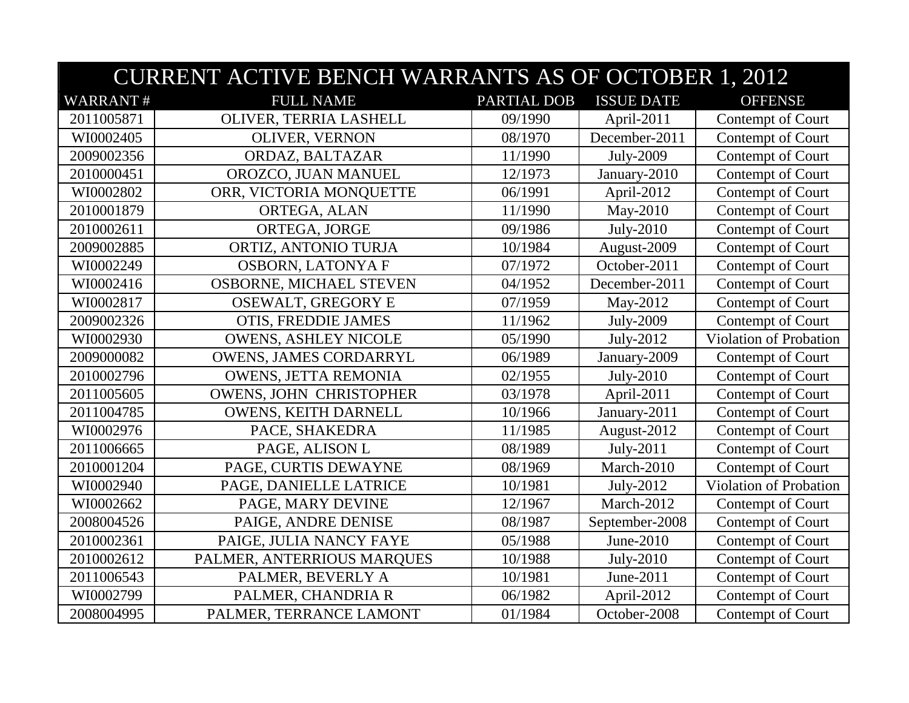| CURRENT ACTIVE BENCH WARRANTS AS OF OCTOBER 1, 2012 | | | | |
|---|---|---|---|---|
| WARRANT # | FULL NAME | PARTIAL DOB | ISSUE DATE | OFFENSE |
| 2011005871 | OLIVER, TERRIA LASHELL | 09/1990 | April-2011 | Contempt of Court |
| WI0002405 | OLIVER, VERNON | 08/1970 | December-2011 | Contempt of Court |
| 2009002356 | ORDAZ, BALTAZAR | 11/1990 | July-2009 | Contempt of Court |
| 2010000451 | OROZCO, JUAN MANUEL | 12/1973 | January-2010 | Contempt of Court |
| WI0002802 | ORR, VICTORIA MONQUETTE | 06/1991 | April-2012 | Contempt of Court |
| 2010001879 | ORTEGA, ALAN | 11/1990 | May-2010 | Contempt of Court |
| 2010002611 | ORTEGA, JORGE | 09/1986 | July-2010 | Contempt of Court |
| 2009002885 | ORTIZ, ANTONIO TURJA | 10/1984 | August-2009 | Contempt of Court |
| WI0002249 | OSBORN, LATONYA F | 07/1972 | October-2011 | Contempt of Court |
| WI0002416 | OSBORNE, MICHAEL STEVEN | 04/1952 | December-2011 | Contempt of Court |
| WI0002817 | OSEWALT, GREGORY E | 07/1959 | May-2012 | Contempt of Court |
| 2009002326 | OTIS, FREDDIE JAMES | 11/1962 | July-2009 | Contempt of Court |
| WI0002930 | OWENS, ASHLEY NICOLE | 05/1990 | July-2012 | Violation of Probation |
| 2009000082 | OWENS, JAMES CORDARRYL | 06/1989 | January-2009 | Contempt of Court |
| 2010002796 | OWENS, JETTA REMONIA | 02/1955 | July-2010 | Contempt of Court |
| 2011005605 | OWENS, JOHN CHRISTOPHER | 03/1978 | April-2011 | Contempt of Court |
| 2011004785 | OWENS, KEITH DARNELL | 10/1966 | January-2011 | Contempt of Court |
| WI0002976 | PACE, SHAKEDRA | 11/1985 | August-2012 | Contempt of Court |
| 2011006665 | PAGE, ALISON L | 08/1989 | July-2011 | Contempt of Court |
| 2010001204 | PAGE, CURTIS DEWAYNE | 08/1969 | March-2010 | Contempt of Court |
| WI0002940 | PAGE, DANIELLE LATRICE | 10/1981 | July-2012 | Violation of Probation |
| WI0002662 | PAGE, MARY DEVINE | 12/1967 | March-2012 | Contempt of Court |
| 2008004526 | PAIGE, ANDRE DENISE | 08/1987 | September-2008 | Contempt of Court |
| 2010002361 | PAIGE, JULIA NANCY FAYE | 05/1988 | June-2010 | Contempt of Court |
| 2010002612 | PALMER, ANTERRIOUS MARQUES | 10/1988 | July-2010 | Contempt of Court |
| 2011006543 | PALMER, BEVERLY A | 10/1981 | June-2011 | Contempt of Court |
| WI0002799 | PALMER, CHANDRIA R | 06/1982 | April-2012 | Contempt of Court |
| 2008004995 | PALMER, TERRANCE LAMONT | 01/1984 | October-2008 | Contempt of Court |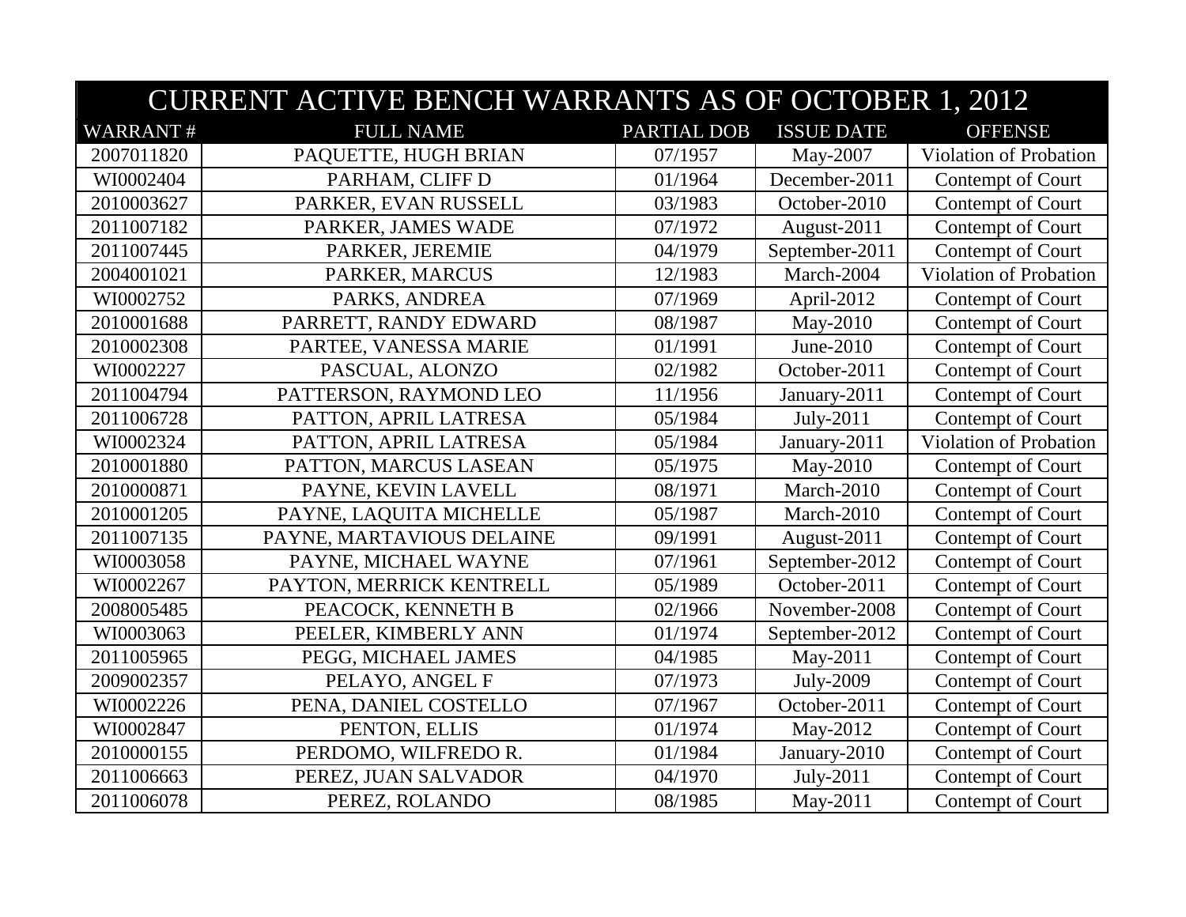| CURRENT ACTIVE BENCH WARRANTS AS OF OCTOBER 1, 2012 | | | | |
|---|---|---|---|---|
| WARRANT # | FULL NAME | PARTIAL DOB | ISSUE DATE | OFFENSE |
| 2007011820 | PAQUETTE, HUGH BRIAN | 07/1957 | May-2007 | Violation of Probation |
| WI0002404 | PARHAM, CLIFF D | 01/1964 | December-2011 | Contempt of Court |
| 2010003627 | PARKER, EVAN RUSSELL | 03/1983 | October-2010 | Contempt of Court |
| 2011007182 | PARKER, JAMES WADE | 07/1972 | August-2011 | Contempt of Court |
| 2011007445 | PARKER, JEREMIE | 04/1979 | September-2011 | Contempt of Court |
| 2004001021 | PARKER, MARCUS | 12/1983 | March-2004 | Violation of Probation |
| WI0002752 | PARKS, ANDREA | 07/1969 | April-2012 | Contempt of Court |
| 2010001688 | PARRETT, RANDY EDWARD | 08/1987 | May-2010 | Contempt of Court |
| 2010002308 | PARTEE, VANESSA MARIE | 01/1991 | June-2010 | Contempt of Court |
| WI0002227 | PASCUAL, ALONZO | 02/1982 | October-2011 | Contempt of Court |
| 2011004794 | PATTERSON, RAYMOND LEO | 11/1956 | January-2011 | Contempt of Court |
| 2011006728 | PATTON, APRIL LATRESA | 05/1984 | July-2011 | Contempt of Court |
| WI0002324 | PATTON, APRIL LATRESA | 05/1984 | January-2011 | Violation of Probation |
| 2010001880 | PATTON, MARCUS LASEAN | 05/1975 | May-2010 | Contempt of Court |
| 2010000871 | PAYNE, KEVIN LAVELL | 08/1971 | March-2010 | Contempt of Court |
| 2010001205 | PAYNE, LAQUITA MICHELLE | 05/1987 | March-2010 | Contempt of Court |
| 2011007135 | PAYNE, MARTAVIOUS DELAINE | 09/1991 | August-2011 | Contempt of Court |
| WI0003058 | PAYNE, MICHAEL WAYNE | 07/1961 | September-2012 | Contempt of Court |
| WI0002267 | PAYTON, MERRICK KENTRELL | 05/1989 | October-2011 | Contempt of Court |
| 2008005485 | PEACOCK, KENNETH B | 02/1966 | November-2008 | Contempt of Court |
| WI0003063 | PEELER, KIMBERLY ANN | 01/1974 | September-2012 | Contempt of Court |
| 2011005965 | PEGG, MICHAEL JAMES | 04/1985 | May-2011 | Contempt of Court |
| 2009002357 | PELAYO, ANGEL F | 07/1973 | July-2009 | Contempt of Court |
| WI0002226 | PENA, DANIEL COSTELLO | 07/1967 | October-2011 | Contempt of Court |
| WI0002847 | PENTON, ELLIS | 01/1974 | May-2012 | Contempt of Court |
| 2010000155 | PERDOMO, WILFREDO R. | 01/1984 | January-2010 | Contempt of Court |
| 2011006663 | PEREZ, JUAN SALVADOR | 04/1970 | July-2011 | Contempt of Court |
| 2011006078 | PEREZ, ROLANDO | 08/1985 | May-2011 | Contempt of Court |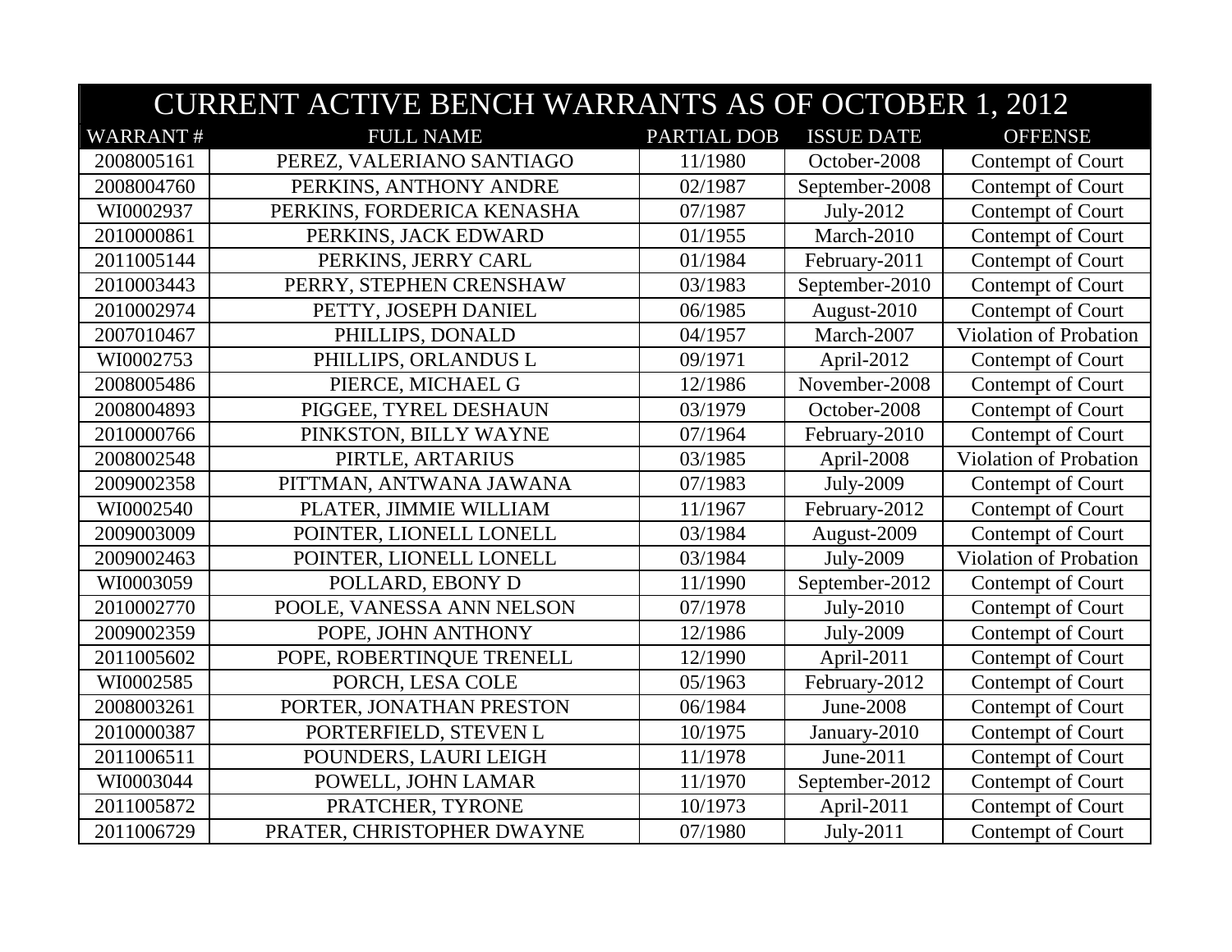| CURRENT ACTIVE BENCH WARRANTS AS OF OCTOBER 1, 2012 | | | | |
|---|---|---|---|---|
| WARRANT # | FULL NAME | PARTIAL DOB | ISSUE DATE | OFFENSE |
| 2008005161 | PEREZ, VALERIANO SANTIAGO | 11/1980 | October-2008 | Contempt of Court |
| 2008004760 | PERKINS, ANTHONY ANDRE | 02/1987 | September-2008 | Contempt of Court |
| WI0002937 | PERKINS, FORDERICA KENASHA | 07/1987 | July-2012 | Contempt of Court |
| 2010000861 | PERKINS, JACK EDWARD | 01/1955 | March-2010 | Contempt of Court |
| 2011005144 | PERKINS, JERRY CARL | 01/1984 | February-2011 | Contempt of Court |
| 2010003443 | PERRY, STEPHEN CRENSHAW | 03/1983 | September-2010 | Contempt of Court |
| 2010002974 | PETTY, JOSEPH DANIEL | 06/1985 | August-2010 | Contempt of Court |
| 2007010467 | PHILLIPS, DONALD | 04/1957 | March-2007 | Violation of Probation |
| WI0002753 | PHILLIPS, ORLANDUS L | 09/1971 | April-2012 | Contempt of Court |
| 2008005486 | PIERCE, MICHAEL G | 12/1986 | November-2008 | Contempt of Court |
| 2008004893 | PIGGEE, TYREL DESHAUN | 03/1979 | October-2008 | Contempt of Court |
| 2010000766 | PINKSTON, BILLY WAYNE | 07/1964 | February-2010 | Contempt of Court |
| 2008002548 | PIRTLE, ARTARIUS | 03/1985 | April-2008 | Violation of Probation |
| 2009002358 | PITTMAN, ANTWANA JAWANA | 07/1983 | July-2009 | Contempt of Court |
| WI0002540 | PLATER, JIMMIE WILLIAM | 11/1967 | February-2012 | Contempt of Court |
| 2009003009 | POINTER, LIONELL LONELL | 03/1984 | August-2009 | Contempt of Court |
| 2009002463 | POINTER, LIONELL LONELL | 03/1984 | July-2009 | Violation of Probation |
| WI0003059 | POLLARD, EBONY D | 11/1990 | September-2012 | Contempt of Court |
| 2010002770 | POOLE, VANESSA ANN NELSON | 07/1978 | July-2010 | Contempt of Court |
| 2009002359 | POPE, JOHN ANTHONY | 12/1986 | July-2009 | Contempt of Court |
| 2011005602 | POPE, ROBERTINQUE TRENELL | 12/1990 | April-2011 | Contempt of Court |
| WI0002585 | PORCH, LESA COLE | 05/1963 | February-2012 | Contempt of Court |
| 2008003261 | PORTER, JONATHAN PRESTON | 06/1984 | June-2008 | Contempt of Court |
| 2010000387 | PORTERFIELD, STEVEN L | 10/1975 | January-2010 | Contempt of Court |
| 2011006511 | POUNDERS, LAURI LEIGH | 11/1978 | June-2011 | Contempt of Court |
| WI0003044 | POWELL, JOHN LAMAR | 11/1970 | September-2012 | Contempt of Court |
| 2011005872 | PRATCHER, TYRONE | 10/1973 | April-2011 | Contempt of Court |
| 2011006729 | PRATER, CHRISTOPHER DWAYNE | 07/1980 | July-2011 | Contempt of Court |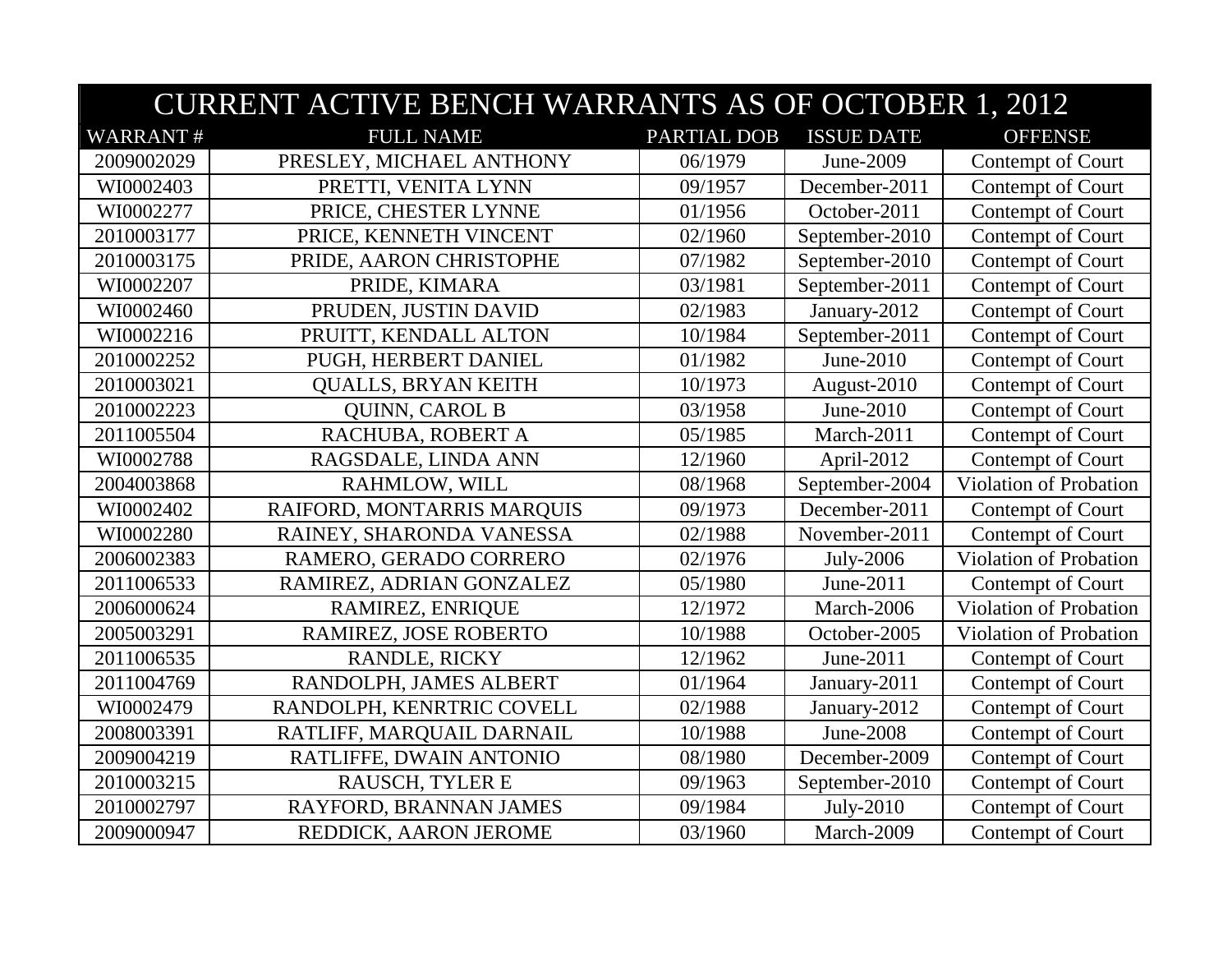# CURRENT ACTIVE BENCH WARRANTS AS OF OCTOBER 1, 2012

| WARRANT # | FULL NAME | PARTIAL DOB | ISSUE DATE | OFFENSE |
|---|---|---|---|---|
| 2009002029 | PRESLEY, MICHAEL ANTHONY | 06/1979 | June-2009 | Contempt of Court |
| WI0002403 | PRETTI, VENITA LYNN | 09/1957 | December-2011 | Contempt of Court |
| WI0002277 | PRICE, CHESTER LYNNE | 01/1956 | October-2011 | Contempt of Court |
| 2010003177 | PRICE, KENNETH VINCENT | 02/1960 | September-2010 | Contempt of Court |
| 2010003175 | PRIDE, AARON CHRISTOPHE | 07/1982 | September-2010 | Contempt of Court |
| WI0002207 | PRIDE, KIMARA | 03/1981 | September-2011 | Contempt of Court |
| WI0002460 | PRUDEN, JUSTIN DAVID | 02/1983 | January-2012 | Contempt of Court |
| WI0002216 | PRUITT, KENDALL ALTON | 10/1984 | September-2011 | Contempt of Court |
| 2010002252 | PUGH, HERBERT DANIEL | 01/1982 | June-2010 | Contempt of Court |
| 2010003021 | QUALLS, BRYAN KEITH | 10/1973 | August-2010 | Contempt of Court |
| 2010002223 | QUINN, CAROL B | 03/1958 | June-2010 | Contempt of Court |
| 2011005504 | RACHUBA, ROBERT A | 05/1985 | March-2011 | Contempt of Court |
| WI0002788 | RAGSDALE, LINDA ANN | 12/1960 | April-2012 | Contempt of Court |
| 2004003868 | RAHMLOW, WILL | 08/1968 | September-2004 | Violation of Probation |
| WI0002402 | RAIFORD, MONTARRIS MARQUIS | 09/1973 | December-2011 | Contempt of Court |
| WI0002280 | RAINEY, SHARONDA VANESSA | 02/1988 | November-2011 | Contempt of Court |
| 2006002383 | RAMERO, GERADO CORRERO | 02/1976 | July-2006 | Violation of Probation |
| 2011006533 | RAMIREZ, ADRIAN GONZALEZ | 05/1980 | June-2011 | Contempt of Court |
| 2006000624 | RAMIREZ, ENRIQUE | 12/1972 | March-2006 | Violation of Probation |
| 2005003291 | RAMIREZ, JOSE ROBERTO | 10/1988 | October-2005 | Violation of Probation |
| 2011006535 | RANDLE, RICKY | 12/1962 | June-2011 | Contempt of Court |
| 2011004769 | RANDOLPH, JAMES ALBERT | 01/1964 | January-2011 | Contempt of Court |
| WI0002479 | RANDOLPH, KENRTRIC COVELL | 02/1988 | January-2012 | Contempt of Court |
| 2008003391 | RATLIFF, MARQUAIL DARNAIL | 10/1988 | June-2008 | Contempt of Court |
| 2009004219 | RATLIFFE, DWAIN ANTONIO | 08/1980 | December-2009 | Contempt of Court |
| 2010003215 | RAUSCH, TYLER E | 09/1963 | September-2010 | Contempt of Court |
| 2010002797 | RAYFORD, BRANNAN JAMES | 09/1984 | July-2010 | Contempt of Court |
| 2009000947 | REDDICK, AARON JEROME | 03/1960 | March-2009 | Contempt of Court |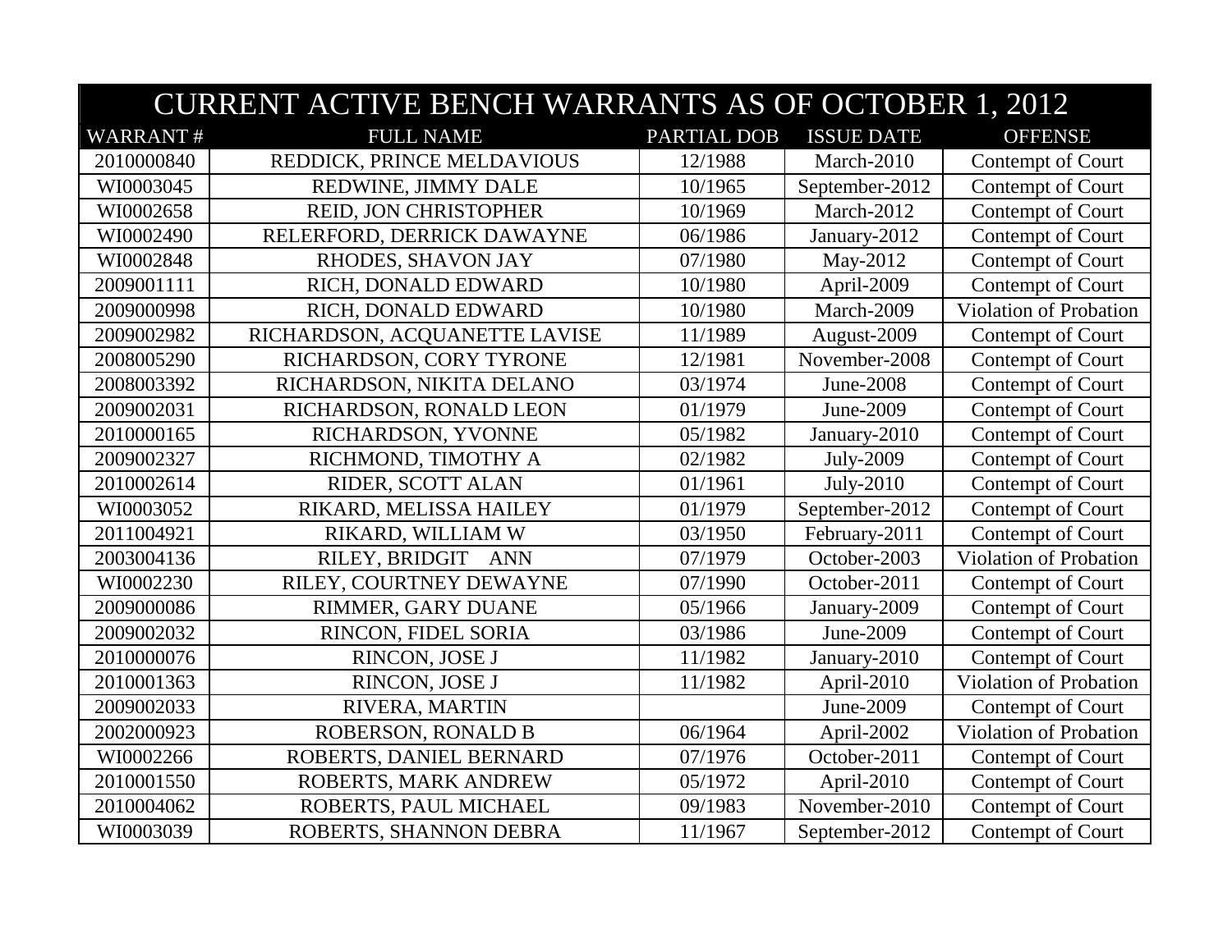| CURRENT ACTIVE BENCH WARRANTS AS OF OCTOBER 1, 2012 | | | | |
|---|---|---|---|---|
| WARRANT # | FULL NAME | PARTIAL DOB | ISSUE DATE | OFFENSE |
| 2010000840 | REDDICK, PRINCE MELDAVIOUS | 12/1988 | March-2010 | Contempt of Court |
| WI0003045 | REDWINE, JIMMY DALE | 10/1965 | September-2012 | Contempt of Court |
| WI0002658 | REID, JON CHRISTOPHER | 10/1969 | March-2012 | Contempt of Court |
| WI0002490 | RELERFORD, DERRICK DAWAYNE | 06/1986 | January-2012 | Contempt of Court |
| WI0002848 | RHODES, SHAVON JAY | 07/1980 | May-2012 | Contempt of Court |
| 2009001111 | RICH, DONALD EDWARD | 10/1980 | April-2009 | Contempt of Court |
| 2009000998 | RICH, DONALD EDWARD | 10/1980 | March-2009 | Violation of Probation |
| 2009002982 | RICHARDSON, ACQUANETTE LAVISE | 11/1989 | August-2009 | Contempt of Court |
| 2008005290 | RICHARDSON, CORY TYRONE | 12/1981 | November-2008 | Contempt of Court |
| 2008003392 | RICHARDSON, NIKITA DELANO | 03/1974 | June-2008 | Contempt of Court |
| 2009002031 | RICHARDSON, RONALD LEON | 01/1979 | June-2009 | Contempt of Court |
| 2010000165 | RICHARDSON, YVONNE | 05/1982 | January-2010 | Contempt of Court |
| 2009002327 | RICHMOND, TIMOTHY A | 02/1982 | July-2009 | Contempt of Court |
| 2010002614 | RIDER, SCOTT ALAN | 01/1961 | July-2010 | Contempt of Court |
| WI0003052 | RIKARD, MELISSA HAILEY | 01/1979 | September-2012 | Contempt of Court |
| 2011004921 | RIKARD, WILLIAM W | 03/1950 | February-2011 | Contempt of Court |
| 2003004136 | RILEY, BRIDGIT ANN | 07/1979 | October-2003 | Violation of Probation |
| WI0002230 | RILEY, COURTNEY DEWAYNE | 07/1990 | October-2011 | Contempt of Court |
| 2009000086 | RIMMER, GARY DUANE | 05/1966 | January-2009 | Contempt of Court |
| 2009002032 | RINCON, FIDEL SORIA | 03/1986 | June-2009 | Contempt of Court |
| 2010000076 | RINCON, JOSE J | 11/1982 | January-2010 | Contempt of Court |
| 2010001363 | RINCON, JOSE J | 11/1982 | April-2010 | Violation of Probation |
| 2009002033 | RIVERA, MARTIN | | June-2009 | Contempt of Court |
| 2002000923 | ROBERSON, RONALD B | 06/1964 | April-2002 | Violation of Probation |
| WI0002266 | ROBERTS, DANIEL BERNARD | 07/1976 | October-2011 | Contempt of Court |
| 2010001550 | ROBERTS, MARK ANDREW | 05/1972 | April-2010 | Contempt of Court |
| 2010004062 | ROBERTS, PAUL MICHAEL | 09/1983 | November-2010 | Contempt of Court |
| WI0003039 | ROBERTS, SHANNON DEBRA | 11/1967 | September-2012 | Contempt of Court |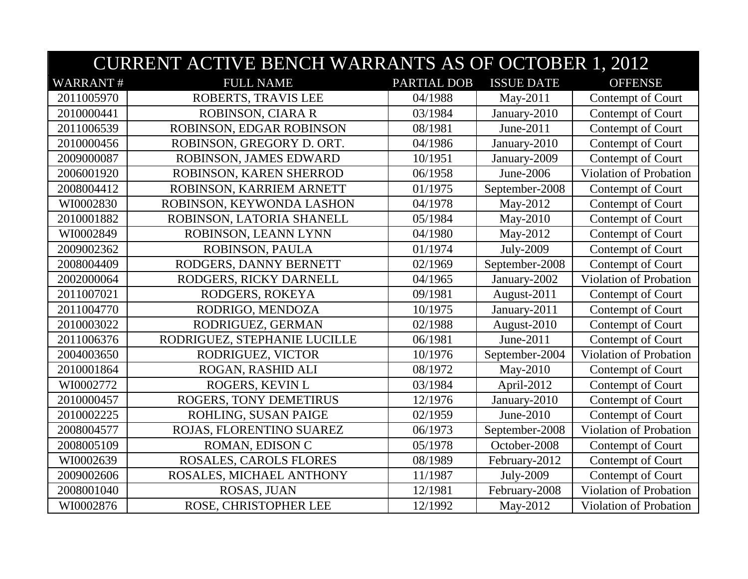| CURRENT ACTIVE BENCH WARRANTS AS OF OCTOBER 1, 2012 | | | | |
|---|---|---|---|---|
| WARRANT # | FULL NAME | PARTIAL DOB | ISSUE DATE | OFFENSE |
| 2011005970 | ROBERTS, TRAVIS LEE | 04/1988 | May-2011 | Contempt of Court |
| 2010000441 | ROBINSON, CIARA R | 03/1984 | January-2010 | Contempt of Court |
| 2011006539 | ROBINSON, EDGAR ROBINSON | 08/1981 | June-2011 | Contempt of Court |
| 2010000456 | ROBINSON, GREGORY D. ORT. | 04/1986 | January-2010 | Contempt of Court |
| 2009000087 | ROBINSON, JAMES EDWARD | 10/1951 | January-2009 | Contempt of Court |
| 2006001920 | ROBINSON, KAREN SHERROD | 06/1958 | June-2006 | Violation of Probation |
| 2008004412 | ROBINSON, KARRIEM ARNETT | 01/1975 | September-2008 | Contempt of Court |
| WI0002830 | ROBINSON, KEYWONDA LASHON | 04/1978 | May-2012 | Contempt of Court |
| 2010001882 | ROBINSON, LATORIA SHANELL | 05/1984 | May-2010 | Contempt of Court |
| WI0002849 | ROBINSON, LEANN LYNN | 04/1980 | May-2012 | Contempt of Court |
| 2009002362 | ROBINSON, PAULA | 01/1974 | July-2009 | Contempt of Court |
| 2008004409 | RODGERS, DANNY BERNETT | 02/1969 | September-2008 | Contempt of Court |
| 2002000064 | RODGERS, RICKY DARNELL | 04/1965 | January-2002 | Violation of Probation |
| 2011007021 | RODGERS, ROKEYA | 09/1981 | August-2011 | Contempt of Court |
| 2011004770 | RODRIGO, MENDOZA | 10/1975 | January-2011 | Contempt of Court |
| 2010003022 | RODRIGUEZ, GERMAN | 02/1988 | August-2010 | Contempt of Court |
| 2011006376 | RODRIGUEZ, STEPHANIE LUCILLE | 06/1981 | June-2011 | Contempt of Court |
| 2004003650 | RODRIGUEZ, VICTOR | 10/1976 | September-2004 | Violation of Probation |
| 2010001864 | ROGAN, RASHID ALI | 08/1972 | May-2010 | Contempt of Court |
| WI0002772 | ROGERS, KEVIN L | 03/1984 | April-2012 | Contempt of Court |
| 2010000457 | ROGERS, TONY DEMETIRUS | 12/1976 | January-2010 | Contempt of Court |
| 2010002225 | ROHLING, SUSAN PAIGE | 02/1959 | June-2010 | Contempt of Court |
| 2008004577 | ROJAS, FLORENTINO SUAREZ | 06/1973 | September-2008 | Violation of Probation |
| 2008005109 | ROMAN, EDISON C | 05/1978 | October-2008 | Contempt of Court |
| WI0002639 | ROSALES, CAROLS FLORES | 08/1989 | February-2012 | Contempt of Court |
| 2009002606 | ROSALES, MICHAEL ANTHONY | 11/1987 | July-2009 | Contempt of Court |
| 2008001040 | ROSAS, JUAN | 12/1981 | February-2008 | Violation of Probation |
| WI0002876 | ROSE, CHRISTOPHER LEE | 12/1992 | May-2012 | Violation of Probation |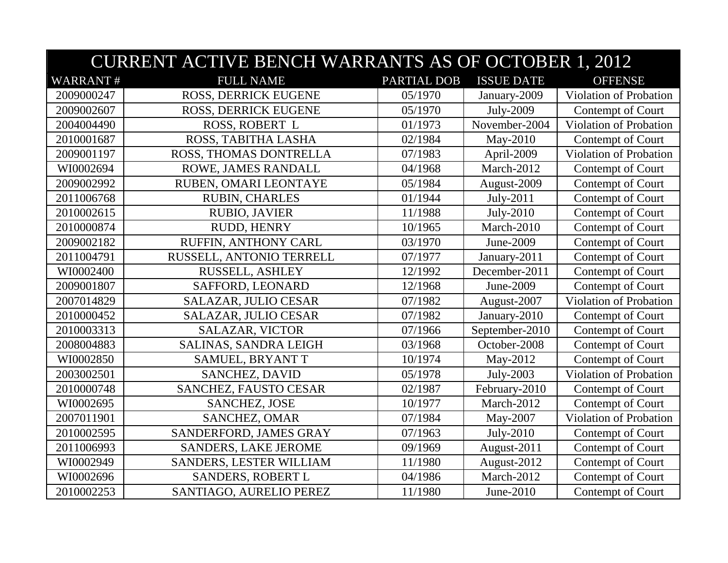# CURRENT ACTIVE BENCH WARRANTS AS OF OCTOBER 1, 2012

| WARRANT # | FULL NAME | PARTIAL DOB | ISSUE DATE | OFFENSE |
|---|---|---|---|---|
| 2009000247 | ROSS, DERRICK EUGENE | 05/1970 | January-2009 | Violation of Probation |
| 2009002607 | ROSS, DERRICK EUGENE | 05/1970 | July-2009 | Contempt of Court |
| 2004004490 | ROSS, ROBERT L | 01/1973 | November-2004 | Violation of Probation |
| 2010001687 | ROSS, TABITHA LASHA | 02/1984 | May-2010 | Contempt of Court |
| 2009001197 | ROSS, THOMAS DONTRELLA | 07/1983 | April-2009 | Violation of Probation |
| WI0002694 | ROWE, JAMES RANDALL | 04/1968 | March-2012 | Contempt of Court |
| 2009002992 | RUBEN, OMARI LEONTAYE | 05/1984 | August-2009 | Contempt of Court |
| 2011006768 | RUBIN, CHARLES | 01/1944 | July-2011 | Contempt of Court |
| 2010002615 | RUBIO, JAVIER | 11/1988 | July-2010 | Contempt of Court |
| 2010000874 | RUDD, HENRY | 10/1965 | March-2010 | Contempt of Court |
| 2009002182 | RUFFIN, ANTHONY CARL | 03/1970 | June-2009 | Contempt of Court |
| 2011004791 | RUSSELL, ANTONIO TERRELL | 07/1977 | January-2011 | Contempt of Court |
| WI0002400 | RUSSELL, ASHLEY | 12/1992 | December-2011 | Contempt of Court |
| 2009001807 | SAFFORD, LEONARD | 12/1968 | June-2009 | Contempt of Court |
| 2007014829 | SALAZAR, JULIO CESAR | 07/1982 | August-2007 | Violation of Probation |
| 2010000452 | SALAZAR, JULIO CESAR | 07/1982 | January-2010 | Contempt of Court |
| 2010003313 | SALAZAR, VICTOR | 07/1966 | September-2010 | Contempt of Court |
| 2008004883 | SALINAS, SANDRA LEIGH | 03/1968 | October-2008 | Contempt of Court |
| WI0002850 | SAMUEL, BRYANT T | 10/1974 | May-2012 | Contempt of Court |
| 2003002501 | SANCHEZ, DAVID | 05/1978 | July-2003 | Violation of Probation |
| 2010000748 | SANCHEZ, FAUSTO CESAR | 02/1987 | February-2010 | Contempt of Court |
| WI0002695 | SANCHEZ, JOSE | 10/1977 | March-2012 | Contempt of Court |
| 2007011901 | SANCHEZ, OMAR | 07/1984 | May-2007 | Violation of Probation |
| 2010002595 | SANDERFORD, JAMES GRAY | 07/1963 | July-2010 | Contempt of Court |
| 2011006993 | SANDERS, LAKE JEROME | 09/1969 | August-2011 | Contempt of Court |
| WI0002949 | SANDERS, LESTER WILLIAM | 11/1980 | August-2012 | Contempt of Court |
| WI0002696 | SANDERS, ROBERT L | 04/1986 | March-2012 | Contempt of Court |
| 2010002253 | SANTIAGO, AURELIO PEREZ | 11/1980 | June-2010 | Contempt of Court |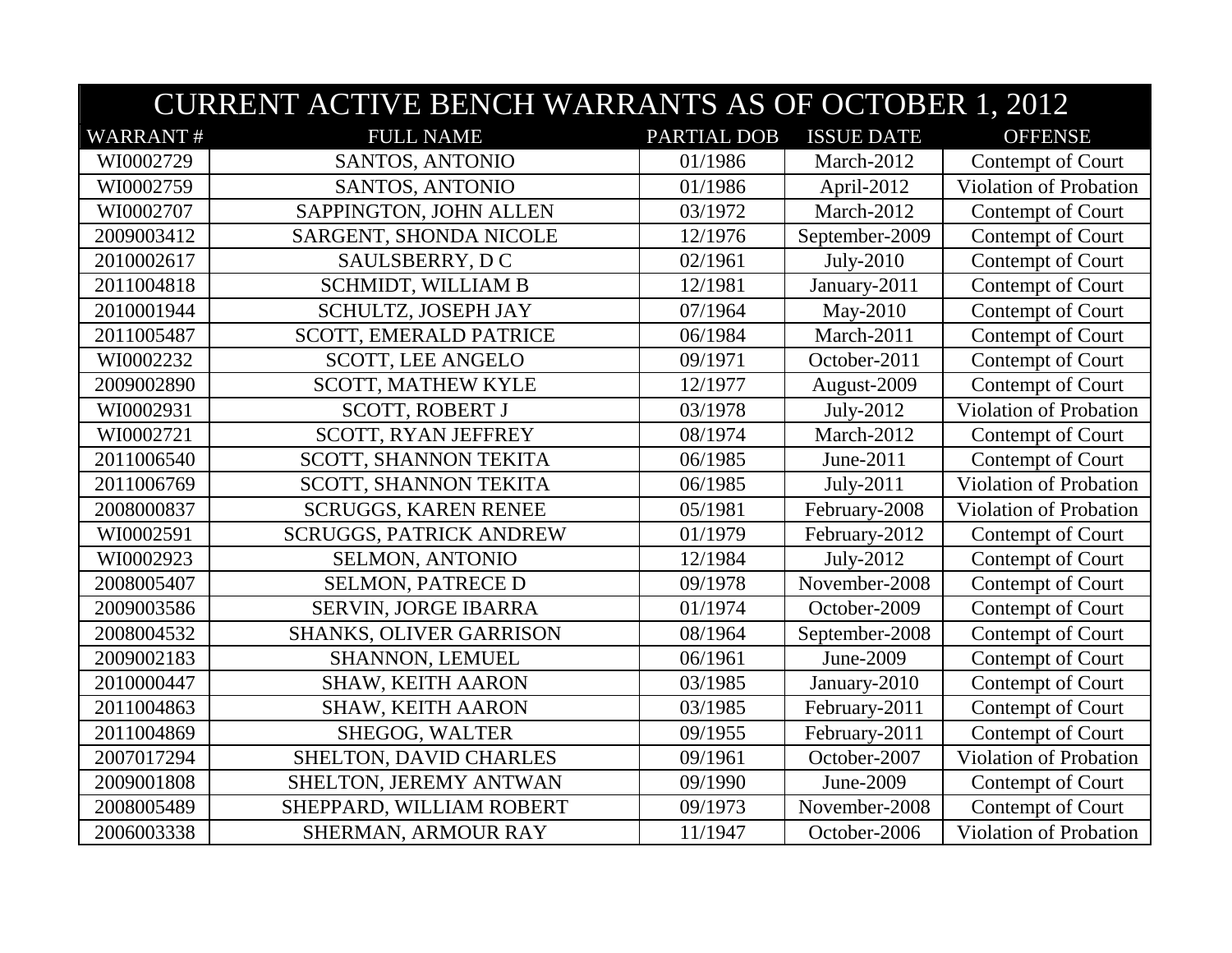# CURRENT ACTIVE BENCH WARRANTS AS OF OCTOBER 1, 2012

| WARRANT # | FULL NAME | PARTIAL DOB | ISSUE DATE | OFFENSE |
|---|---|---|---|---|
| WI0002729 | SANTOS, ANTONIO | 01/1986 | March-2012 | Contempt of Court |
| WI0002759 | SANTOS, ANTONIO | 01/1986 | April-2012 | Violation of Probation |
| WI0002707 | SAPPINGTON, JOHN ALLEN | 03/1972 | March-2012 | Contempt of Court |
| 2009003412 | SARGENT, SHONDA NICOLE | 12/1976 | September-2009 | Contempt of Court |
| 2010002617 | SAULSBERRY, D C | 02/1961 | July-2010 | Contempt of Court |
| 2011004818 | SCHMIDT, WILLIAM B | 12/1981 | January-2011 | Contempt of Court |
| 2010001944 | SCHULTZ, JOSEPH JAY | 07/1964 | May-2010 | Contempt of Court |
| 2011005487 | SCOTT, EMERALD PATRICE | 06/1984 | March-2011 | Contempt of Court |
| WI0002232 | SCOTT, LEE ANGELO | 09/1971 | October-2011 | Contempt of Court |
| 2009002890 | SCOTT, MATHEW KYLE | 12/1977 | August-2009 | Contempt of Court |
| WI0002931 | SCOTT, ROBERT J | 03/1978 | July-2012 | Violation of Probation |
| WI0002721 | SCOTT, RYAN JEFFREY | 08/1974 | March-2012 | Contempt of Court |
| 2011006540 | SCOTT, SHANNON TEKITA | 06/1985 | June-2011 | Contempt of Court |
| 2011006769 | SCOTT, SHANNON TEKITA | 06/1985 | July-2011 | Violation of Probation |
| 2008000837 | SCRUGGS, KAREN RENEE | 05/1981 | February-2008 | Violation of Probation |
| WI0002591 | SCRUGGS, PATRICK ANDREW | 01/1979 | February-2012 | Contempt of Court |
| WI0002923 | SELMON, ANTONIO | 12/1984 | July-2012 | Contempt of Court |
| 2008005407 | SELMON, PATRECE D | 09/1978 | November-2008 | Contempt of Court |
| 2009003586 | SERVIN, JORGE IBARRA | 01/1974 | October-2009 | Contempt of Court |
| 2008004532 | SHANKS, OLIVER GARRISON | 08/1964 | September-2008 | Contempt of Court |
| 2009002183 | SHANNON, LEMUEL | 06/1961 | June-2009 | Contempt of Court |
| 2010000447 | SHAW, KEITH AARON | 03/1985 | January-2010 | Contempt of Court |
| 2011004863 | SHAW, KEITH AARON | 03/1985 | February-2011 | Contempt of Court |
| 2011004869 | SHEGOG, WALTER | 09/1955 | February-2011 | Contempt of Court |
| 2007017294 | SHELTON, DAVID CHARLES | 09/1961 | October-2007 | Violation of Probation |
| 2009001808 | SHELTON, JEREMY ANTWAN | 09/1990 | June-2009 | Contempt of Court |
| 2008005489 | SHEPPARD, WILLIAM ROBERT | 09/1973 | November-2008 | Contempt of Court |
| 2006003338 | SHERMAN, ARMOUR RAY | 11/1947 | October-2006 | Violation of Probation |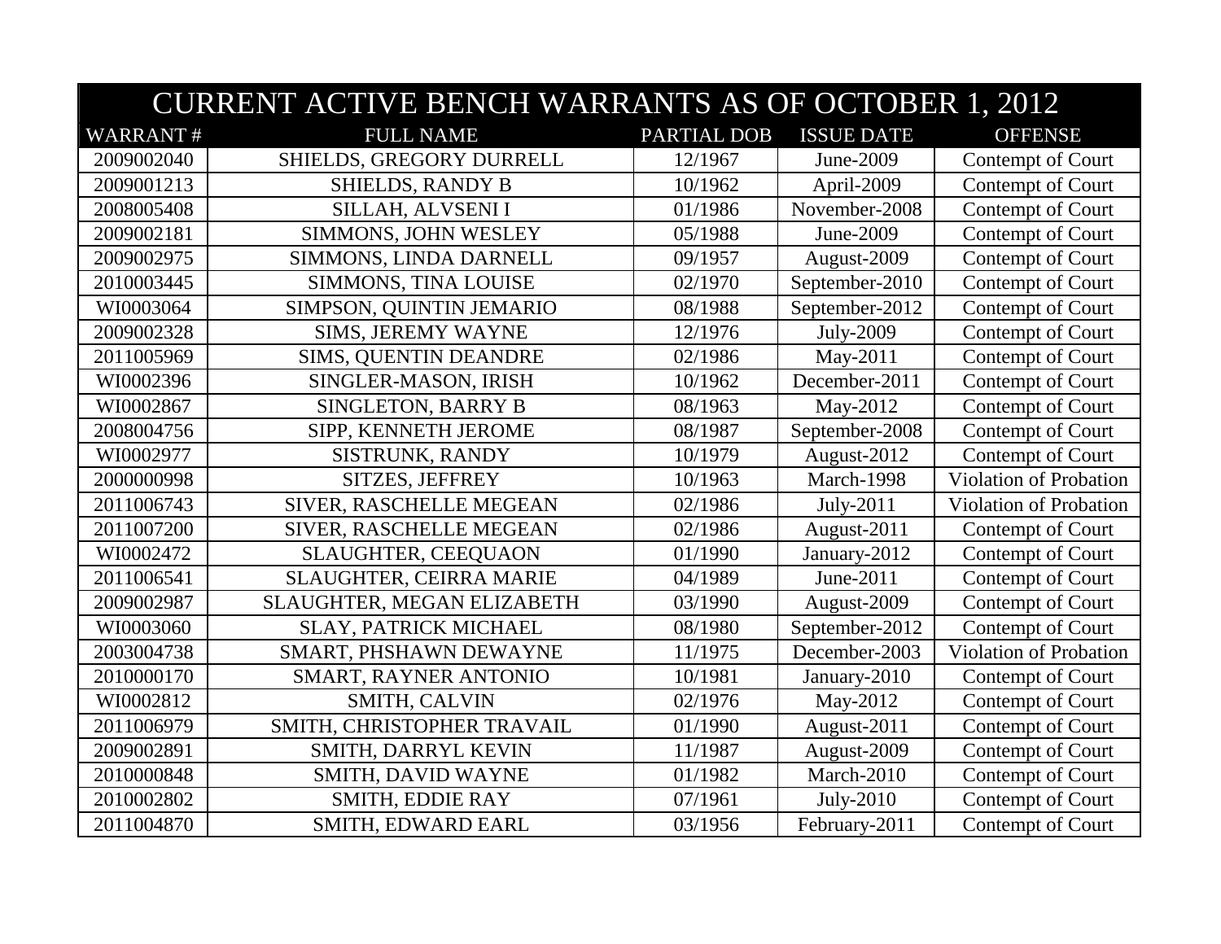| CURRENT ACTIVE BENCH WARRANTS AS OF OCTOBER 1, 2012 | | | | |
|---|---|---|---|---|
| WARRANT # | FULL NAME | PARTIAL DOB | ISSUE DATE | OFFENSE |
| 2009002040 | SHIELDS, GREGORY DURRELL | 12/1967 | June-2009 | Contempt of Court |
| 2009001213 | SHIELDS, RANDY B | 10/1962 | April-2009 | Contempt of Court |
| 2008005408 | SILLAH, ALVSENI I | 01/1986 | November-2008 | Contempt of Court |
| 2009002181 | SIMMONS, JOHN WESLEY | 05/1988 | June-2009 | Contempt of Court |
| 2009002975 | SIMMONS, LINDA DARNELL | 09/1957 | August-2009 | Contempt of Court |
| 2010003445 | SIMMONS, TINA LOUISE | 02/1970 | September-2010 | Contempt of Court |
| WI0003064 | SIMPSON, QUINTIN JEMARIO | 08/1988 | September-2012 | Contempt of Court |
| 2009002328 | SIMS, JEREMY WAYNE | 12/1976 | July-2009 | Contempt of Court |
| 2011005969 | SIMS, QUENTIN DEANDRE | 02/1986 | May-2011 | Contempt of Court |
| WI0002396 | SINGLER-MASON, IRISH | 10/1962 | December-2011 | Contempt of Court |
| WI0002867 | SINGLETON, BARRY B | 08/1963 | May-2012 | Contempt of Court |
| 2008004756 | SIPP, KENNETH JEROME | 08/1987 | September-2008 | Contempt of Court |
| WI0002977 | SISTRUNK, RANDY | 10/1979 | August-2012 | Contempt of Court |
| 2000000998 | SITZES, JEFFREY | 10/1963 | March-1998 | Violation of Probation |
| 2011006743 | SIVER, RASCHELLE MEGEAN | 02/1986 | July-2011 | Violation of Probation |
| 2011007200 | SIVER, RASCHELLE MEGEAN | 02/1986 | August-2011 | Contempt of Court |
| WI0002472 | SLAUGHTER, CEEQUAON | 01/1990 | January-2012 | Contempt of Court |
| 2011006541 | SLAUGHTER, CEIRRA MARIE | 04/1989 | June-2011 | Contempt of Court |
| 2009002987 | SLAUGHTER, MEGAN ELIZABETH | 03/1990 | August-2009 | Contempt of Court |
| WI0003060 | SLAY, PATRICK MICHAEL | 08/1980 | September-2012 | Contempt of Court |
| 2003004738 | SMART, PHSHAWN DEWAYNE | 11/1975 | December-2003 | Violation of Probation |
| 2010000170 | SMART, RAYNER ANTONIO | 10/1981 | January-2010 | Contempt of Court |
| WI0002812 | SMITH, CALVIN | 02/1976 | May-2012 | Contempt of Court |
| 2011006979 | SMITH, CHRISTOPHER TRAVAIL | 01/1990 | August-2011 | Contempt of Court |
| 2009002891 | SMITH, DARRYL KEVIN | 11/1987 | August-2009 | Contempt of Court |
| 2010000848 | SMITH, DAVID WAYNE | 01/1982 | March-2010 | Contempt of Court |
| 2010002802 | SMITH, EDDIE RAY | 07/1961 | July-2010 | Contempt of Court |
| 2011004870 | SMITH, EDWARD EARL | 03/1956 | February-2011 | Contempt of Court |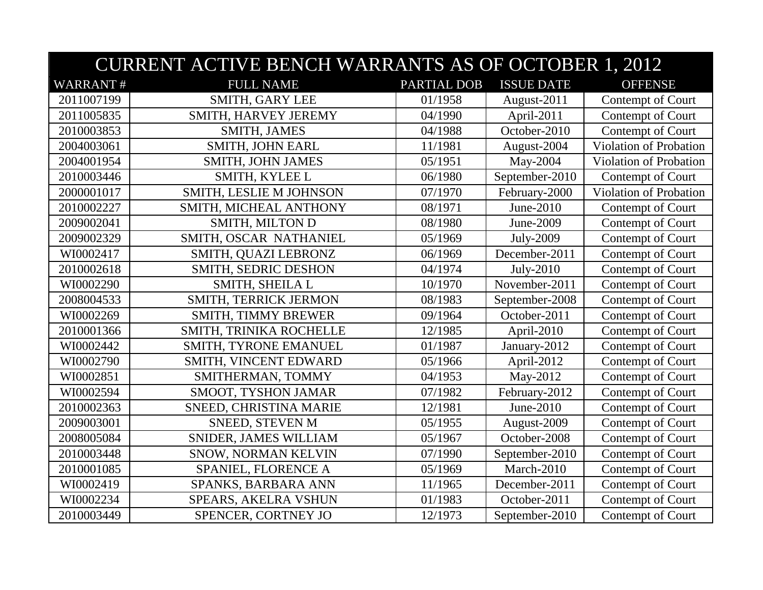| CURRENT ACTIVE BENCH WARRANTS AS OF OCTOBER 1, 2012 | | | | |
|---|---|---|---|---|
| WARRANT # | FULL NAME | PARTIAL DOB | ISSUE DATE | OFFENSE |
| 2011007199 | SMITH, GARY LEE | 01/1958 | August-2011 | Contempt of Court |
| 2011005835 | SMITH, HARVEY JEREMY | 04/1990 | April-2011 | Contempt of Court |
| 2010003853 | SMITH, JAMES | 04/1988 | October-2010 | Contempt of Court |
| 2004003061 | SMITH, JOHN EARL | 11/1981 | August-2004 | Violation of Probation |
| 2004001954 | SMITH, JOHN JAMES | 05/1951 | May-2004 | Violation of Probation |
| 2010003446 | SMITH, KYLEE L | 06/1980 | September-2010 | Contempt of Court |
| 2000001017 | SMITH, LESLIE M JOHNSON | 07/1970 | February-2000 | Violation of Probation |
| 2010002227 | SMITH, MICHEAL ANTHONY | 08/1971 | June-2010 | Contempt of Court |
| 2009002041 | SMITH, MILTON D | 08/1980 | June-2009 | Contempt of Court |
| 2009002329 | SMITH, OSCAR NATHANIEL | 05/1969 | July-2009 | Contempt of Court |
| WI0002417 | SMITH, QUAZI LEBRONZ | 06/1969 | December-2011 | Contempt of Court |
| 2010002618 | SMITH, SEDRIC DESHON | 04/1974 | July-2010 | Contempt of Court |
| WI0002290 | SMITH, SHEILA L | 10/1970 | November-2011 | Contempt of Court |
| 2008004533 | SMITH, TERRICK JERMON | 08/1983 | September-2008 | Contempt of Court |
| WI0002269 | SMITH, TIMMY BREWER | 09/1964 | October-2011 | Contempt of Court |
| 2010001366 | SMITH, TRINIKA ROCHELLE | 12/1985 | April-2010 | Contempt of Court |
| WI0002442 | SMITH, TYRONE EMANUEL | 01/1987 | January-2012 | Contempt of Court |
| WI0002790 | SMITH, VINCENT EDWARD | 05/1966 | April-2012 | Contempt of Court |
| WI0002851 | SMITHERMAN, TOMMY | 04/1953 | May-2012 | Contempt of Court |
| WI0002594 | SMOOT, TYSHON JAMAR | 07/1982 | February-2012 | Contempt of Court |
| 2010002363 | SNEED, CHRISTINA MARIE | 12/1981 | June-2010 | Contempt of Court |
| 2009003001 | SNEED, STEVEN M | 05/1955 | August-2009 | Contempt of Court |
| 2008005084 | SNIDER, JAMES WILLIAM | 05/1967 | October-2008 | Contempt of Court |
| 2010003448 | SNOW, NORMAN KELVIN | 07/1990 | September-2010 | Contempt of Court |
| 2010001085 | SPANIEL, FLORENCE A | 05/1969 | March-2010 | Contempt of Court |
| WI0002419 | SPANKS, BARBARA ANN | 11/1965 | December-2011 | Contempt of Court |
| WI0002234 | SPEARS, AKELRA VSHUN | 01/1983 | October-2011 | Contempt of Court |
| 2010003449 | SPENCER, CORTNEY JO | 12/1973 | September-2010 | Contempt of Court |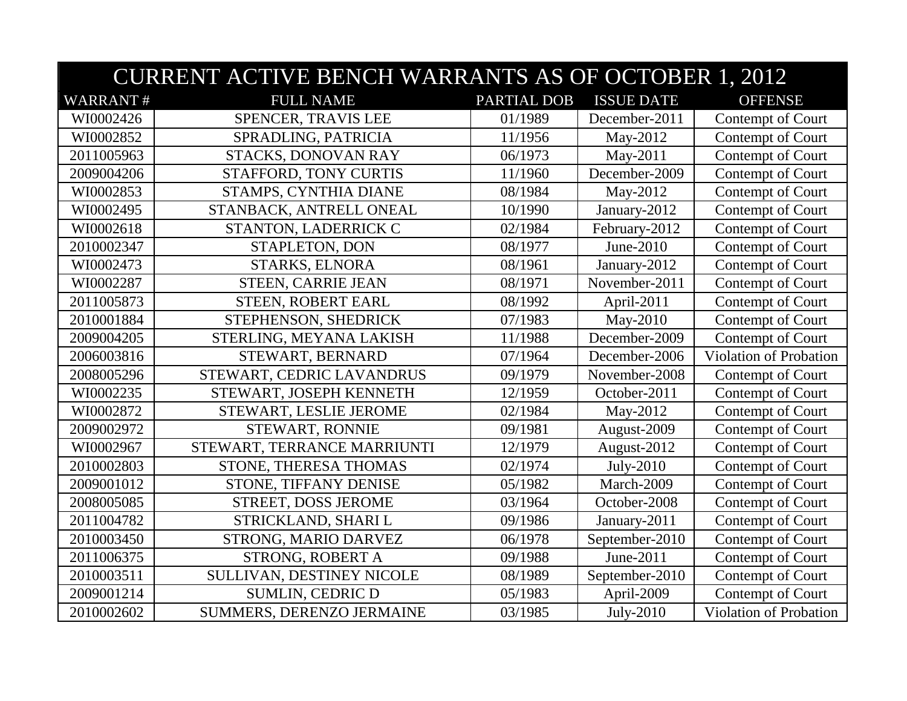| CURRENT ACTIVE BENCH WARRANTS AS OF OCTOBER 1, 2012 | | | | |
|---|---|---|---|---|
| WARRANT # | FULL NAME | PARTIAL DOB | ISSUE DATE | OFFENSE |
| WI0002426 | SPENCER, TRAVIS LEE | 01/1989 | December-2011 | Contempt of Court |
| WI0002852 | SPRADLING, PATRICIA | 11/1956 | May-2012 | Contempt of Court |
| 2011005963 | STACKS, DONOVAN RAY | 06/1973 | May-2011 | Contempt of Court |
| 2009004206 | STAFFORD, TONY CURTIS | 11/1960 | December-2009 | Contempt of Court |
| WI0002853 | STAMPS, CYNTHIA DIANE | 08/1984 | May-2012 | Contempt of Court |
| WI0002495 | STANBACK, ANTRELL ONEAL | 10/1990 | January-2012 | Contempt of Court |
| WI0002618 | STANTON, LADERRICK C | 02/1984 | February-2012 | Contempt of Court |
| 2010002347 | STAPLETON, DON | 08/1977 | June-2010 | Contempt of Court |
| WI0002473 | STARKS, ELNORA | 08/1961 | January-2012 | Contempt of Court |
| WI0002287 | STEEN, CARRIE JEAN | 08/1971 | November-2011 | Contempt of Court |
| 2011005873 | STEEN, ROBERT EARL | 08/1992 | April-2011 | Contempt of Court |
| 2010001884 | STEPHENSON, SHEDRICK | 07/1983 | May-2010 | Contempt of Court |
| 2009004205 | STERLING, MEYANA LAKISH | 11/1988 | December-2009 | Contempt of Court |
| 2006003816 | STEWART, BERNARD | 07/1964 | December-2006 | Violation of Probation |
| 2008005296 | STEWART, CEDRIC LAVANDRUS | 09/1979 | November-2008 | Contempt of Court |
| WI0002235 | STEWART, JOSEPH KENNETH | 12/1959 | October-2011 | Contempt of Court |
| WI0002872 | STEWART, LESLIE JEROME | 02/1984 | May-2012 | Contempt of Court |
| 2009002972 | STEWART, RONNIE | 09/1981 | August-2009 | Contempt of Court |
| WI0002967 | STEWART, TERRANCE MARRIUNTI | 12/1979 | August-2012 | Contempt of Court |
| 2010002803 | STONE, THERESA THOMAS | 02/1974 | July-2010 | Contempt of Court |
| 2009001012 | STONE, TIFFANY DENISE | 05/1982 | March-2009 | Contempt of Court |
| 2008005085 | STREET, DOSS JEROME | 03/1964 | October-2008 | Contempt of Court |
| 2011004782 | STRICKLAND, SHARI L | 09/1986 | January-2011 | Contempt of Court |
| 2010003450 | STRONG, MARIO DARVEZ | 06/1978 | September-2010 | Contempt of Court |
| 2011006375 | STRONG, ROBERT A | 09/1988 | June-2011 | Contempt of Court |
| 2010003511 | SULLIVAN, DESTINEY NICOLE | 08/1989 | September-2010 | Contempt of Court |
| 2009001214 | SUMLIN, CEDRIC D | 05/1983 | April-2009 | Contempt of Court |
| 2010002602 | SUMMERS, DERENZO JERMAINE | 03/1985 | July-2010 | Violation of Probation |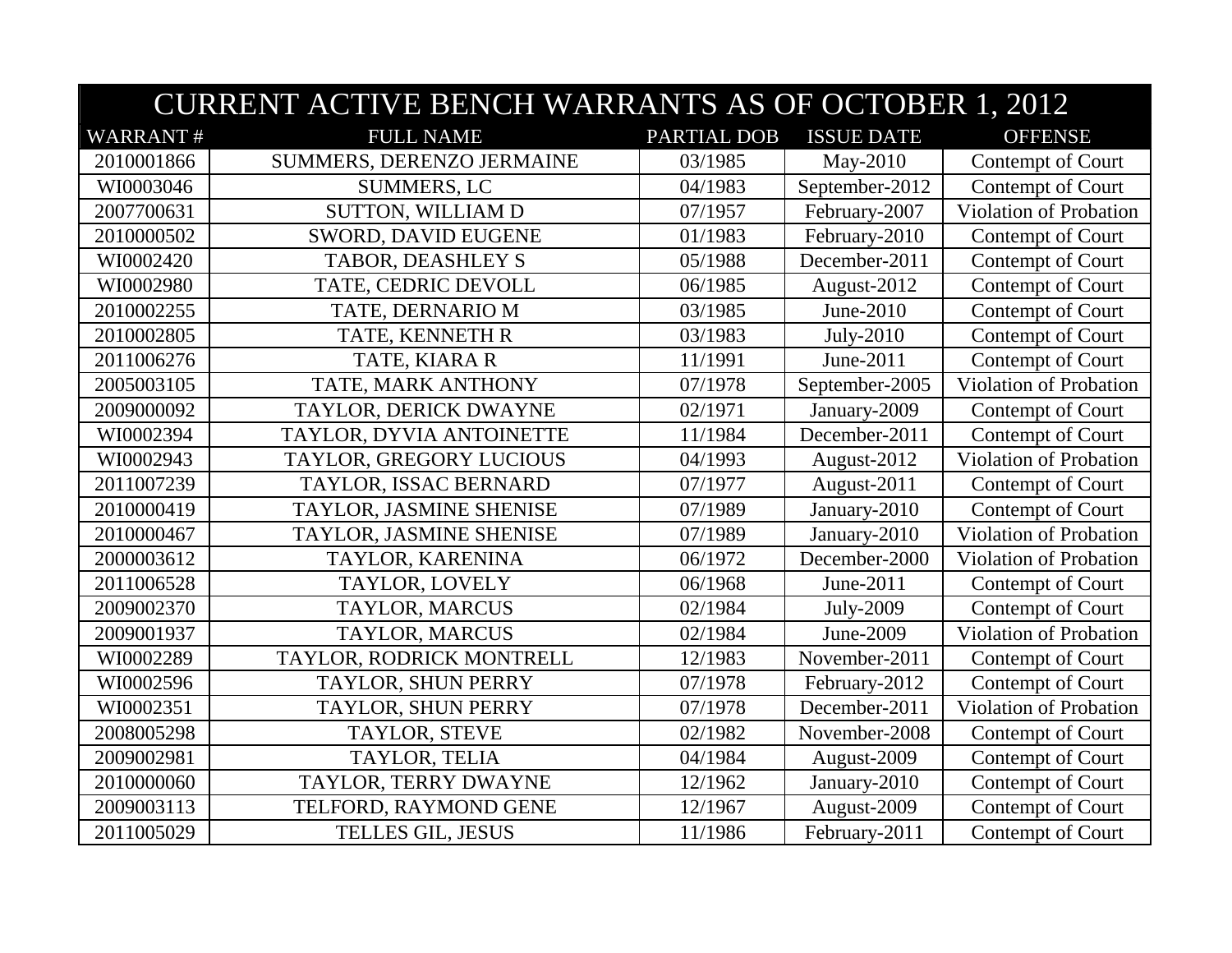| CURRENT ACTIVE BENCH WARRANTS AS OF OCTOBER 1, 2012 | | | | |
|---|---|---|---|---|
| WARRANT # | FULL NAME | PARTIAL DOB | ISSUE DATE | OFFENSE |
| 2010001866 | SUMMERS, DERENZO JERMAINE | 03/1985 | May-2010 | Contempt of Court |
| WI0003046 | SUMMERS, LC | 04/1983 | September-2012 | Contempt of Court |
| 2007700631 | SUTTON, WILLIAM D | 07/1957 | February-2007 | Violation of Probation |
| 2010000502 | SWORD, DAVID EUGENE | 01/1983 | February-2010 | Contempt of Court |
| WI0002420 | TABOR, DEASHLEY S | 05/1988 | December-2011 | Contempt of Court |
| WI0002980 | TATE, CEDRIC DEVOLL | 06/1985 | August-2012 | Contempt of Court |
| 2010002255 | TATE, DERNARIO M | 03/1985 | June-2010 | Contempt of Court |
| 2010002805 | TATE, KENNETH R | 03/1983 | July-2010 | Contempt of Court |
| 2011006276 | TATE, KIARA R | 11/1991 | June-2011 | Contempt of Court |
| 2005003105 | TATE, MARK ANTHONY | 07/1978 | September-2005 | Violation of Probation |
| 2009000092 | TAYLOR, DERICK DWAYNE | 02/1971 | January-2009 | Contempt of Court |
| WI0002394 | TAYLOR, DYVIA ANTOINETTE | 11/1984 | December-2011 | Contempt of Court |
| WI0002943 | TAYLOR, GREGORY LUCIOUS | 04/1993 | August-2012 | Violation of Probation |
| 2011007239 | TAYLOR, ISSAC BERNARD | 07/1977 | August-2011 | Contempt of Court |
| 2010000419 | TAYLOR, JASMINE SHENISE | 07/1989 | January-2010 | Contempt of Court |
| 2010000467 | TAYLOR, JASMINE SHENISE | 07/1989 | January-2010 | Violation of Probation |
| 2000003612 | TAYLOR, KARENINA | 06/1972 | December-2000 | Violation of Probation |
| 2011006528 | TAYLOR, LOVELY | 06/1968 | June-2011 | Contempt of Court |
| 2009002370 | TAYLOR, MARCUS | 02/1984 | July-2009 | Contempt of Court |
| 2009001937 | TAYLOR, MARCUS | 02/1984 | June-2009 | Violation of Probation |
| WI0002289 | TAYLOR, RODRICK MONTRELL | 12/1983 | November-2011 | Contempt of Court |
| WI0002596 | TAYLOR, SHUN PERRY | 07/1978 | February-2012 | Contempt of Court |
| WI0002351 | TAYLOR, SHUN PERRY | 07/1978 | December-2011 | Violation of Probation |
| 2008005298 | TAYLOR, STEVE | 02/1982 | November-2008 | Contempt of Court |
| 2009002981 | TAYLOR, TELIA | 04/1984 | August-2009 | Contempt of Court |
| 2010000060 | TAYLOR, TERRY DWAYNE | 12/1962 | January-2010 | Contempt of Court |
| 2009003113 | TELFORD, RAYMOND GENE | 12/1967 | August-2009 | Contempt of Court |
| 2011005029 | TELLES GIL, JESUS | 11/1986 | February-2011 | Contempt of Court |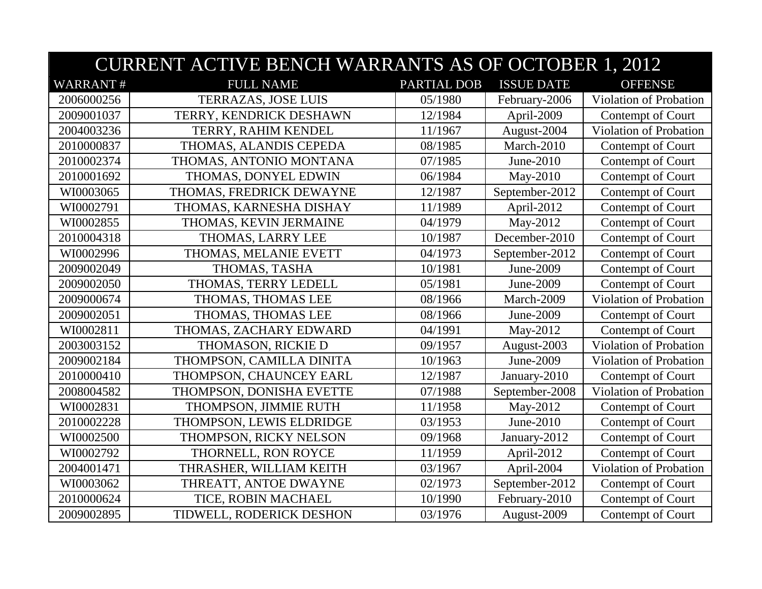| CURRENT ACTIVE BENCH WARRANTS AS OF OCTOBER 1, 2012 | | | | |
|---|---|---|---|---|
| WARRANT # | FULL NAME | PARTIAL DOB | ISSUE DATE | OFFENSE |
| 2006000256 | TERRAZAS, JOSE LUIS | 05/1980 | February-2006 | Violation of Probation |
| 2009001037 | TERRY, KENDRICK DESHAWN | 12/1984 | April-2009 | Contempt of Court |
| 2004003236 | TERRY, RAHIM KENDEL | 11/1967 | August-2004 | Violation of Probation |
| 2010000837 | THOMAS, ALANDIS CEPEDA | 08/1985 | March-2010 | Contempt of Court |
| 2010002374 | THOMAS, ANTONIO MONTANA | 07/1985 | June-2010 | Contempt of Court |
| 2010001692 | THOMAS, DONYEL EDWIN | 06/1984 | May-2010 | Contempt of Court |
| WI0003065 | THOMAS, FREDRICK DEWAYNE | 12/1987 | September-2012 | Contempt of Court |
| WI0002791 | THOMAS, KARNESHA DISHAY | 11/1989 | April-2012 | Contempt of Court |
| WI0002855 | THOMAS, KEVIN JERMAINE | 04/1979 | May-2012 | Contempt of Court |
| 2010004318 | THOMAS, LARRY LEE | 10/1987 | December-2010 | Contempt of Court |
| WI0002996 | THOMAS, MELANIE EVETT | 04/1973 | September-2012 | Contempt of Court |
| 2009002049 | THOMAS, TASHA | 10/1981 | June-2009 | Contempt of Court |
| 2009002050 | THOMAS, TERRY LEDELL | 05/1981 | June-2009 | Contempt of Court |
| 2009000674 | THOMAS, THOMAS LEE | 08/1966 | March-2009 | Violation of Probation |
| 2009002051 | THOMAS, THOMAS LEE | 08/1966 | June-2009 | Contempt of Court |
| WI0002811 | THOMAS, ZACHARY EDWARD | 04/1991 | May-2012 | Contempt of Court |
| 2003003152 | THOMASON, RICKIE D | 09/1957 | August-2003 | Violation of Probation |
| 2009002184 | THOMPSON, CAMILLA DINITA | 10/1963 | June-2009 | Violation of Probation |
| 2010000410 | THOMPSON, CHAUNCEY EARL | 12/1987 | January-2010 | Contempt of Court |
| 2008004582 | THOMPSON, DONISHA EVETTE | 07/1988 | September-2008 | Violation of Probation |
| WI0002831 | THOMPSON, JIMMIE RUTH | 11/1958 | May-2012 | Contempt of Court |
| 2010002228 | THOMPSON, LEWIS ELDRIDGE | 03/1953 | June-2010 | Contempt of Court |
| WI0002500 | THOMPSON, RICKY NELSON | 09/1968 | January-2012 | Contempt of Court |
| WI0002792 | THORNELL, RON ROYCE | 11/1959 | April-2012 | Contempt of Court |
| 2004001471 | THRASHER, WILLIAM KEITH | 03/1967 | April-2004 | Violation of Probation |
| WI0003062 | THREATT, ANTOE DWAYNE | 02/1973 | September-2012 | Contempt of Court |
| 2010000624 | TICE, ROBIN MACHAEL | 10/1990 | February-2010 | Contempt of Court |
| 2009002895 | TIDWELL, RODERICK DESHON | 03/1976 | August-2009 | Contempt of Court |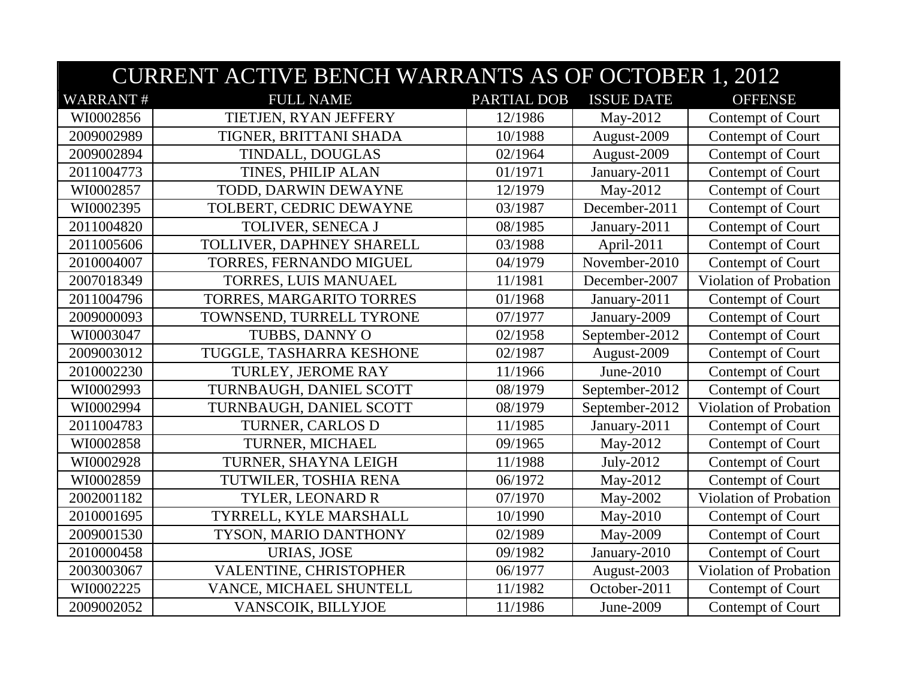| CURRENT ACTIVE BENCH WARRANTS AS OF OCTOBER 1, 2012 | | | | |
|---|---|---|---|---|
| WARRANT # | FULL NAME | PARTIAL DOB | ISSUE DATE | OFFENSE |
| WI0002856 | TIETJEN, RYAN JEFFERY | 12/1986 | May-2012 | Contempt of Court |
| 2009002989 | TIGNER, BRITTANI SHADA | 10/1988 | August-2009 | Contempt of Court |
| 2009002894 | TINDALL, DOUGLAS | 02/1964 | August-2009 | Contempt of Court |
| 2011004773 | TINES, PHILIP ALAN | 01/1971 | January-2011 | Contempt of Court |
| WI0002857 | TODD, DARWIN DEWAYNE | 12/1979 | May-2012 | Contempt of Court |
| WI0002395 | TOLBERT, CEDRIC DEWAYNE | 03/1987 | December-2011 | Contempt of Court |
| 2011004820 | TOLIVER, SENECA J | 08/1985 | January-2011 | Contempt of Court |
| 2011005606 | TOLLIVER, DAPHNEY SHARELL | 03/1988 | April-2011 | Contempt of Court |
| 2010004007 | TORRES, FERNANDO MIGUEL | 04/1979 | November-2010 | Contempt of Court |
| 2007018349 | TORRES, LUIS MANUAEL | 11/1981 | December-2007 | Violation of Probation |
| 2011004796 | TORRES, MARGARITO TORRES | 01/1968 | January-2011 | Contempt of Court |
| 2009000093 | TOWNSEND, TURRELL TYRONE | 07/1977 | January-2009 | Contempt of Court |
| WI0003047 | TUBBS, DANNY O | 02/1958 | September-2012 | Contempt of Court |
| 2009003012 | TUGGLE, TASHARRA KESHONE | 02/1987 | August-2009 | Contempt of Court |
| 2010002230 | TURLEY, JEROME RAY | 11/1966 | June-2010 | Contempt of Court |
| WI0002993 | TURNBAUGH, DANIEL SCOTT | 08/1979 | September-2012 | Contempt of Court |
| WI0002994 | TURNBAUGH, DANIEL SCOTT | 08/1979 | September-2012 | Violation of Probation |
| 2011004783 | TURNER, CARLOS D | 11/1985 | January-2011 | Contempt of Court |
| WI0002858 | TURNER, MICHAEL | 09/1965 | May-2012 | Contempt of Court |
| WI0002928 | TURNER, SHAYNA LEIGH | 11/1988 | July-2012 | Contempt of Court |
| WI0002859 | TUTWILER, TOSHIA RENA | 06/1972 | May-2012 | Contempt of Court |
| 2002001182 | TYLER, LEONARD R | 07/1970 | May-2002 | Violation of Probation |
| 2010001695 | TYRRELL, KYLE MARSHALL | 10/1990 | May-2010 | Contempt of Court |
| 2009001530 | TYSON, MARIO DANTHONY | 02/1989 | May-2009 | Contempt of Court |
| 2010000458 | URIAS, JOSE | 09/1982 | January-2010 | Contempt of Court |
| 2003003067 | VALENTINE, CHRISTOPHER | 06/1977 | August-2003 | Violation of Probation |
| WI0002225 | VANCE, MICHAEL SHUNTELL | 11/1982 | October-2011 | Contempt of Court |
| 2009002052 | VANSCOIK, BILLYJOE | 11/1986 | June-2009 | Contempt of Court |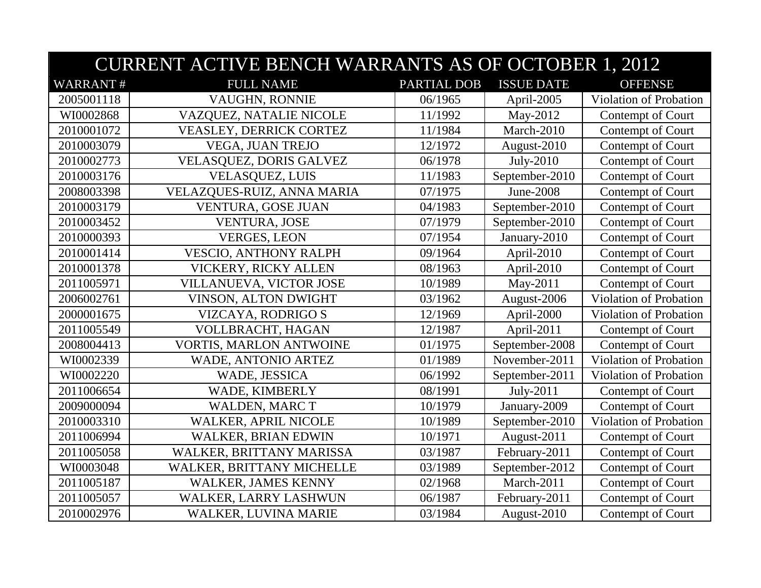| CURRENT ACTIVE BENCH WARRANTS AS OF OCTOBER 1, 2012 | | | | |
|---|---|---|---|---|
| WARRANT # | FULL NAME | PARTIAL DOB | ISSUE DATE | OFFENSE |
| 2005001118 | VAUGHN, RONNIE | 06/1965 | April-2005 | Violation of Probation |
| WI0002868 | VAZQUEZ, NATALIE NICOLE | 11/1992 | May-2012 | Contempt of Court |
| 2010001072 | VEASLEY, DERRICK CORTEZ | 11/1984 | March-2010 | Contempt of Court |
| 2010003079 | VEGA, JUAN TREJO | 12/1972 | August-2010 | Contempt of Court |
| 2010002773 | VELASQUEZ, DORIS GALVEZ | 06/1978 | July-2010 | Contempt of Court |
| 2010003176 | VELASQUEZ, LUIS | 11/1983 | September-2010 | Contempt of Court |
| 2008003398 | VELAZQUES-RUIZ, ANNA MARIA | 07/1975 | June-2008 | Contempt of Court |
| 2010003179 | VENTURA, GOSE JUAN | 04/1983 | September-2010 | Contempt of Court |
| 2010003452 | VENTURA, JOSE | 07/1979 | September-2010 | Contempt of Court |
| 2010000393 | VERGES, LEON | 07/1954 | January-2010 | Contempt of Court |
| 2010001414 | VESCIO, ANTHONY RALPH | 09/1964 | April-2010 | Contempt of Court |
| 2010001378 | VICKERY, RICKY ALLEN | 08/1963 | April-2010 | Contempt of Court |
| 2011005971 | VILLANUEVA, VICTOR JOSE | 10/1989 | May-2011 | Contempt of Court |
| 2006002761 | VINSON, ALTON DWIGHT | 03/1962 | August-2006 | Violation of Probation |
| 2000001675 | VIZCAYA, RODRIGO S | 12/1969 | April-2000 | Violation of Probation |
| 2011005549 | VOLLBRACHT, HAGAN | 12/1987 | April-2011 | Contempt of Court |
| 2008004413 | VORTIS, MARLON ANTWOINE | 01/1975 | September-2008 | Contempt of Court |
| WI0002339 | WADE, ANTONIO ARTEZ | 01/1989 | November-2011 | Violation of Probation |
| WI0002220 | WADE, JESSICA | 06/1992 | September-2011 | Violation of Probation |
| 2011006654 | WADE, KIMBERLY | 08/1991 | July-2011 | Contempt of Court |
| 2009000094 | WALDEN, MARC T | 10/1979 | January-2009 | Contempt of Court |
| 2010003310 | WALKER, APRIL NICOLE | 10/1989 | September-2010 | Violation of Probation |
| 2011006994 | WALKER, BRIAN EDWIN | 10/1971 | August-2011 | Contempt of Court |
| 2011005058 | WALKER, BRITTANY MARISSA | 03/1987 | February-2011 | Contempt of Court |
| WI0003048 | WALKER, BRITTANY MICHELLE | 03/1989 | September-2012 | Contempt of Court |
| 2011005187 | WALKER, JAMES KENNY | 02/1968 | March-2011 | Contempt of Court |
| 2011005057 | WALKER, LARRY LASHWUN | 06/1987 | February-2011 | Contempt of Court |
| 2010002976 | WALKER, LUVINA MARIE | 03/1984 | August-2010 | Contempt of Court |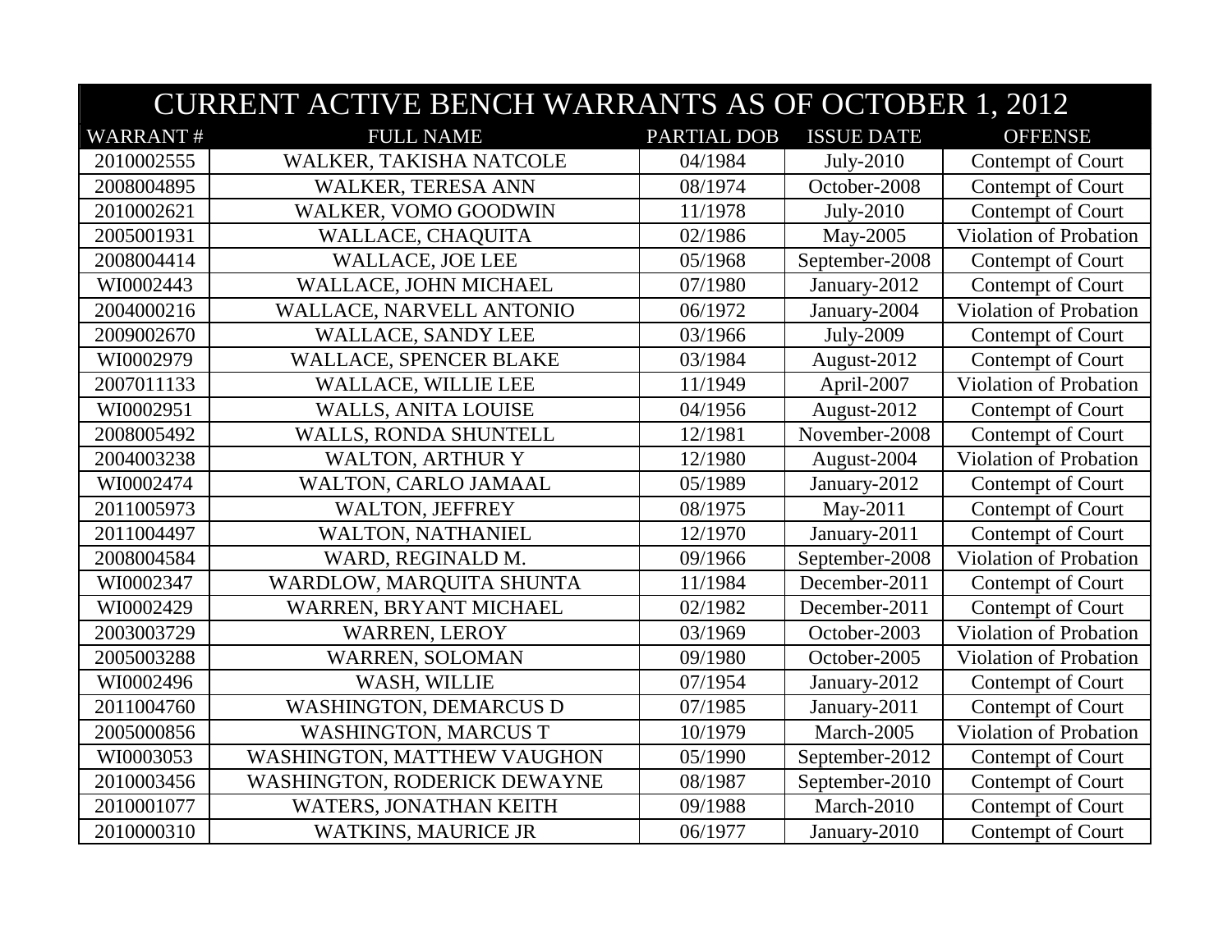| CURRENT ACTIVE BENCH WARRANTS AS OF OCTOBER 1, 2012 | | | | |
|---|---|---|---|---|
| WARRANT # | FULL NAME | PARTIAL DOB | ISSUE DATE | OFFENSE |
| 2010002555 | WALKER, TAKISHA NATCOLE | 04/1984 | July-2010 | Contempt of Court |
| 2008004895 | WALKER, TERESA ANN | 08/1974 | October-2008 | Contempt of Court |
| 2010002621 | WALKER, VOMO GOODWIN | 11/1978 | July-2010 | Contempt of Court |
| 2005001931 | WALLACE, CHAQUITA | 02/1986 | May-2005 | Violation of Probation |
| 2008004414 | WALLACE, JOE LEE | 05/1968 | September-2008 | Contempt of Court |
| WI0002443 | WALLACE, JOHN MICHAEL | 07/1980 | January-2012 | Contempt of Court |
| 2004000216 | WALLACE, NARVELL ANTONIO | 06/1972 | January-2004 | Violation of Probation |
| 2009002670 | WALLACE, SANDY LEE | 03/1966 | July-2009 | Contempt of Court |
| WI0002979 | WALLACE, SPENCER BLAKE | 03/1984 | August-2012 | Contempt of Court |
| 2007011133 | WALLACE, WILLIE LEE | 11/1949 | April-2007 | Violation of Probation |
| WI0002951 | WALLS, ANITA LOUISE | 04/1956 | August-2012 | Contempt of Court |
| 2008005492 | WALLS, RONDA SHUNTELL | 12/1981 | November-2008 | Contempt of Court |
| 2004003238 | WALTON, ARTHUR Y | 12/1980 | August-2004 | Violation of Probation |
| WI0002474 | WALTON, CARLO JAMAAL | 05/1989 | January-2012 | Contempt of Court |
| 2011005973 | WALTON, JEFFREY | 08/1975 | May-2011 | Contempt of Court |
| 2011004497 | WALTON, NATHANIEL | 12/1970 | January-2011 | Contempt of Court |
| 2008004584 | WARD, REGINALD M. | 09/1966 | September-2008 | Violation of Probation |
| WI0002347 | WARDLOW, MARQUITA SHUNTA | 11/1984 | December-2011 | Contempt of Court |
| WI0002429 | WARREN, BRYANT MICHAEL | 02/1982 | December-2011 | Contempt of Court |
| 2003003729 | WARREN, LEROY | 03/1969 | October-2003 | Violation of Probation |
| 2005003288 | WARREN, SOLOMAN | 09/1980 | October-2005 | Violation of Probation |
| WI0002496 | WASH, WILLIE | 07/1954 | January-2012 | Contempt of Court |
| 2011004760 | WASHINGTON, DEMARCUS D | 07/1985 | January-2011 | Contempt of Court |
| 2005000856 | WASHINGTON, MARCUS T | 10/1979 | March-2005 | Violation of Probation |
| WI0003053 | WASHINGTON, MATTHEW VAUGHON | 05/1990 | September-2012 | Contempt of Court |
| 2010003456 | WASHINGTON, RODERICK DEWAYNE | 08/1987 | September-2010 | Contempt of Court |
| 2010001077 | WATERS, JONATHAN KEITH | 09/1988 | March-2010 | Contempt of Court |
| 2010000310 | WATKINS, MAURICE JR | 06/1977 | January-2010 | Contempt of Court |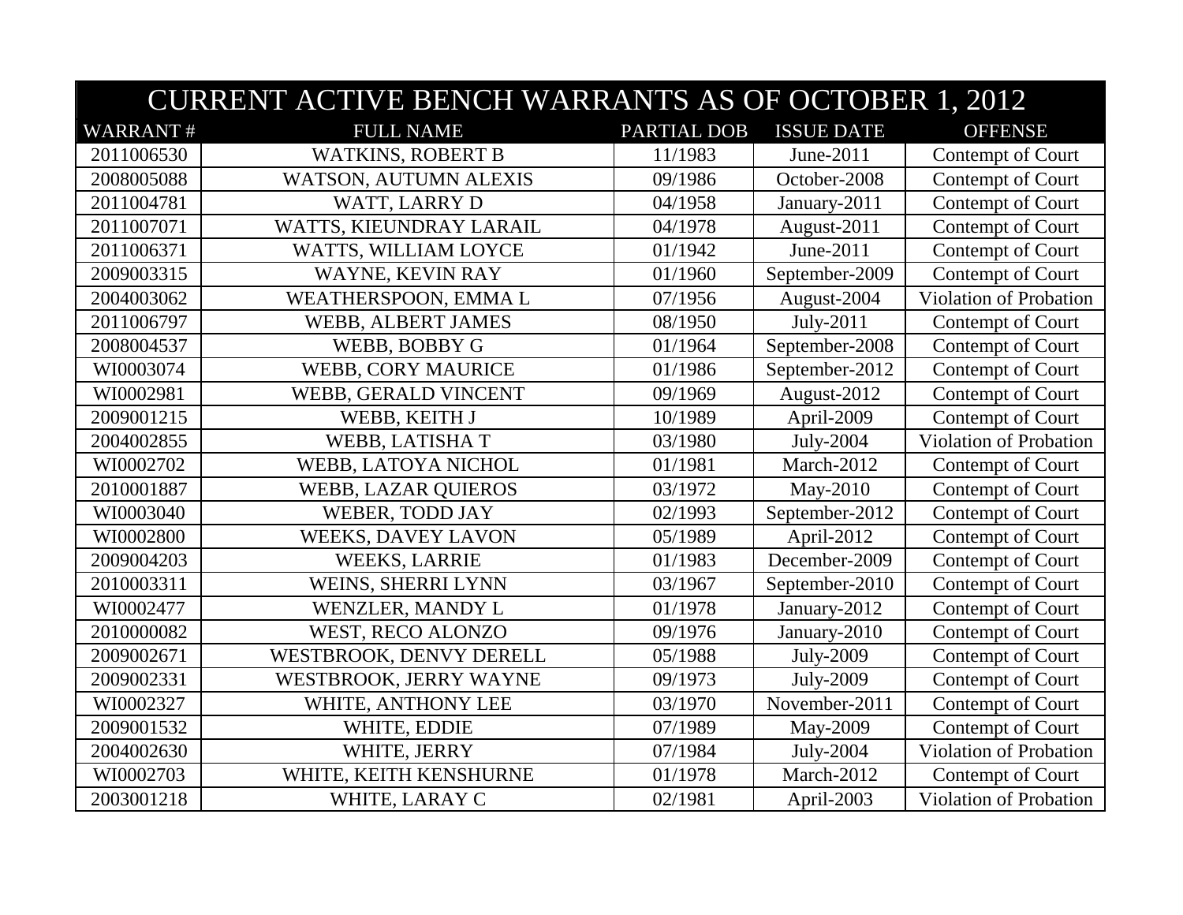| CURRENT ACTIVE BENCH WARRANTS AS OF OCTOBER 1, 2012 | | | | |
|---|---|---|---|---|
| WARRANT # | FULL NAME | PARTIAL DOB | ISSUE DATE | OFFENSE |
| 2011006530 | WATKINS, ROBERT B | 11/1983 | June-2011 | Contempt of Court |
| 2008005088 | WATSON, AUTUMN ALEXIS | 09/1986 | October-2008 | Contempt of Court |
| 2011004781 | WATT, LARRY D | 04/1958 | January-2011 | Contempt of Court |
| 2011007071 | WATTS, KIEUNDRAY LARAIL | 04/1978 | August-2011 | Contempt of Court |
| 2011006371 | WATTS, WILLIAM LOYCE | 01/1942 | June-2011 | Contempt of Court |
| 2009003315 | WAYNE, KEVIN RAY | 01/1960 | September-2009 | Contempt of Court |
| 2004003062 | WEATHERSPOON, EMMA L | 07/1956 | August-2004 | Violation of Probation |
| 2011006797 | WEBB, ALBERT JAMES | 08/1950 | July-2011 | Contempt of Court |
| 2008004537 | WEBB, BOBBY G | 01/1964 | September-2008 | Contempt of Court |
| WI0003074 | WEBB, CORY MAURICE | 01/1986 | September-2012 | Contempt of Court |
| WI0002981 | WEBB, GERALD VINCENT | 09/1969 | August-2012 | Contempt of Court |
| 2009001215 | WEBB, KEITH J | 10/1989 | April-2009 | Contempt of Court |
| 2004002855 | WEBB, LATISHA T | 03/1980 | July-2004 | Violation of Probation |
| WI0002702 | WEBB, LATOYA NICHOL | 01/1981 | March-2012 | Contempt of Court |
| 2010001887 | WEBB, LAZAR QUIEROS | 03/1972 | May-2010 | Contempt of Court |
| WI0003040 | WEBER, TODD JAY | 02/1993 | September-2012 | Contempt of Court |
| WI0002800 | WEEKS, DAVEY LAVON | 05/1989 | April-2012 | Contempt of Court |
| 2009004203 | WEEKS, LARRIE | 01/1983 | December-2009 | Contempt of Court |
| 2010003311 | WEINS, SHERRI LYNN | 03/1967 | September-2010 | Contempt of Court |
| WI0002477 | WENZLER, MANDY L | 01/1978 | January-2012 | Contempt of Court |
| 2010000082 | WEST, RECO ALONZO | 09/1976 | January-2010 | Contempt of Court |
| 2009002671 | WESTBROOK, DENVY DERELL | 05/1988 | July-2009 | Contempt of Court |
| 2009002331 | WESTBROOK, JERRY WAYNE | 09/1973 | July-2009 | Contempt of Court |
| WI0002327 | WHITE, ANTHONY LEE | 03/1970 | November-2011 | Contempt of Court |
| 2009001532 | WHITE, EDDIE | 07/1989 | May-2009 | Contempt of Court |
| 2004002630 | WHITE, JERRY | 07/1984 | July-2004 | Violation of Probation |
| WI0002703 | WHITE, KEITH KENSHURNE | 01/1978 | March-2012 | Contempt of Court |
| 2003001218 | WHITE, LARAY C | 02/1981 | April-2003 | Violation of Probation |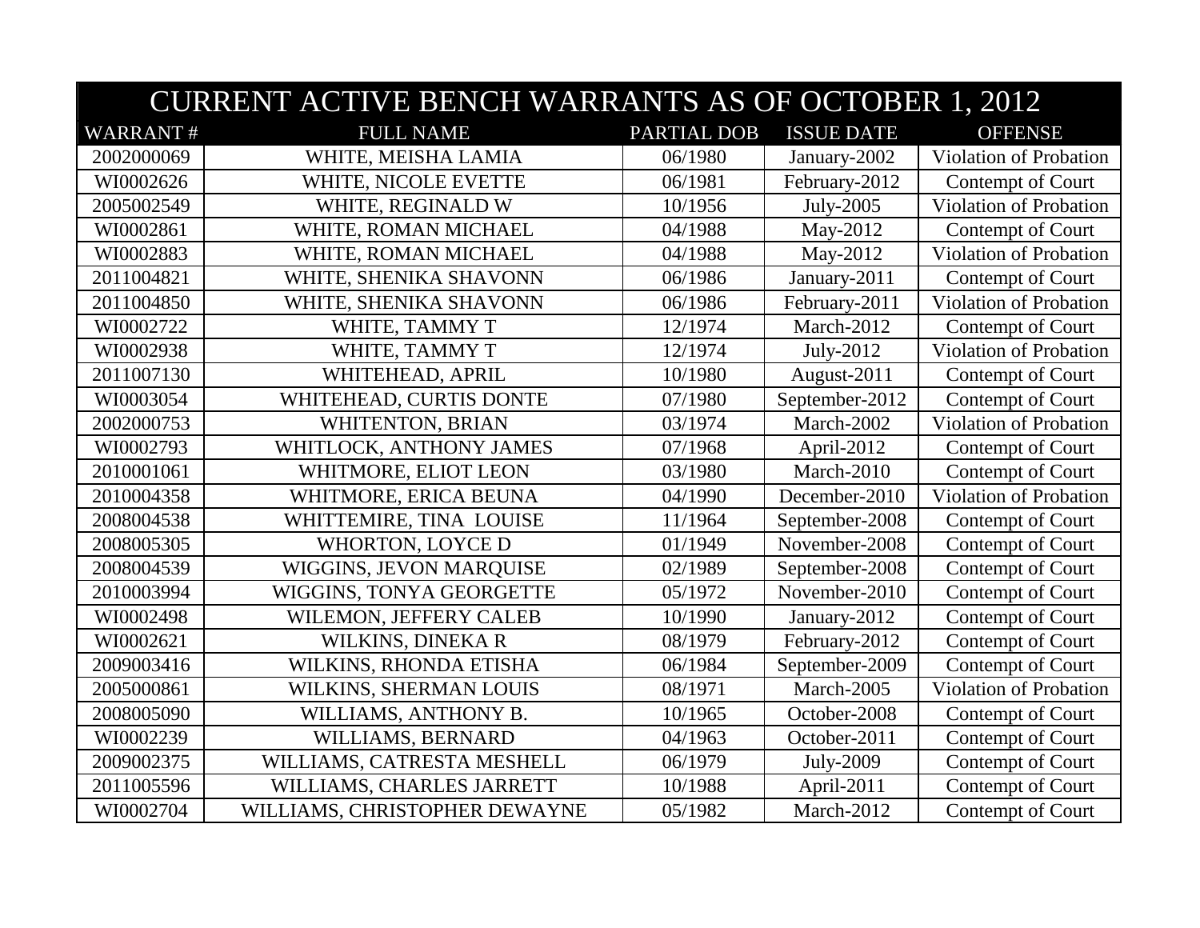| CURRENT ACTIVE BENCH WARRANTS AS OF OCTOBER 1, 2012 | | | | |
|---|---|---|---|---|
| WARRANT # | FULL NAME | PARTIAL DOB | ISSUE DATE | OFFENSE |
| 2002000069 | WHITE, MEISHA LAMIA | 06/1980 | January-2002 | Violation of Probation |
| WI0002626 | WHITE, NICOLE EVETTE | 06/1981 | February-2012 | Contempt of Court |
| 2005002549 | WHITE, REGINALD W | 10/1956 | July-2005 | Violation of Probation |
| WI0002861 | WHITE, ROMAN MICHAEL | 04/1988 | May-2012 | Contempt of Court |
| WI0002883 | WHITE, ROMAN MICHAEL | 04/1988 | May-2012 | Violation of Probation |
| 2011004821 | WHITE, SHENIKA SHAVONN | 06/1986 | January-2011 | Contempt of Court |
| 2011004850 | WHITE, SHENIKA SHAVONN | 06/1986 | February-2011 | Violation of Probation |
| WI0002722 | WHITE, TAMMY T | 12/1974 | March-2012 | Contempt of Court |
| WI0002938 | WHITE, TAMMY T | 12/1974 | July-2012 | Violation of Probation |
| 2011007130 | WHITEHEAD, APRIL | 10/1980 | August-2011 | Contempt of Court |
| WI0003054 | WHITEHEAD, CURTIS DONTE | 07/1980 | September-2012 | Contempt of Court |
| 2002000753 | WHITENTON, BRIAN | 03/1974 | March-2002 | Violation of Probation |
| WI0002793 | WHITLOCK, ANTHONY JAMES | 07/1968 | April-2012 | Contempt of Court |
| 2010001061 | WHITMORE, ELIOT LEON | 03/1980 | March-2010 | Contempt of Court |
| 2010004358 | WHITMORE, ERICA BEUNA | 04/1990 | December-2010 | Violation of Probation |
| 2008004538 | WHITTEMIRE, TINA LOUISE | 11/1964 | September-2008 | Contempt of Court |
| 2008005305 | WHORTON, LOYCE D | 01/1949 | November-2008 | Contempt of Court |
| 2008004539 | WIGGINS, JEVON MARQUISE | 02/1989 | September-2008 | Contempt of Court |
| 2010003994 | WIGGINS, TONYA GEORGETTE | 05/1972 | November-2010 | Contempt of Court |
| WI0002498 | WILEMON, JEFFERY CALEB | 10/1990 | January-2012 | Contempt of Court |
| WI0002621 | WILKINS, DINEKA R | 08/1979 | February-2012 | Contempt of Court |
| 2009003416 | WILKINS, RHONDA ETISHA | 06/1984 | September-2009 | Contempt of Court |
| 2005000861 | WILKINS, SHERMAN LOUIS | 08/1971 | March-2005 | Violation of Probation |
| 2008005090 | WILLIAMS, ANTHONY B. | 10/1965 | October-2008 | Contempt of Court |
| WI0002239 | WILLIAMS, BERNARD | 04/1963 | October-2011 | Contempt of Court |
| 2009002375 | WILLIAMS, CATRESTA MESHELL | 06/1979 | July-2009 | Contempt of Court |
| 2011005596 | WILLIAMS, CHARLES JARRETT | 10/1988 | April-2011 | Contempt of Court |
| WI0002704 | WILLIAMS, CHRISTOPHER DEWAYNE | 05/1982 | March-2012 | Contempt of Court |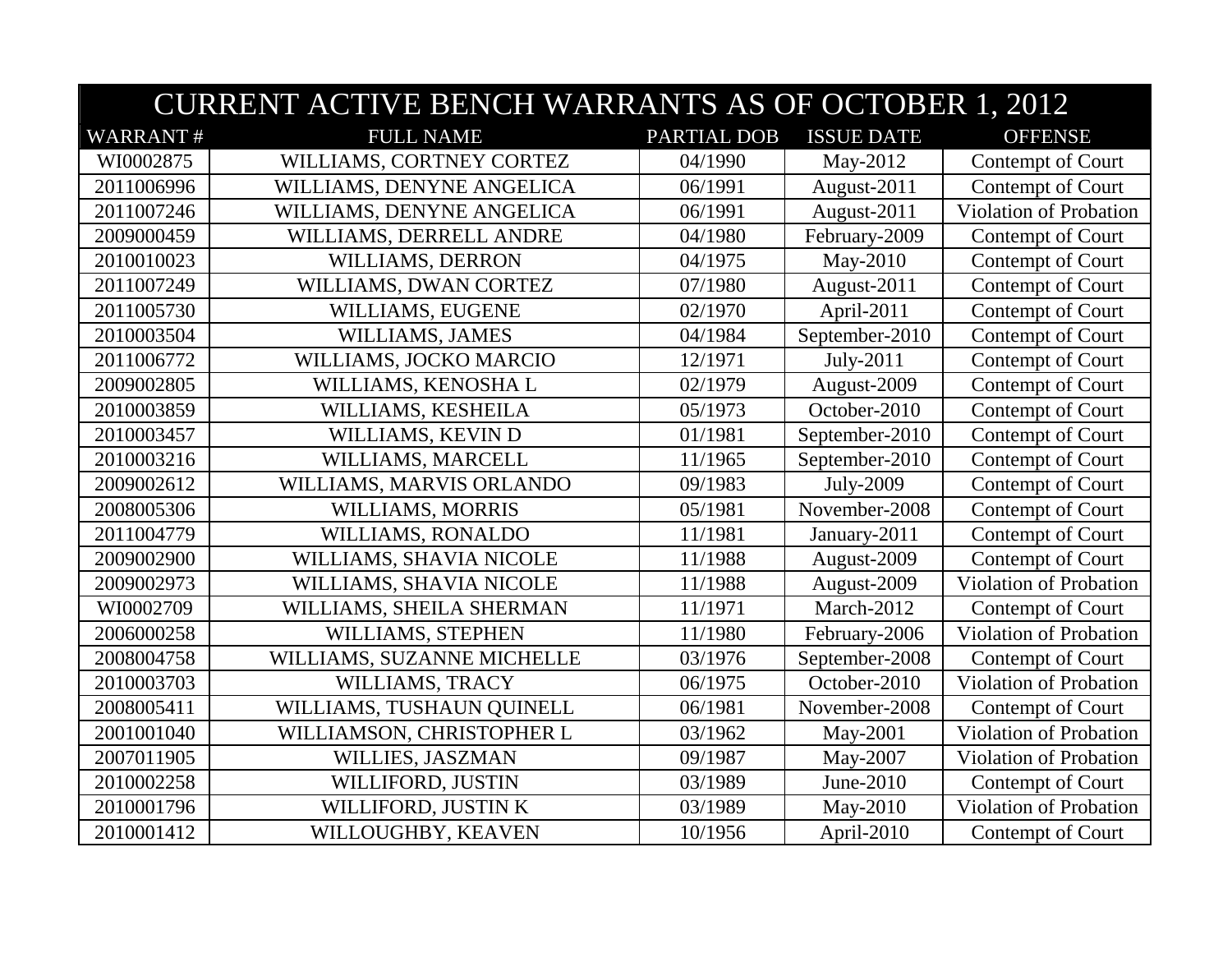| CURRENT ACTIVE BENCH WARRANTS AS OF OCTOBER 1, 2012 | | | | |
|---|---|---|---|---|
| WARRANT # | FULL NAME | PARTIAL DOB | ISSUE DATE | OFFENSE |
| WI0002875 | WILLIAMS, CORTNEY CORTEZ | 04/1990 | May-2012 | Contempt of Court |
| 2011006996 | WILLIAMS, DENYNE ANGELICA | 06/1991 | August-2011 | Contempt of Court |
| 2011007246 | WILLIAMS, DENYNE ANGELICA | 06/1991 | August-2011 | Violation of Probation |
| 2009000459 | WILLIAMS, DERRELL ANDRE | 04/1980 | February-2009 | Contempt of Court |
| 2010010023 | WILLIAMS, DERRON | 04/1975 | May-2010 | Contempt of Court |
| 2011007249 | WILLIAMS, DWAN CORTEZ | 07/1980 | August-2011 | Contempt of Court |
| 2011005730 | WILLIAMS, EUGENE | 02/1970 | April-2011 | Contempt of Court |
| 2010003504 | WILLIAMS, JAMES | 04/1984 | September-2010 | Contempt of Court |
| 2011006772 | WILLIAMS, JOCKO MARCIO | 12/1971 | July-2011 | Contempt of Court |
| 2009002805 | WILLIAMS, KENOSHA L | 02/1979 | August-2009 | Contempt of Court |
| 2010003859 | WILLIAMS, KESHEILA | 05/1973 | October-2010 | Contempt of Court |
| 2010003457 | WILLIAMS, KEVIN D | 01/1981 | September-2010 | Contempt of Court |
| 2010003216 | WILLIAMS, MARCELL | 11/1965 | September-2010 | Contempt of Court |
| 2009002612 | WILLIAMS, MARVIS ORLANDO | 09/1983 | July-2009 | Contempt of Court |
| 2008005306 | WILLIAMS, MORRIS | 05/1981 | November-2008 | Contempt of Court |
| 2011004779 | WILLIAMS, RONALDO | 11/1981 | January-2011 | Contempt of Court |
| 2009002900 | WILLIAMS, SHAVIA NICOLE | 11/1988 | August-2009 | Contempt of Court |
| 2009002973 | WILLIAMS, SHAVIA NICOLE | 11/1988 | August-2009 | Violation of Probation |
| WI0002709 | WILLIAMS, SHEILA SHERMAN | 11/1971 | March-2012 | Contempt of Court |
| 2006000258 | WILLIAMS, STEPHEN | 11/1980 | February-2006 | Violation of Probation |
| 2008004758 | WILLIAMS, SUZANNE MICHELLE | 03/1976 | September-2008 | Contempt of Court |
| 2010003703 | WILLIAMS, TRACY | 06/1975 | October-2010 | Violation of Probation |
| 2008005411 | WILLIAMS, TUSHAUN QUINELL | 06/1981 | November-2008 | Contempt of Court |
| 2001001040 | WILLIAMSON, CHRISTOPHER L | 03/1962 | May-2001 | Violation of Probation |
| 2007011905 | WILLIES, JASZMAN | 09/1987 | May-2007 | Violation of Probation |
| 2010002258 | WILLIFORD, JUSTIN | 03/1989 | June-2010 | Contempt of Court |
| 2010001796 | WILLIFORD, JUSTIN K | 03/1989 | May-2010 | Violation of Probation |
| 2010001412 | WILLOUGHBY, KEAVEN | 10/1956 | April-2010 | Contempt of Court |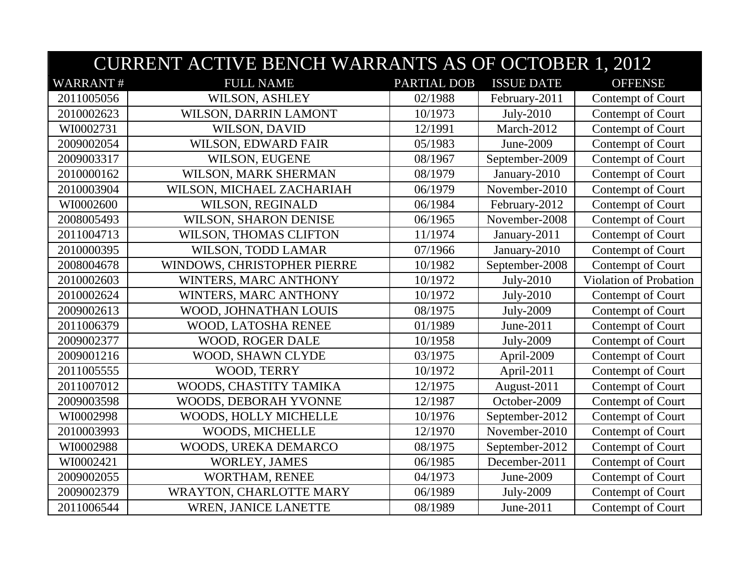| CURRENT ACTIVE BENCH WARRANTS AS OF OCTOBER 1, 2012 | | | | |
|---|---|---|---|---|
| WARRANT # | FULL NAME | PARTIAL DOB | ISSUE DATE | OFFENSE |
| 2011005056 | WILSON, ASHLEY | 02/1988 | February-2011 | Contempt of Court |
| 2010002623 | WILSON, DARRIN LAMONT | 10/1973 | July-2010 | Contempt of Court |
| WI0002731 | WILSON, DAVID | 12/1991 | March-2012 | Contempt of Court |
| 2009002054 | WILSON, EDWARD FAIR | 05/1983 | June-2009 | Contempt of Court |
| 2009003317 | WILSON, EUGENE | 08/1967 | September-2009 | Contempt of Court |
| 2010000162 | WILSON, MARK SHERMAN | 08/1979 | January-2010 | Contempt of Court |
| 2010003904 | WILSON, MICHAEL ZACHARIAH | 06/1979 | November-2010 | Contempt of Court |
| WI0002600 | WILSON, REGINALD | 06/1984 | February-2012 | Contempt of Court |
| 2008005493 | WILSON, SHARON DENISE | 06/1965 | November-2008 | Contempt of Court |
| 2011004713 | WILSON, THOMAS CLIFTON | 11/1974 | January-2011 | Contempt of Court |
| 2010000395 | WILSON, TODD LAMAR | 07/1966 | January-2010 | Contempt of Court |
| 2008004678 | WINDOWS, CHRISTOPHER PIERRE | 10/1982 | September-2008 | Contempt of Court |
| 2010002603 | WINTERS, MARC ANTHONY | 10/1972 | July-2010 | Violation of Probation |
| 2010002624 | WINTERS, MARC ANTHONY | 10/1972 | July-2010 | Contempt of Court |
| 2009002613 | WOOD, JOHNATHAN LOUIS | 08/1975 | July-2009 | Contempt of Court |
| 2011006379 | WOOD, LATOSHA RENEE | 01/1989 | June-2011 | Contempt of Court |
| 2009002377 | WOOD, ROGER DALE | 10/1958 | July-2009 | Contempt of Court |
| 2009001216 | WOOD, SHAWN CLYDE | 03/1975 | April-2009 | Contempt of Court |
| 2011005555 | WOOD, TERRY | 10/1972 | April-2011 | Contempt of Court |
| 2011007012 | WOODS, CHASTITY TAMIKA | 12/1975 | August-2011 | Contempt of Court |
| 2009003598 | WOODS, DEBORAH YVONNE | 12/1987 | October-2009 | Contempt of Court |
| WI0002998 | WOODS, HOLLY MICHELLE | 10/1976 | September-2012 | Contempt of Court |
| 2010003993 | WOODS, MICHELLE | 12/1970 | November-2010 | Contempt of Court |
| WI0002988 | WOODS, UREKA DEMARCO | 08/1975 | September-2012 | Contempt of Court |
| WI0002421 | WORLEY, JAMES | 06/1985 | December-2011 | Contempt of Court |
| 2009002055 | WORTHAM, RENEE | 04/1973 | June-2009 | Contempt of Court |
| 2009002379 | WRAYTON, CHARLOTTE MARY | 06/1989 | July-2009 | Contempt of Court |
| 2011006544 | WREN, JANICE LANETTE | 08/1989 | June-2011 | Contempt of Court |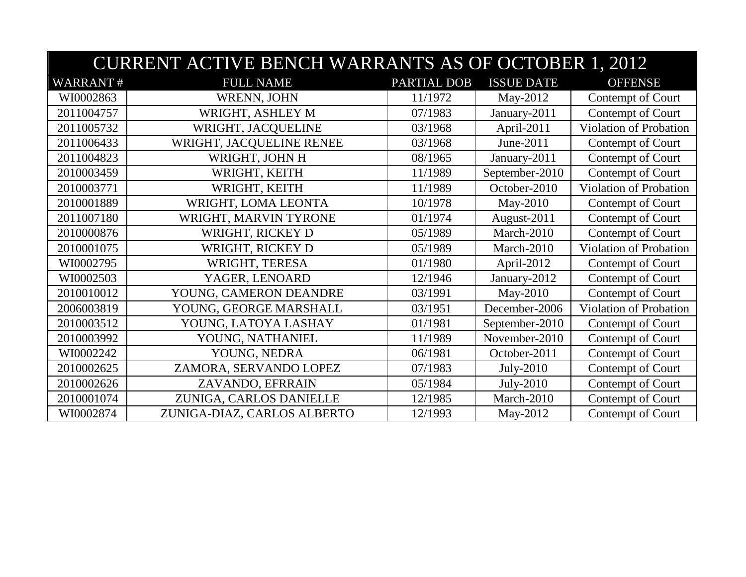| CURRENT ACTIVE BENCH WARRANTS AS OF OCTOBER 1, 2012 | | | | |
|---|---|---|---|---|
| WARRANT # | FULL NAME | PARTIAL DOB | ISSUE DATE | OFFENSE |
| WI0002863 | WRENN, JOHN | 11/1972 | May-2012 | Contempt of Court |
| 2011004757 | WRIGHT, ASHLEY M | 07/1983 | January-2011 | Contempt of Court |
| 2011005732 | WRIGHT, JACQUELINE | 03/1968 | April-2011 | Violation of Probation |
| 2011006433 | WRIGHT, JACQUELINE RENEE | 03/1968 | June-2011 | Contempt of Court |
| 2011004823 | WRIGHT, JOHN H | 08/1965 | January-2011 | Contempt of Court |
| 2010003459 | WRIGHT, KEITH | 11/1989 | September-2010 | Contempt of Court |
| 2010003771 | WRIGHT, KEITH | 11/1989 | October-2010 | Violation of Probation |
| 2010001889 | WRIGHT, LOMA LEONTA | 10/1978 | May-2010 | Contempt of Court |
| 2011007180 | WRIGHT, MARVIN TYRONE | 01/1974 | August-2011 | Contempt of Court |
| 2010000876 | WRIGHT, RICKEY D | 05/1989 | March-2010 | Contempt of Court |
| 2010001075 | WRIGHT, RICKEY D | 05/1989 | March-2010 | Violation of Probation |
| WI0002795 | WRIGHT, TERESA | 01/1980 | April-2012 | Contempt of Court |
| WI0002503 | YAGER, LENOARD | 12/1946 | January-2012 | Contempt of Court |
| 2010010012 | YOUNG, CAMERON DEANDRE | 03/1991 | May-2010 | Contempt of Court |
| 2006003819 | YOUNG, GEORGE MARSHALL | 03/1951 | December-2006 | Violation of Probation |
| 2010003512 | YOUNG, LATOYA LASHAY | 01/1981 | September-2010 | Contempt of Court |
| 2010003992 | YOUNG, NATHANIEL | 11/1989 | November-2010 | Contempt of Court |
| WI0002242 | YOUNG, NEDRA | 06/1981 | October-2011 | Contempt of Court |
| 2010002625 | ZAMORA, SERVANDO LOPEZ | 07/1983 | July-2010 | Contempt of Court |
| 2010002626 | ZAVANDO, EFRRAIN | 05/1984 | July-2010 | Contempt of Court |
| 2010001074 | ZUNIGA, CARLOS DANIELLE | 12/1985 | March-2010 | Contempt of Court |
| WI0002874 | ZUNIGA-DIAZ, CARLOS ALBERTO | 12/1993 | May-2012 | Contempt of Court |